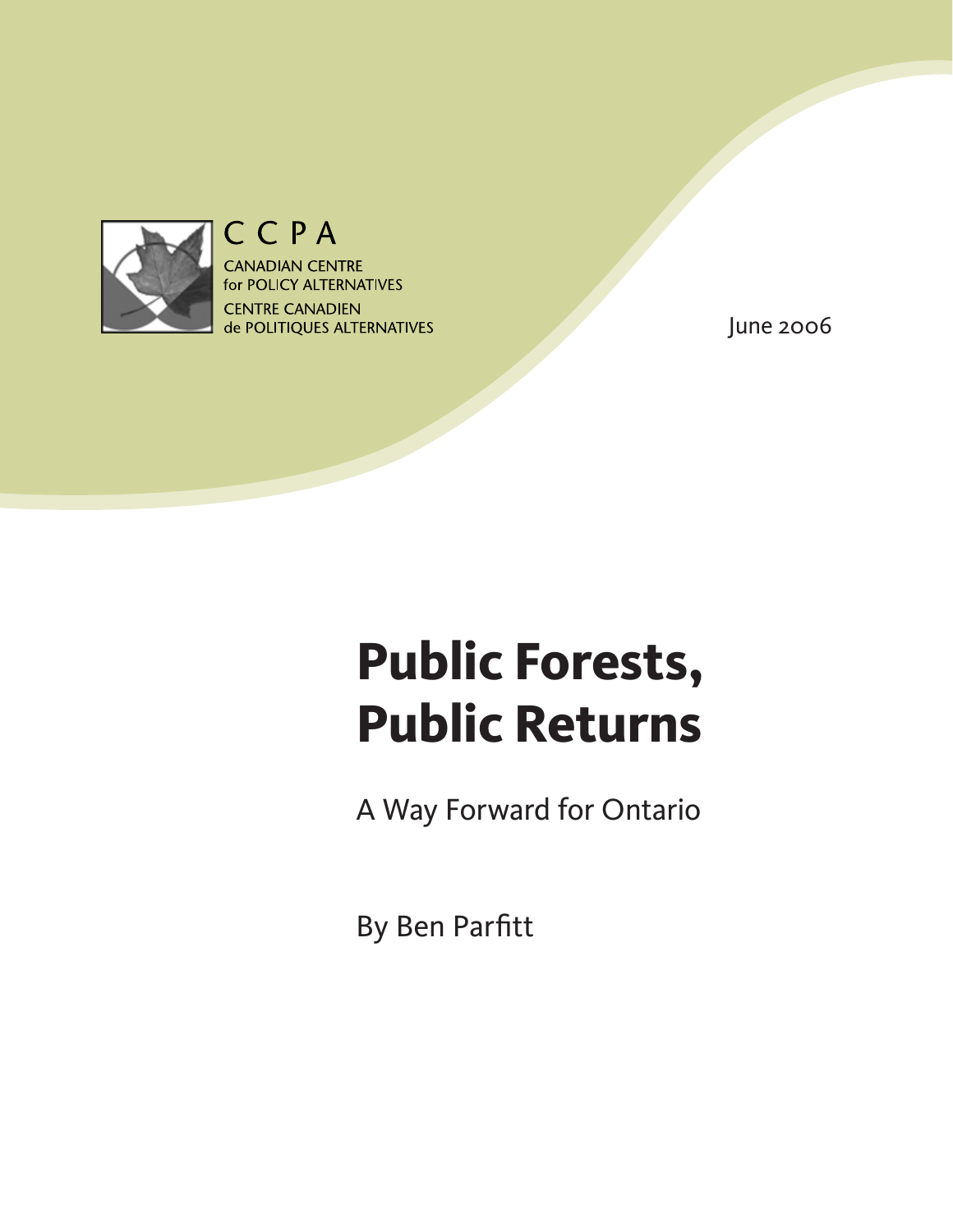CCPA

CANADIAN CENTRE for POLICY ALTERNATIVES

CENTRE CANADIEN de POLITIQUES ALTERNATIVES

June 2006

# Public Forests, Public Returns

## A Way Forward for Ontario

By Ben Parfitt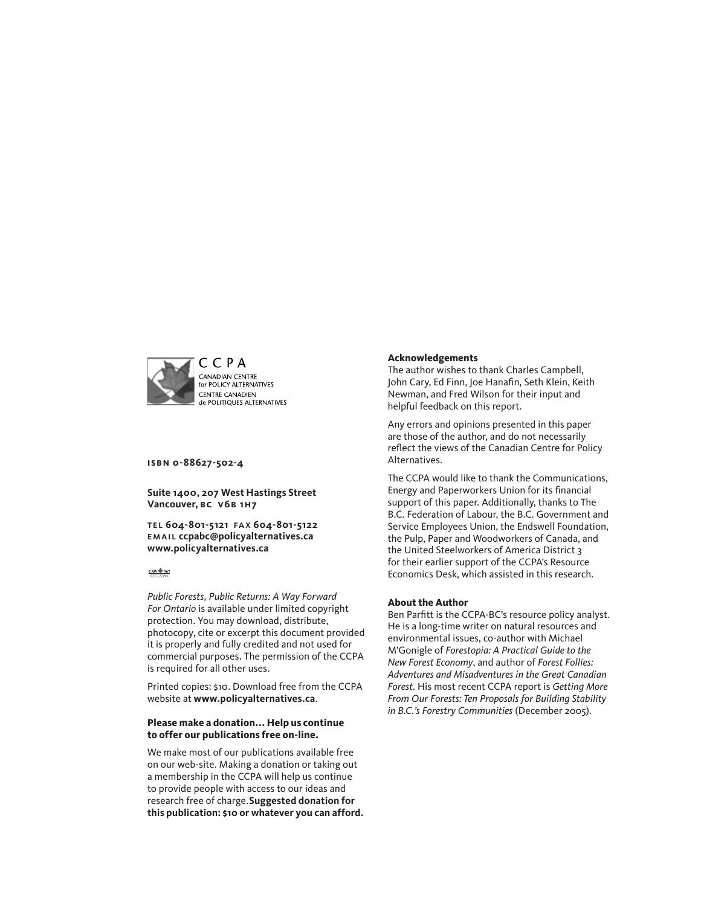CCPA
CANADIAN CENTRE
for POLICY ALTERNATIVES
CENTRE CANADIEN
de POLITIQUES ALTERNATIVES

**ISBN 0-88627-502-4**

**Suite 1400, 207 West Hastings Street**
**Vancouver, BC V6B 1H7**

**TEL 604-801-5121 FAX 604-801-5122**
**EMAIL ccpabc@policyalternatives.ca**
**www.policyalternatives.ca**

CAW 567 OTTAWA

*Public Forests, Public Returns: A Way Forward For Ontario* is available under limited copyright protection. You may download, distribute, photocopy, cite or excerpt this document provided it is properly and fully credited and not used for commercial purposes. The permission of the CCPA is required for all other uses.

Printed copies: $10. Download free from the CCPA website at **www.policyalternatives.ca**.

**Please make a donation... Help us continue to offer our publications free on-line.**

We make most of our publications available free on our web-site. Making a donation or taking out a membership in the CCPA will help us continue to provide people with access to our ideas and research free of charge. **Suggested donation for this publication: $10 or whatever you can afford.**

**Acknowledgements**

The author wishes to thank Charles Campbell, John Cary, Ed Finn, Joe Hanafin, Seth Klein, Keith Newman, and Fred Wilson for their input and helpful feedback on this report.

Any errors and opinions presented in this paper are those of the author, and do not necessarily reflect the views of the Canadian Centre for Policy Alternatives.

The CCPA would like to thank the Communications, Energy and Paperworkers Union for its financial support of this paper. Additionally, thanks to The B.C. Federation of Labour, the B.C. Government and Service Employees Union, the Endswell Foundation, the Pulp, Paper and Woodworkers of Canada, and the United Steelworkers of America District 3 for their earlier support of the CCPA's Resource Economics Desk, which assisted in this research.

**About the Author**

Ben Parfitt is the CCPA-BC's resource policy analyst. He is a long-time writer on natural resources and environmental issues, co-author with Michael M'Gonigle of *Forestopia: A Practical Guide to the New Forest Economy*, and author of *Forest Follies: Adventures and Misadventures in the Great Canadian Forest*. His most recent CCPA report is *Getting More From Our Forests: Ten Proposals for Building Stability in B.C.'s Forestry Communities* (December 2005).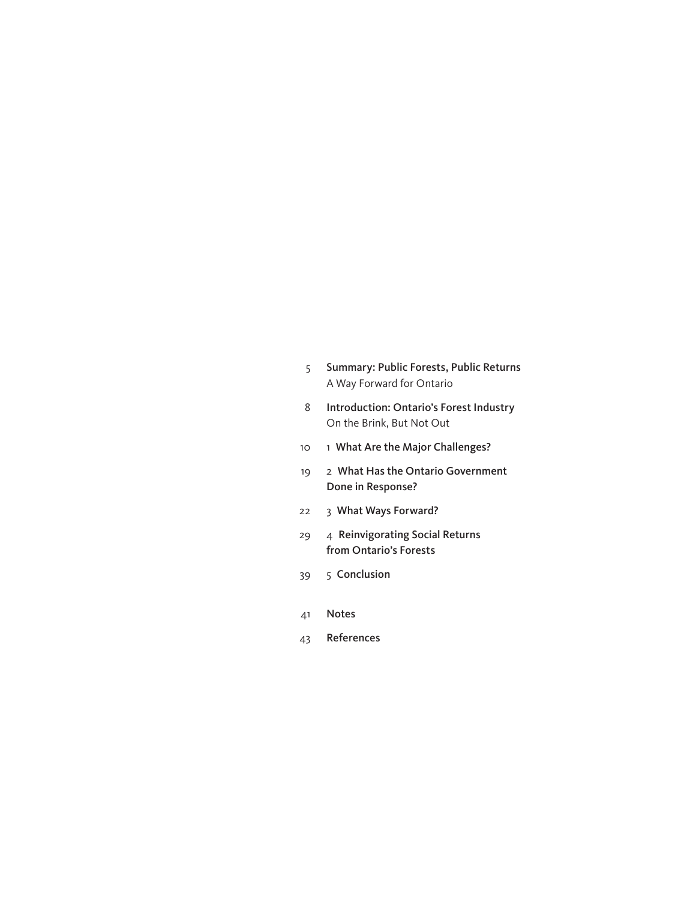5 **Summary: Public Forests, Public Returns**
A Way Forward for Ontario

8 **Introduction: Ontario's Forest Industry**
On the Brink, But Not Out

10 1 **What Are the Major Challenges?**

19 2 **What Has the Ontario Government Done in Response?**

22 3 **What Ways Forward?**

29 4 **Reinvigorating Social Returns from Ontario's Forests**

39 5 **Conclusion**

41 **Notes**

43 **References**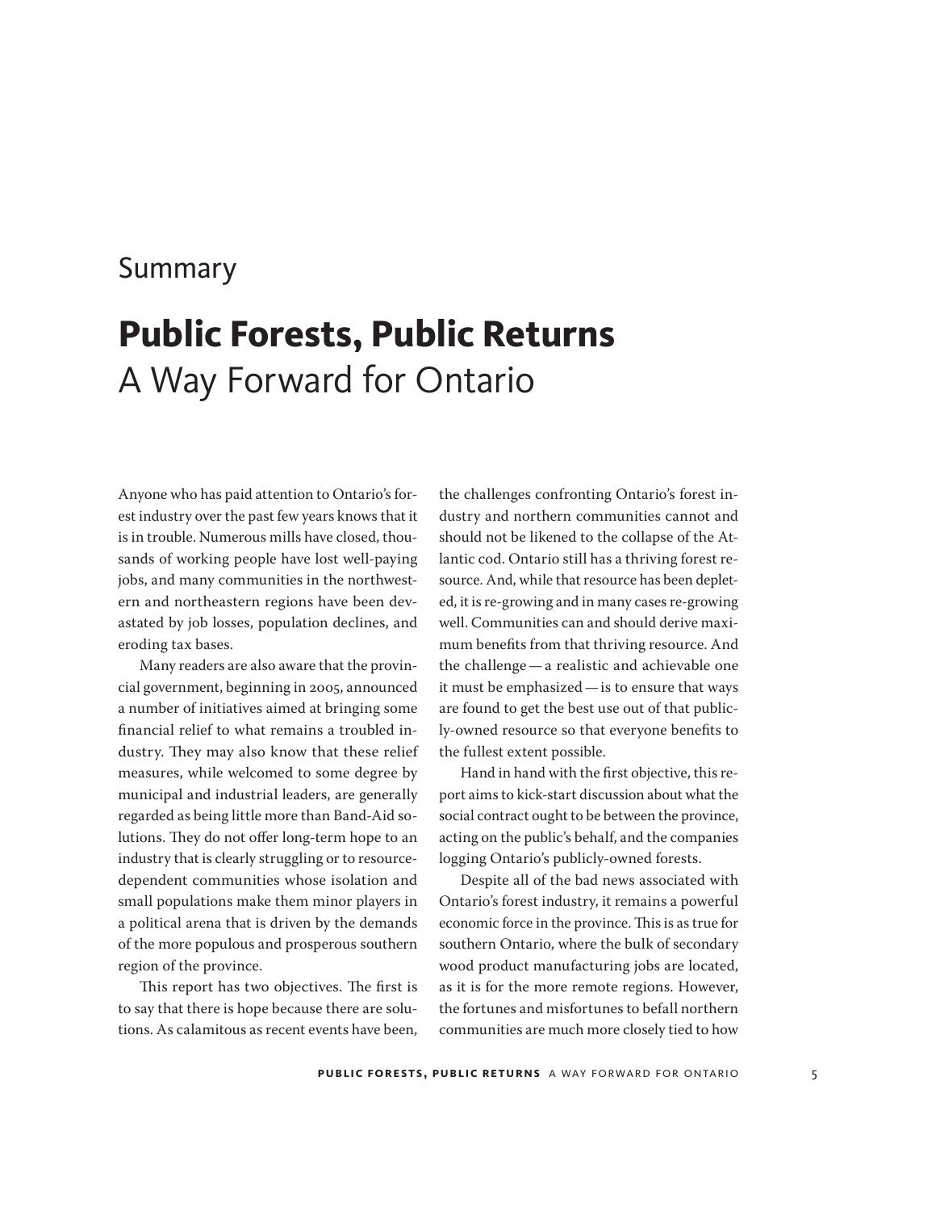## Summary

# Public Forests, Public Returns

## A Way Forward for Ontario

Anyone who has paid attention to Ontario's forest industry over the past few years knows that it is in trouble. Numerous mills have closed, thousands of working people have lost well-paying jobs, and many communities in the northwestern and northeastern regions have been devastated by job losses, population declines, and eroding tax bases.

Many readers are also aware that the provincial government, beginning in 2005, announced a number of initiatives aimed at bringing some financial relief to what remains a troubled industry. They may also know that these relief measures, while welcomed to some degree by municipal and industrial leaders, are generally regarded as being little more than Band-Aid solutions. They do not offer long-term hope to an industry that is clearly struggling or to resource-dependent communities whose isolation and small populations make them minor players in a political arena that is driven by the demands of the more populous and prosperous southern region of the province.

This report has two objectives. The first is to say that there is hope because there are solutions. As calamitous as recent events have been, the challenges confronting Ontario's forest industry and northern communities cannot and should not be likened to the collapse of the Atlantic cod. Ontario still has a thriving forest resource. And, while that resource has been depleted, it is re-growing and in many cases re-growing well. Communities can and should derive maximum benefits from that thriving resource. And the challenge — a realistic and achievable one it must be emphasized — is to ensure that ways are found to get the best use out of that publicly-owned resource so that everyone benefits to the fullest extent possible.

Hand in hand with the first objective, this report aims to kick-start discussion about what the social contract ought to be between the province, acting on the public's behalf, and the companies logging Ontario's publicly-owned forests.

Despite all of the bad news associated with Ontario's forest industry, it remains a powerful economic force in the province. This is as true for southern Ontario, where the bulk of secondary wood product manufacturing jobs are located, as it is for the more remote regions. However, the fortunes and misfortunes to befall northern communities are much more closely tied to how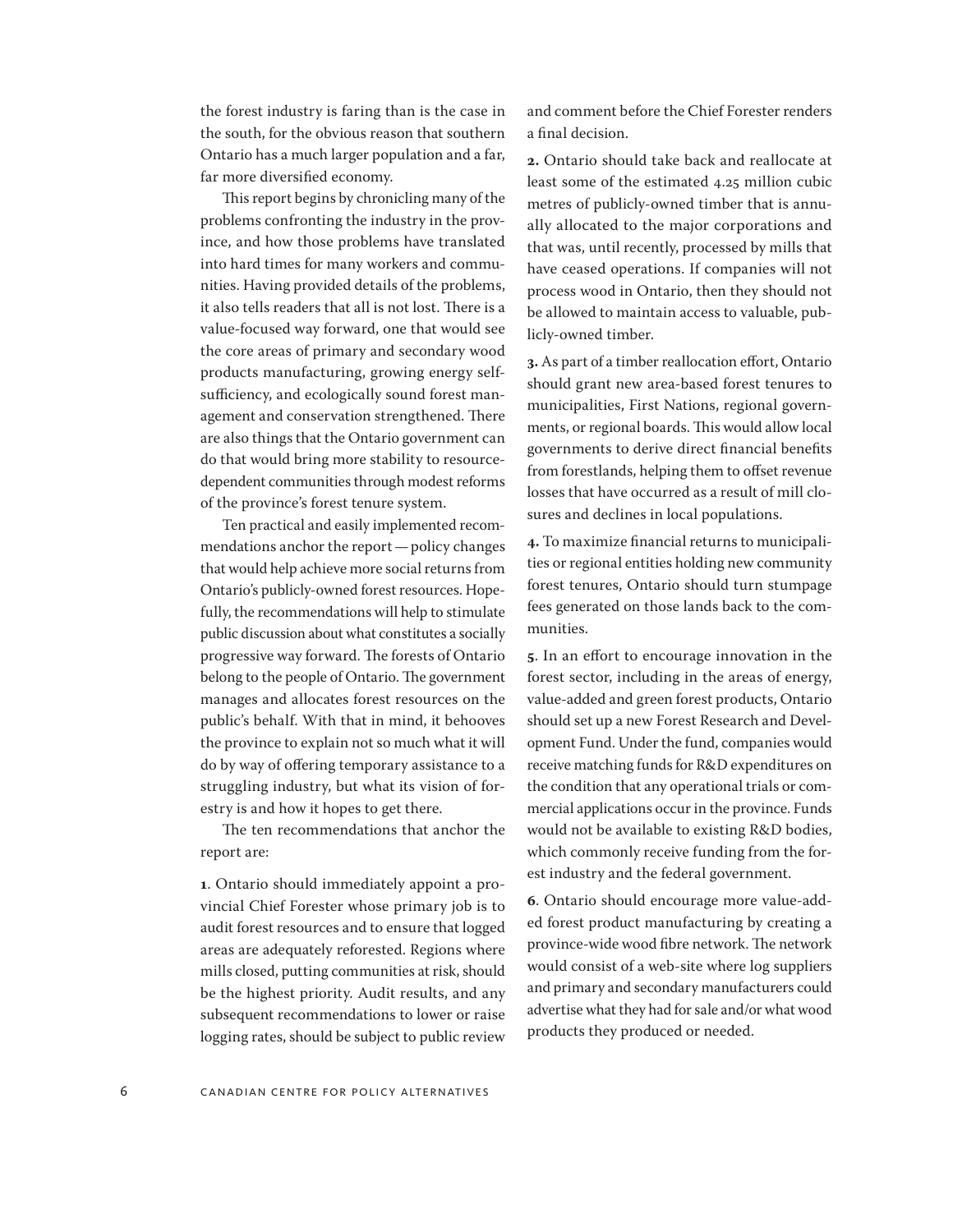the forest industry is faring than is the case in the south, for the obvious reason that southern Ontario has a much larger population and a far, far more diversified economy.

This report begins by chronicling many of the problems confronting the industry in the province, and how those problems have translated into hard times for many workers and communities. Having provided details of the problems, it also tells readers that all is not lost. There is a value-focused way forward, one that would see the core areas of primary and secondary wood products manufacturing, growing energy self-sufficiency, and ecologically sound forest management and conservation strengthened. There are also things that the Ontario government can do that would bring more stability to resource-dependent communities through modest reforms of the province's forest tenure system.

Ten practical and easily implemented recommendations anchor the report — policy changes that would help achieve more social returns from Ontario's publicly-owned forest resources. Hopefully, the recommendations will help to stimulate public discussion about what constitutes a socially progressive way forward. The forests of Ontario belong to the people of Ontario. The government manages and allocates forest resources on the public's behalf. With that in mind, it behooves the province to explain not so much what it will do by way of offering temporary assistance to a struggling industry, but what its vision of forestry is and how it hopes to get there.

The ten recommendations that anchor the report are:

**1**. Ontario should immediately appoint a provincial Chief Forester whose primary job is to audit forest resources and to ensure that logged areas are adequately reforested. Regions where mills closed, putting communities at risk, should be the highest priority. Audit results, and any subsequent recommendations to lower or raise logging rates, should be subject to public review and comment before the Chief Forester renders a final decision.

**2.** Ontario should take back and reallocate at least some of the estimated 4.25 million cubic metres of publicly-owned timber that is annually allocated to the major corporations and that was, until recently, processed by mills that have ceased operations. If companies will not process wood in Ontario, then they should not be allowed to maintain access to valuable, publicly-owned timber.

**3.** As part of a timber reallocation effort, Ontario should grant new area-based forest tenures to municipalities, First Nations, regional governments, or regional boards. This would allow local governments to derive direct financial benefits from forestlands, helping them to offset revenue losses that have occurred as a result of mill closures and declines in local populations.

**4.** To maximize financial returns to municipalities or regional entities holding new community forest tenures, Ontario should turn stumpage fees generated on those lands back to the communities.

**5**. In an effort to encourage innovation in the forest sector, including in the areas of energy, value-added and green forest products, Ontario should set up a new Forest Research and Development Fund. Under the fund, companies would receive matching funds for R&D expenditures on the condition that any operational trials or commercial applications occur in the province. Funds would not be available to existing R&D bodies, which commonly receive funding from the forest industry and the federal government.

**6**. Ontario should encourage more value-added forest product manufacturing by creating a province-wide wood fibre network. The network would consist of a web-site where log suppliers and primary and secondary manufacturers could advertise what they had for sale and/or what wood products they produced or needed.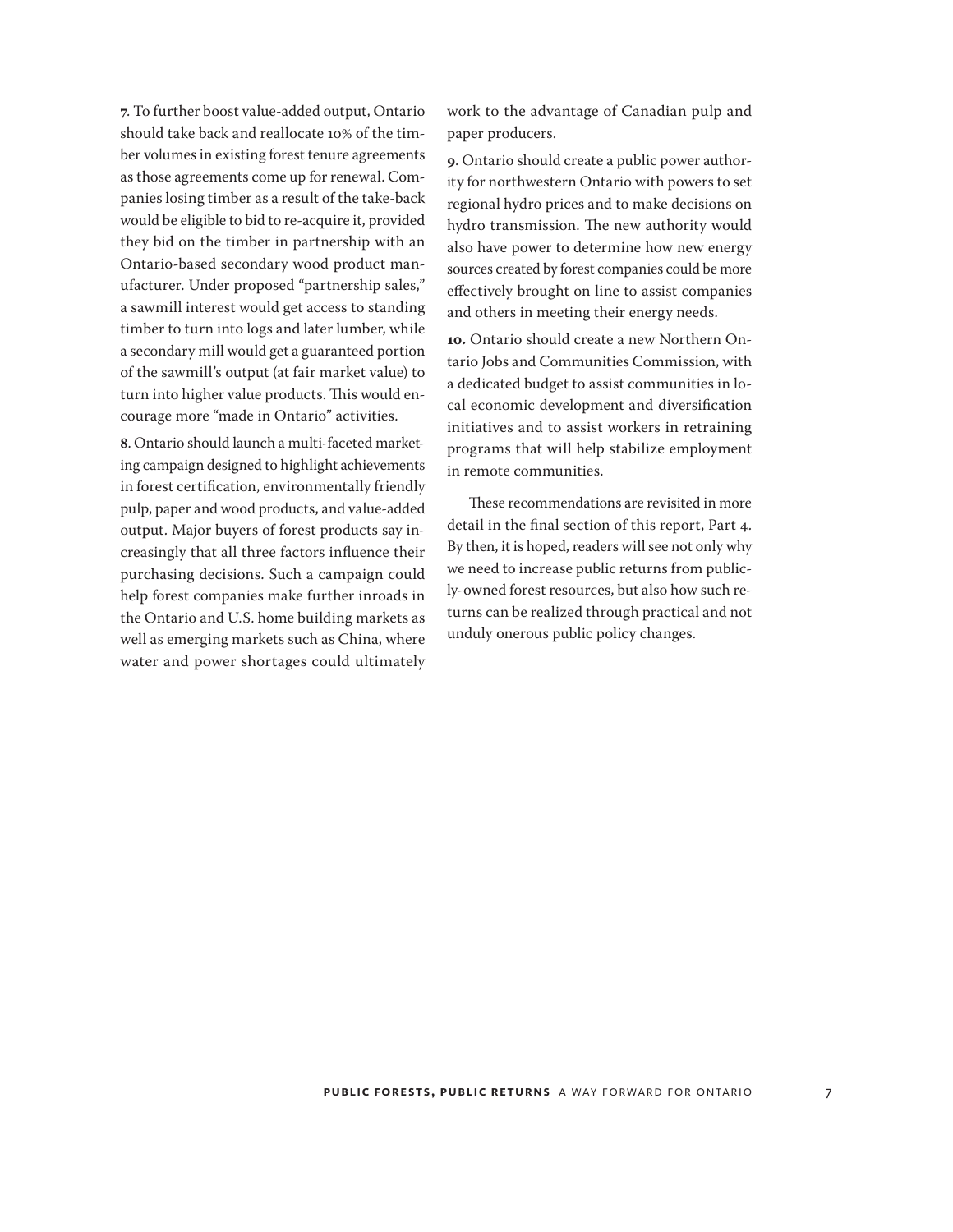**7**. To further boost value-added output, Ontario should take back and reallocate 10% of the timber volumes in existing forest tenure agreements as those agreements come up for renewal. Companies losing timber as a result of the take-back would be eligible to bid to re-acquire it, provided they bid on the timber in partnership with an Ontario-based secondary wood product manufacturer. Under proposed "partnership sales," a sawmill interest would get access to standing timber to turn into logs and later lumber, while a secondary mill would get a guaranteed portion of the sawmill's output (at fair market value) to turn into higher value products. This would encourage more "made in Ontario" activities.

**8**. Ontario should launch a multi-faceted marketing campaign designed to highlight achievements in forest certification, environmentally friendly pulp, paper and wood products, and value-added output. Major buyers of forest products say increasingly that all three factors influence their purchasing decisions. Such a campaign could help forest companies make further inroads in the Ontario and U.S. home building markets as well as emerging markets such as China, where water and power shortages could ultimately work to the advantage of Canadian pulp and paper producers.

**9**. Ontario should create a public power authority for northwestern Ontario with powers to set regional hydro prices and to make decisions on hydro transmission. The new authority would also have power to determine how new energy sources created by forest companies could be more effectively brought on line to assist companies and others in meeting their energy needs.

**10.** Ontario should create a new Northern Ontario Jobs and Communities Commission, with a dedicated budget to assist communities in local economic development and diversification initiatives and to assist workers in retraining programs that will help stabilize employment in remote communities.

These recommendations are revisited in more detail in the final section of this report, Part 4. By then, it is hoped, readers will see not only why we need to increase public returns from publicly-owned forest resources, but also how such returns can be realized through practical and not unduly onerous public policy changes.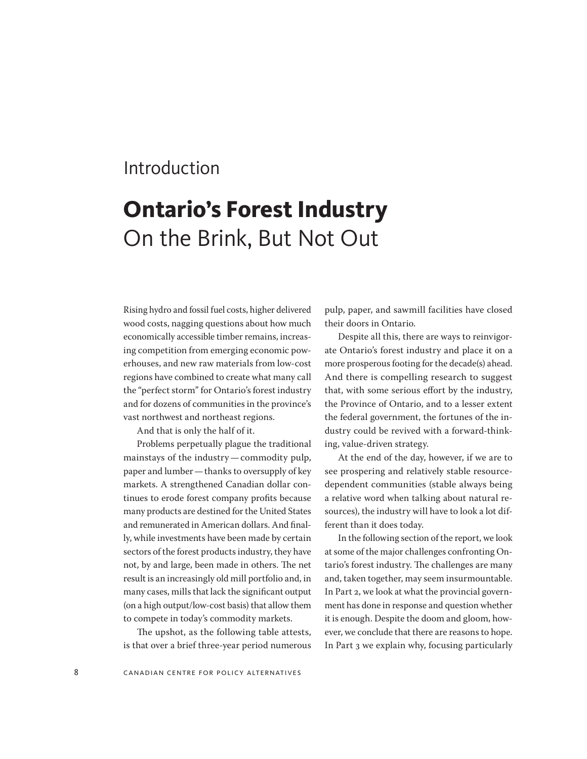Introduction

# Ontario's Forest Industry

## On the Brink, But Not Out

Rising hydro and fossil fuel costs, higher delivered wood costs, nagging questions about how much economically accessible timber remains, increasing competition from emerging economic powerhouses, and new raw materials from low-cost regions have combined to create what many call the "perfect storm" for Ontario's forest industry and for dozens of communities in the province's vast northwest and northeast regions.

And that is only the half of it.

Problems perpetually plague the traditional mainstays of the industry — commodity pulp, paper and lumber — thanks to oversupply of key markets. A strengthened Canadian dollar continues to erode forest company profits because many products are destined for the United States and remunerated in American dollars. And finally, while investments have been made by certain sectors of the forest products industry, they have not, by and large, been made in others. The net result is an increasingly old mill portfolio and, in many cases, mills that lack the significant output (on a high output/low-cost basis) that allow them to compete in today's commodity markets.

The upshot, as the following table attests, is that over a brief three-year period numerous pulp, paper, and sawmill facilities have closed their doors in Ontario.

Despite all this, there are ways to reinvigorate Ontario's forest industry and place it on a more prosperous footing for the decade(s) ahead. And there is compelling research to suggest that, with some serious effort by the industry, the Province of Ontario, and to a lesser extent the federal government, the fortunes of the industry could be revived with a forward-thinking, value-driven strategy.

At the end of the day, however, if we are to see prospering and relatively stable resource-dependent communities (stable always being a relative word when talking about natural resources), the industry will have to look a lot different than it does today.

In the following section of the report, we look at some of the major challenges confronting Ontario's forest industry. The challenges are many and, taken together, may seem insurmountable. In Part 2, we look at what the provincial government has done in response and question whether it is enough. Despite the doom and gloom, however, we conclude that there are reasons to hope. In Part 3 we explain why, focusing particularly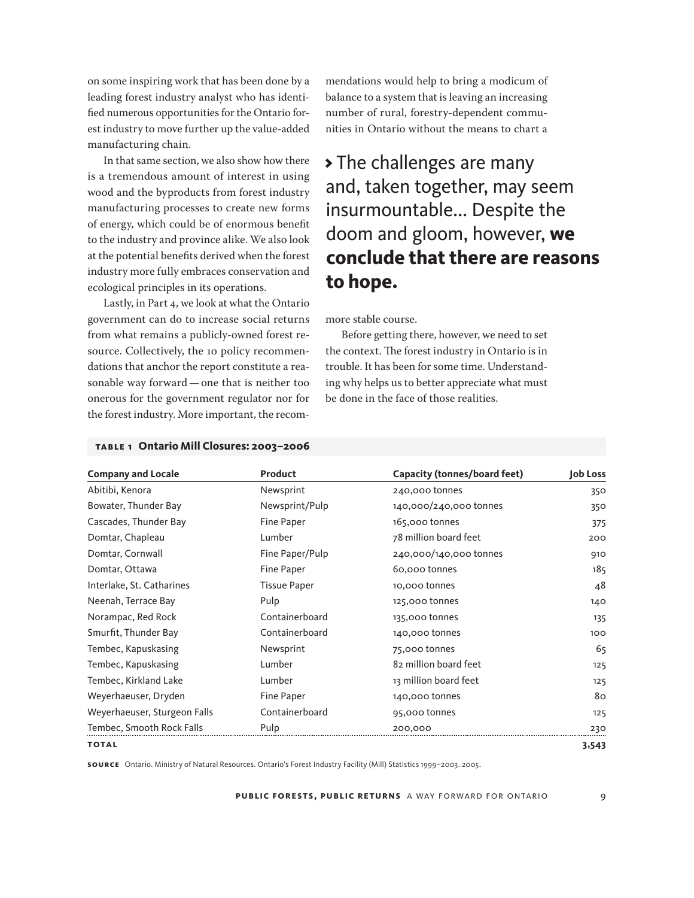on some inspiring work that has been done by a leading forest industry analyst who has identified numerous opportunities for the Ontario forest industry to move further up the value-added manufacturing chain.

In that same section, we also show how there is a tremendous amount of interest in using wood and the byproducts from forest industry manufacturing processes to create new forms of energy, which could be of enormous benefit to the industry and province alike. We also look at the potential benefits derived when the forest industry more fully embraces conservation and ecological principles in its operations.

Lastly, in Part 4, we look at what the Ontario government can do to increase social returns from what remains a publicly-owned forest resource. Collectively, the 10 policy recommendations that anchor the report constitute a reasonable way forward — one that is neither too onerous for the government regulator nor for the forest industry. More important, the recommendations would help to bring a modicum of balance to a system that is leaving an increasing number of rural, forestry-dependent communities in Ontario without the means to chart a more stable course.

> The challenges are many and, taken together, may seem insurmountable... Despite the doom and gloom, however, **we conclude that there are reasons to hope.**

Before getting there, however, we need to set the context. The forest industry in Ontario is in trouble. It has been for some time. Understanding why helps us to better appreciate what must be done in the face of those realities.

**TABLE 1 Ontario Mill Closures: 2003–2006**

| Company and Locale | Product | Capacity (tonnes/board feet) | Job Loss |
|---|---|---|---|
| Abitibi, Kenora | Newsprint | 240,000 tonnes | 350 |
| Bowater, Thunder Bay | Newsprint/Pulp | 140,000/240,000 tonnes | 350 |
| Cascades, Thunder Bay | Fine Paper | 165,000 tonnes | 375 |
| Domtar, Chapleau | Lumber | 78 million board feet | 200 |
| Domtar, Cornwall | Fine Paper/Pulp | 240,000/140,000 tonnes | 910 |
| Domtar, Ottawa | Fine Paper | 60,000 tonnes | 185 |
| Interlake, St. Catharines | Tissue Paper | 10,000 tonnes | 48 |
| Neenah, Terrace Bay | Pulp | 125,000 tonnes | 140 |
| Norampac, Red Rock | Containerboard | 135,000 tonnes | 135 |
| Smurfit, Thunder Bay | Containerboard | 140,000 tonnes | 100 |
| Tembec, Kapuskasing | Newsprint | 75,000 tonnes | 65 |
| Tembec, Kapuskasing | Lumber | 82 million board feet | 125 |
| Tembec, Kirkland Lake | Lumber | 13 million board feet | 125 |
| Weyerhaeuser, Dryden | Fine Paper | 140,000 tonnes | 80 |
| Weyerhaeuser, Sturgeon Falls | Containerboard | 95,000 tonnes | 125 |
| Tembec, Smooth Rock Falls | Pulp | 200,000 | 230 |
| **TOTAL** | | | **3,543** |

**SOURCE** Ontario. Ministry of Natural Resources. Ontario's Forest Industry Facility (Mill) Statistics 1999–2003. 2005.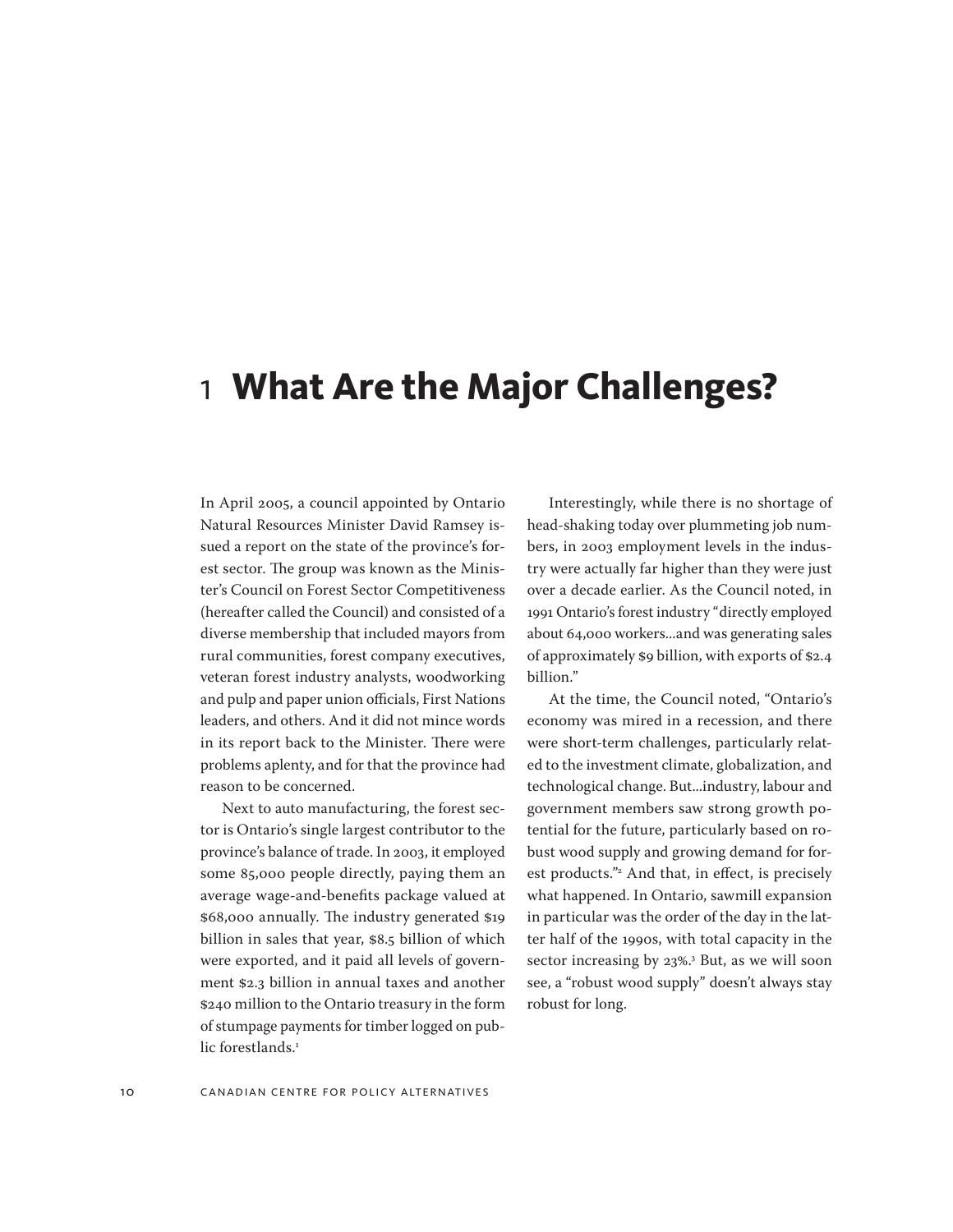# 1 What Are the Major Challenges?

In April 2005, a council appointed by Ontario Natural Resources Minister David Ramsey issued a report on the state of the province's forest sector. The group was known as the Minister's Council on Forest Sector Competitiveness (hereafter called the Council) and consisted of a diverse membership that included mayors from rural communities, forest company executives, veteran forest industry analysts, woodworking and pulp and paper union officials, First Nations leaders, and others. And it did not mince words in its report back to the Minister. There were problems aplenty, and for that the province had reason to be concerned.

Next to auto manufacturing, the forest sector is Ontario's single largest contributor to the province's balance of trade. In 2003, it employed some 85,000 people directly, paying them an average wage-and-benefits package valued at $68,000 annually. The industry generated $19 billion in sales that year, $8.5 billion of which were exported, and it paid all levels of government $2.3 billion in annual taxes and another $240 million to the Ontario treasury in the form of stumpage payments for timber logged on public forestlands.[1]

Interestingly, while there is no shortage of head-shaking today over plummeting job numbers, in 2003 employment levels in the industry were actually far higher than they were just over a decade earlier. As the Council noted, in 1991 Ontario's forest industry "directly employed about 64,000 workers…and was generating sales of approximately $9 billion, with exports of $2.4 billion."

At the time, the Council noted, "Ontario's economy was mired in a recession, and there were short-term challenges, particularly related to the investment climate, globalization, and technological change. But…industry, labour and government members saw strong growth potential for the future, particularly based on robust wood supply and growing demand for forest products."[2] And that, in effect, is precisely what happened. In Ontario, sawmill expansion in particular was the order of the day in the latter half of the 1990s, with total capacity in the sector increasing by 23%.[3] But, as we will soon see, a "robust wood supply" doesn't always stay robust for long.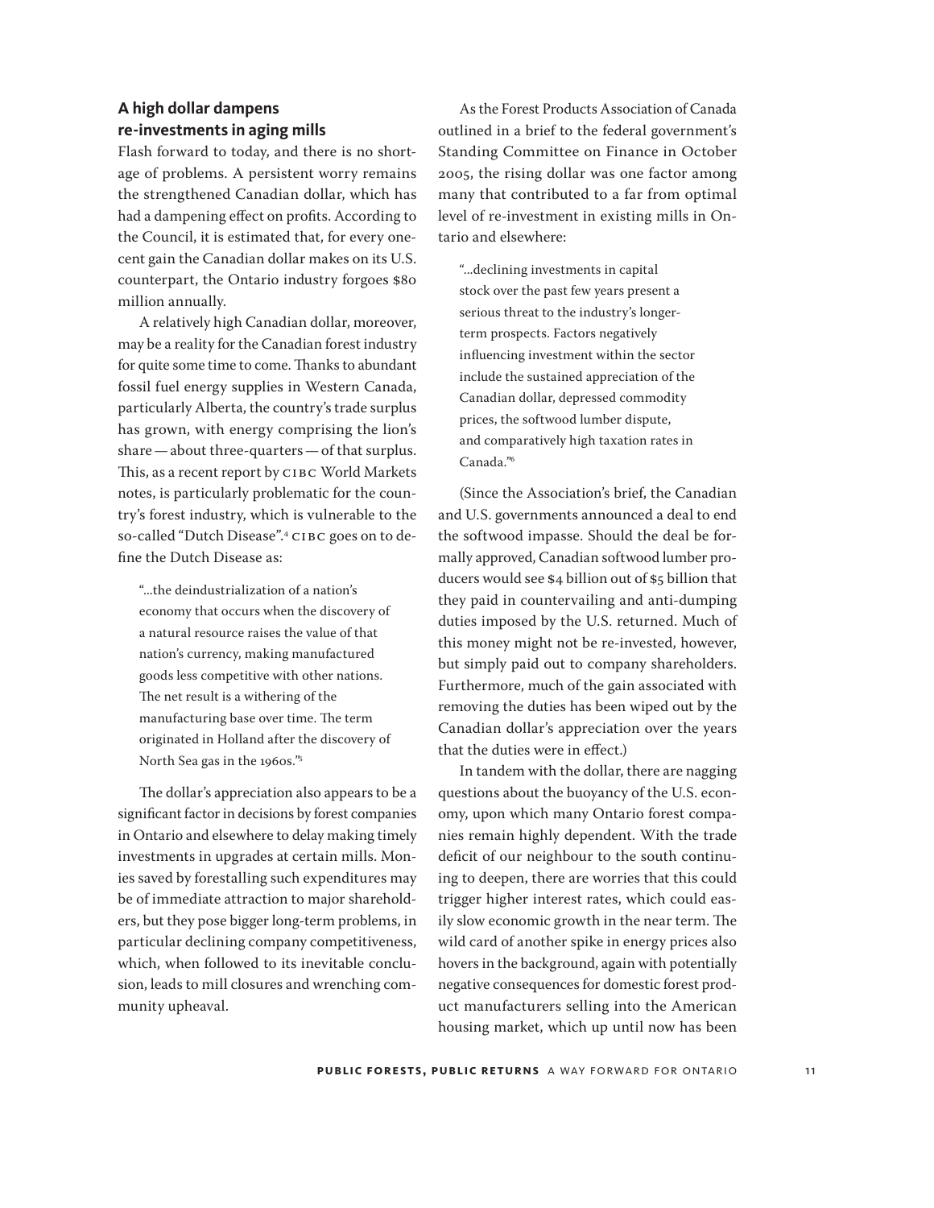## A high dollar dampens re-investments in aging mills

Flash forward to today, and there is no shortage of problems. A persistent worry remains the strengthened Canadian dollar, which has had a dampening effect on profits. According to the Council, it is estimated that, for every one-cent gain the Canadian dollar makes on its U.S. counterpart, the Ontario industry forgoes $80 million annually.

A relatively high Canadian dollar, moreover, may be a reality for the Canadian forest industry for quite some time to come. Thanks to abundant fossil fuel energy supplies in Western Canada, particularly Alberta, the country's trade surplus has grown, with energy comprising the lion's share — about three-quarters — of that surplus. This, as a recent report by CIBC World Markets notes, is particularly problematic for the country's forest industry, which is vulnerable to the so-called "Dutch Disease".[4] CIBC goes on to define the Dutch Disease as:

> "...the deindustrialization of a nation's economy that occurs when the discovery of a natural resource raises the value of that nation's currency, making manufactured goods less competitive with other nations. The net result is a withering of the manufacturing base over time. The term originated in Holland after the discovery of North Sea gas in the 1960s."[5]

The dollar's appreciation also appears to be a significant factor in decisions by forest companies in Ontario and elsewhere to delay making timely investments in upgrades at certain mills. Monies saved by forestalling such expenditures may be of immediate attraction to major shareholders, but they pose bigger long-term problems, in particular declining company competitiveness, which, when followed to its inevitable conclusion, leads to mill closures and wrenching community upheaval.

As the Forest Products Association of Canada outlined in a brief to the federal government's Standing Committee on Finance in October 2005, the rising dollar was one factor among many that contributed to a far from optimal level of re-investment in existing mills in Ontario and elsewhere:

> "...declining investments in capital stock over the past few years present a serious threat to the industry's longer-term prospects. Factors negatively influencing investment within the sector include the sustained appreciation of the Canadian dollar, depressed commodity prices, the softwood lumber dispute, and comparatively high taxation rates in Canada."[6]

(Since the Association's brief, the Canadian and U.S. governments announced a deal to end the softwood impasse. Should the deal be formally approved, Canadian softwood lumber producers would see $4 billion out of $5 billion that they paid in countervailing and anti-dumping duties imposed by the U.S. returned. Much of this money might not be re-invested, however, but simply paid out to company shareholders. Furthermore, much of the gain associated with removing the duties has been wiped out by the Canadian dollar's appreciation over the years that the duties were in effect.)

In tandem with the dollar, there are nagging questions about the buoyancy of the U.S. economy, upon which many Ontario forest companies remain highly dependent. With the trade deficit of our neighbour to the south continuing to deepen, there are worries that this could trigger higher interest rates, which could easily slow economic growth in the near term. The wild card of another spike in energy prices also hovers in the background, again with potentially negative consequences for domestic forest product manufacturers selling into the American housing market, which up until now has been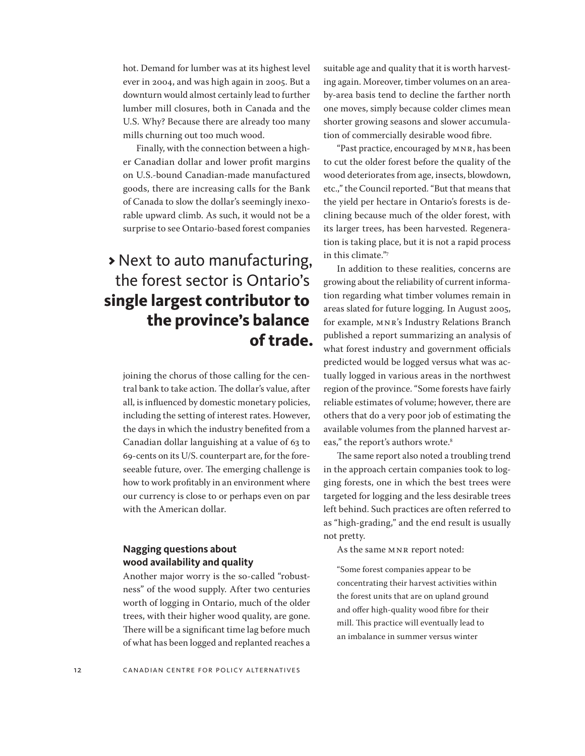hot. Demand for lumber was at its highest level ever in 2004, and was high again in 2005. But a downturn would almost certainly lead to further lumber mill closures, both in Canada and the U.S. Why? Because there are already too many mills churning out too much wood.

Finally, with the connection between a higher Canadian dollar and lower profit margins on U.S.-bound Canadian-made manufactured goods, there are increasing calls for the Bank of Canada to slow the dollar's seemingly inexorable upward climb. As such, it would not be a surprise to see Ontario-based forest companies joining the chorus of those calling for the central bank to take action. The dollar's value, after all, is influenced by domestic monetary policies, including the setting of interest rates. However, the days in which the industry benefited from a Canadian dollar languishing at a value of 63 to 69-cents on its U/S. counterpart are, for the foreseeable future, over. The emerging challenge is how to work profitably in an environment where our currency is close to or perhaps even on par with the American dollar.

> › Next to auto manufacturing, the forest sector is Ontario's **single largest contributor to the province's balance of trade.**

### Nagging questions about wood availability and quality

Another major worry is the so-called "robustness" of the wood supply. After two centuries worth of logging in Ontario, much of the older trees, with their higher wood quality, are gone. There will be a significant time lag before much of what has been logged and replanted reaches a suitable age and quality that it is worth harvesting again. Moreover, timber volumes on an area-by-area basis tend to decline the farther north one moves, simply because colder climes mean shorter growing seasons and slower accumulation of commercially desirable wood fibre.

"Past practice, encouraged by MNR, has been to cut the older forest before the quality of the wood deteriorates from age, insects, blowdown, etc.," the Council reported. "But that means that the yield per hectare in Ontario's forests is declining because much of the older forest, with its larger trees, has been harvested. Regeneration is taking place, but it is not a rapid process in this climate."[7]

In addition to these realities, concerns are growing about the reliability of current information regarding what timber volumes remain in areas slated for future logging. In August 2005, for example, MNR's Industry Relations Branch published a report summarizing an analysis of what forest industry and government officials predicted would be logged versus what was actually logged in various areas in the northwest region of the province. "Some forests have fairly reliable estimates of volume; however, there are others that do a very poor job of estimating the available volumes from the planned harvest areas," the report's authors wrote.[8]

The same report also noted a troubling trend in the approach certain companies took to logging forests, one in which the best trees were targeted for logging and the less desirable trees left behind. Such practices are often referred to as "high-grading," and the end result is usually not pretty.

As the same MNR report noted:

> "Some forest companies appear to be concentrating their harvest activities within the forest units that are on upland ground and offer high-quality wood fibre for their mill. This practice will eventually lead to an imbalance in summer versus winter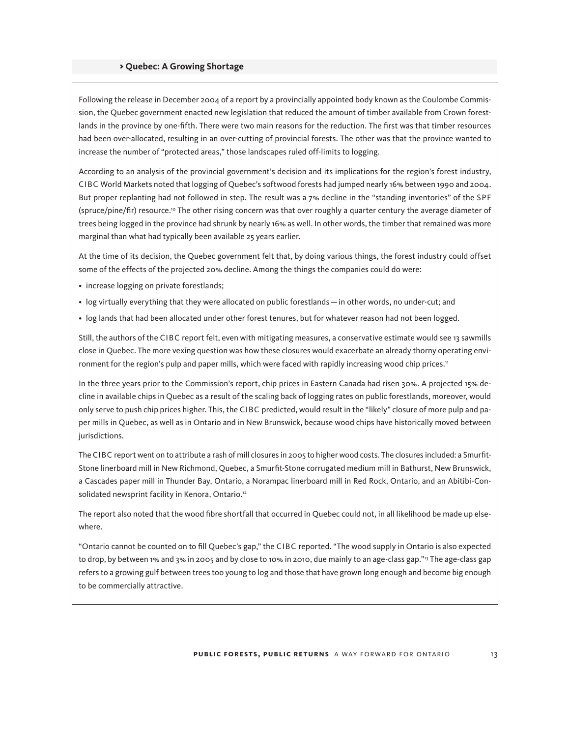## › Quebec: A Growing Shortage

Following the release in December 2004 of a report by a provincially appointed body known as the Coulombe Commission, the Quebec government enacted new legislation that reduced the amount of timber available from Crown forestlands in the province by one-fifth. There were two main reasons for the reduction. The first was that timber resources had been over-allocated, resulting in an over-cutting of provincial forests. The other was that the province wanted to increase the number of "protected areas," those landscapes ruled off-limits to logging.

According to an analysis of the provincial government's decision and its implications for the region's forest industry, CIBC World Markets noted that logging of Quebec's softwood forests had jumped nearly 16% between 1990 and 2004. But proper replanting had not followed in step. The result was a 7% decline in the "standing inventories" of the SPF (spruce/pine/fir) resource.[10] The other rising concern was that over roughly a quarter century the average diameter of trees being logged in the province had shrunk by nearly 16% as well. In other words, the timber that remained was more marginal than what had typically been available 25 years earlier.

At the time of its decision, the Quebec government felt that, by doing various things, the forest industry could offset some of the effects of the projected 20% decline. Among the things the companies could do were:

- increase logging on private forestlands;
- log virtually everything that they were allocated on public forestlands — in other words, no under-cut; and
- log lands that had been allocated under other forest tenures, but for whatever reason had not been logged.

Still, the authors of the CIBC report felt, even with mitigating measures, a conservative estimate would see 13 sawmills close in Quebec. The more vexing question was how these closures would exacerbate an already thorny operating environment for the region's pulp and paper mills, which were faced with rapidly increasing wood chip prices.[11]

In the three years prior to the Commission's report, chip prices in Eastern Canada had risen 30%. A projected 15% decline in available chips in Quebec as a result of the scaling back of logging rates on public forestlands, moreover, would only serve to push chip prices higher. This, the CIBC predicted, would result in the "likely" closure of more pulp and paper mills in Quebec, as well as in Ontario and in New Brunswick, because wood chips have historically moved between jurisdictions.

The CIBC report went on to attribute a rash of mill closures in 2005 to higher wood costs. The closures included: a Smurfit-Stone linerboard mill in New Richmond, Quebec, a Smurfit-Stone corrugated medium mill in Bathurst, New Brunswick, a Cascades paper mill in Thunder Bay, Ontario, a Norampac linerboard mill in Red Rock, Ontario, and an Abitibi-Consolidated newsprint facility in Kenora, Ontario.[12]

The report also noted that the wood fibre shortfall that occurred in Quebec could not, in all likelihood be made up elsewhere.

"Ontario cannot be counted on to fill Quebec's gap," the CIBC reported. "The wood supply in Ontario is also expected to drop, by between 1% and 3% in 2005 and by close to 10% in 2010, due mainly to an age-class gap."[13] The age-class gap refers to a growing gulf between trees too young to log and those that have grown long enough and become big enough to be commercially attractive.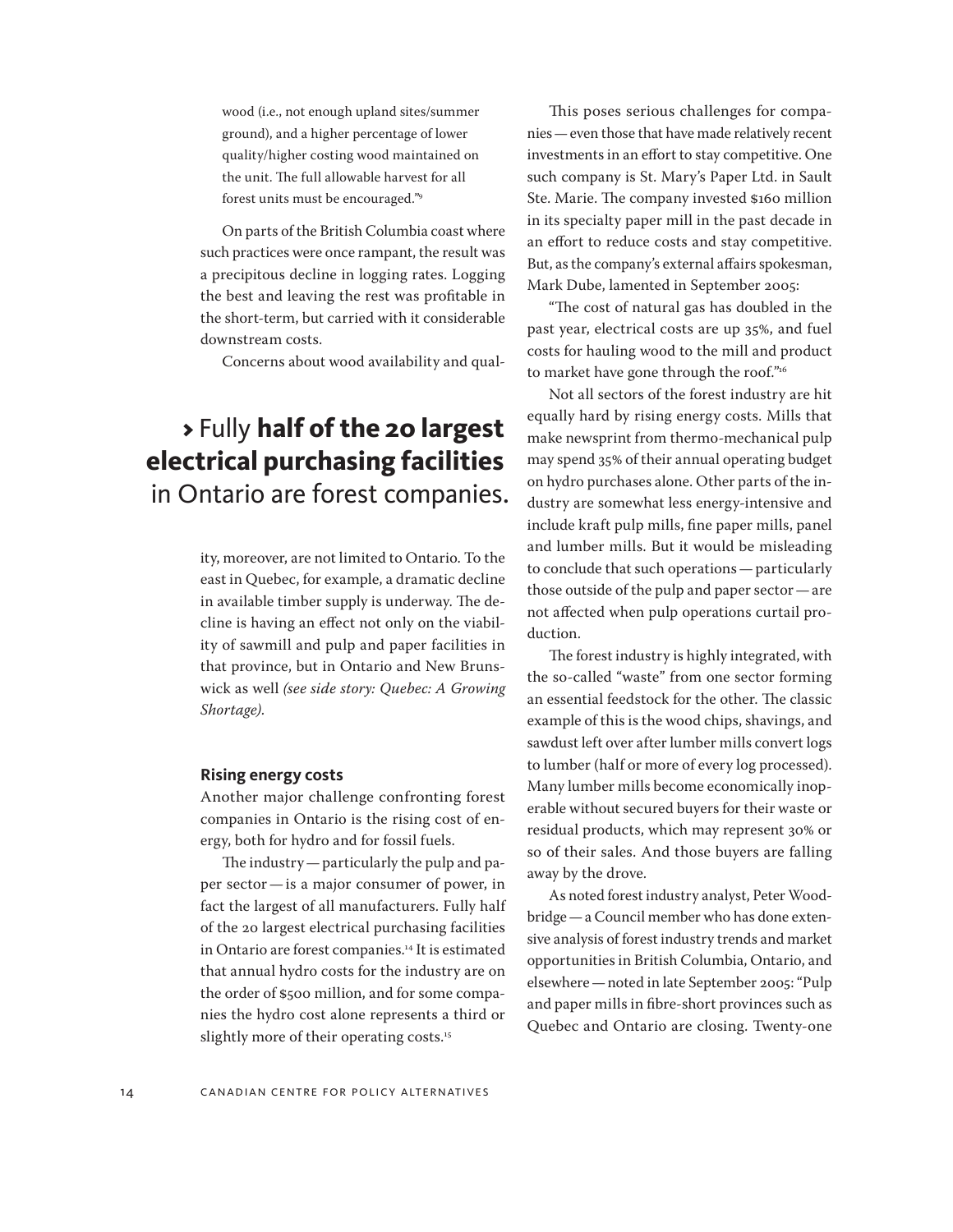wood (i.e., not enough upland sites/summer ground), and a higher percentage of lower quality/higher costing wood maintained on the unit. The full allowable harvest for all forest units must be encouraged."[9]

On parts of the British Columbia coast where such practices were once rampant, the result was a precipitous decline in logging rates. Logging the best and leaving the rest was profitable in the short-term, but carried with it considerable downstream costs.

Concerns about wood availability and quality, moreover, are not limited to Ontario. To the east in Quebec, for example, a dramatic decline in available timber supply is underway. The decline is having an effect not only on the viability of sawmill and pulp and paper facilities in that province, but in Ontario and New Brunswick as well *(see side story: Quebec: A Growing Shortage)*.

> › Fully **half of the 20 largest electrical purchasing facilities** in Ontario are forest companies.

### Rising energy costs

Another major challenge confronting forest companies in Ontario is the rising cost of energy, both for hydro and for fossil fuels.

The industry — particularly the pulp and paper sector — is a major consumer of power, in fact the largest of all manufacturers. Fully half of the 20 largest electrical purchasing facilities in Ontario are forest companies.[14] It is estimated that annual hydro costs for the industry are on the order of $500 million, and for some companies the hydro cost alone represents a third or slightly more of their operating costs.[15]

This poses serious challenges for companies — even those that have made relatively recent investments in an effort to stay competitive. One such company is St. Mary's Paper Ltd. in Sault Ste. Marie. The company invested $160 million in its specialty paper mill in the past decade in an effort to reduce costs and stay competitive. But, as the company's external affairs spokesman, Mark Dube, lamented in September 2005:

"The cost of natural gas has doubled in the past year, electrical costs are up 35%, and fuel costs for hauling wood to the mill and product to market have gone through the roof."[16]

Not all sectors of the forest industry are hit equally hard by rising energy costs. Mills that make newsprint from thermo-mechanical pulp may spend 35% of their annual operating budget on hydro purchases alone. Other parts of the industry are somewhat less energy-intensive and include kraft pulp mills, fine paper mills, panel and lumber mills. But it would be misleading to conclude that such operations — particularly those outside of the pulp and paper sector — are not affected when pulp operations curtail production.

The forest industry is highly integrated, with the so-called "waste" from one sector forming an essential feedstock for the other. The classic example of this is the wood chips, shavings, and sawdust left over after lumber mills convert logs to lumber (half or more of every log processed). Many lumber mills become economically inoperable without secured buyers for their waste or residual products, which may represent 30% or so of their sales. And those buyers are falling away by the drove.

As noted forest industry analyst, Peter Woodbridge — a Council member who has done extensive analysis of forest industry trends and market opportunities in British Columbia, Ontario, and elsewhere — noted in late September 2005: "Pulp and paper mills in fibre-short provinces such as Quebec and Ontario are closing. Twenty-one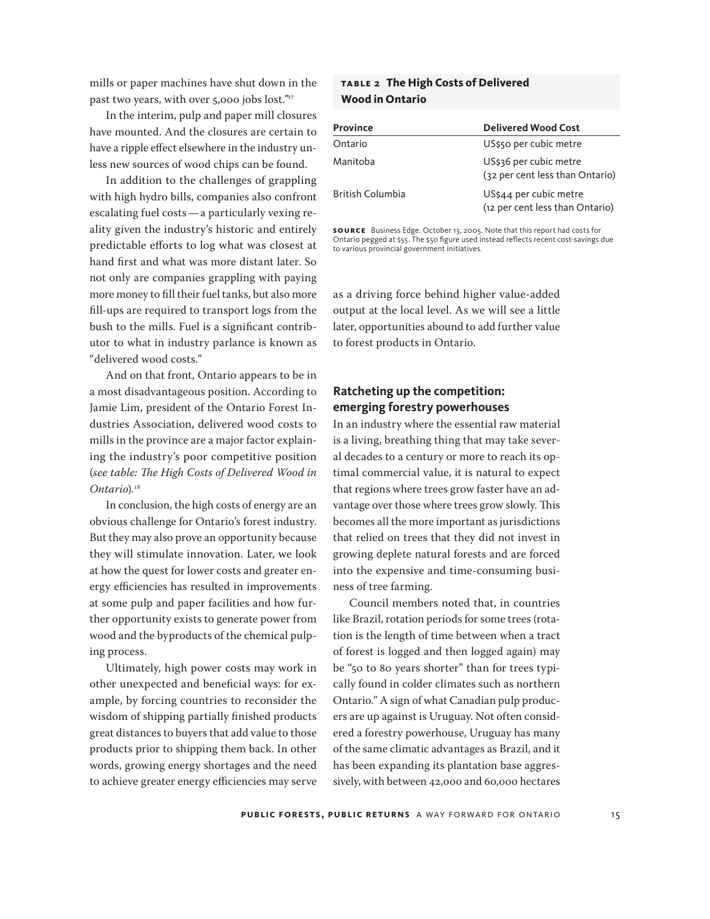mills or paper machines have shut down in the past two years, with over 5,000 jobs lost."[17]

In the interim, pulp and paper mill closures have mounted. And the closures are certain to have a ripple effect elsewhere in the industry unless new sources of wood chips can be found.

In addition to the challenges of grappling with high hydro bills, companies also confront escalating fuel costs — a particularly vexing reality given the industry's historic and entirely predictable efforts to log what was closest at hand first and what was more distant later. So not only are companies grappling with paying more money to fill their fuel tanks, but also more fill-ups are required to transport logs from the bush to the mills. Fuel is a significant contributor to what in industry parlance is known as "delivered wood costs."

And on that front, Ontario appears to be in a most disadvantageous position. According to Jamie Lim, president of the Ontario Forest Industries Association, delivered wood costs to mills in the province are a major factor explaining the industry's poor competitive position (*see table: The High Costs of Delivered Wood in Ontario*).[18]

In conclusion, the high costs of energy are an obvious challenge for Ontario's forest industry. But they may also prove an opportunity because they will stimulate innovation. Later, we look at how the quest for lower costs and greater energy efficiencies has resulted in improvements at some pulp and paper facilities and how further opportunity exists to generate power from wood and the byproducts of the chemical pulping process.

Ultimately, high power costs may work in other unexpected and beneficial ways: for example, by forcing countries to reconsider the wisdom of shipping partially finished products great distances to buyers that add value to those products prior to shipping them back. In other words, growing energy shortages and the need to achieve greater energy efficiencies may serve as a driving force behind higher value-added output at the local level. As we will see a little later, opportunities abound to add further value to forest products in Ontario.

**TABLE 2 The High Costs of Delivered Wood in Ontario**

| Province | Delivered Wood Cost |
|---|---|
| Ontario | US$50 per cubic metre |
| Manitoba | US$36 per cubic metre (32 per cent less than Ontario) |
| British Columbia | US$44 per cubic metre (12 per cent less than Ontario) |

**SOURCE** Business Edge. October 13, 2005. Note that this report had costs for Ontario pegged at $55. The $50 figure used instead reflects recent cost-savings due to various provincial government initiatives.

## Ratcheting up the competition: emerging forestry powerhouses

In an industry where the essential raw material is a living, breathing thing that may take several decades to a century or more to reach its optimal commercial value, it is natural to expect that regions where trees grow faster have an advantage over those where trees grow slowly. This becomes all the more important as jurisdictions that relied on trees that they did not invest in growing deplete natural forests and are forced into the expensive and time-consuming business of tree farming.

Council members noted that, in countries like Brazil, rotation periods for some trees (rotation is the length of time between when a tract of forest is logged and then logged again) may be "50 to 80 years shorter" than for trees typically found in colder climates such as northern Ontario." A sign of what Canadian pulp producers are up against is Uruguay. Not often considered a forestry powerhouse, Uruguay has many of the same climatic advantages as Brazil, and it has been expanding its plantation base aggressively, with between 42,000 and 60,000 hectares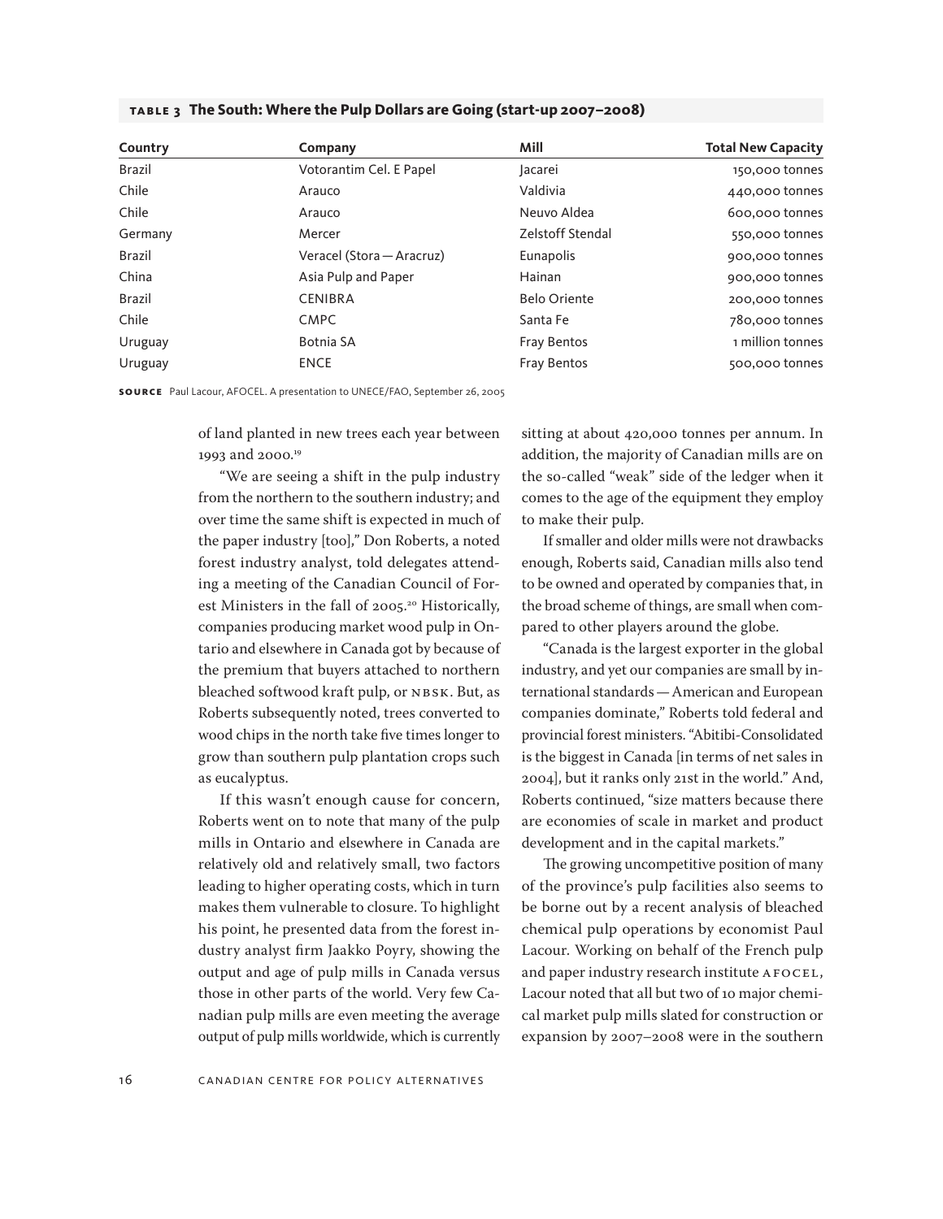**TABLE 3 The South: Where the Pulp Dollars are Going (start-up 2007–2008)**

| Country | Company | Mill | Total New Capacity |
|---|---|---|---|
| Brazil | Votorantim Cel. E Papel | Jacarei | 150,000 tonnes |
| Chile | Arauco | Valdivia | 440,000 tonnes |
| Chile | Arauco | Neuvo Aldea | 600,000 tonnes |
| Germany | Mercer | Zelstoff Stendal | 550,000 tonnes |
| Brazil | Veracel (Stora — Aracruz) | Eunapolis | 900,000 tonnes |
| China | Asia Pulp and Paper | Hainan | 900,000 tonnes |
| Brazil | CENIBRA | Belo Oriente | 200,000 tonnes |
| Chile | CMPC | Santa Fe | 780,000 tonnes |
| Uruguay | Botnia SA | Fray Bentos | 1 million tonnes |
| Uruguay | ENCE | Fray Bentos | 500,000 tonnes |

**SOURCE** Paul Lacour, AFOCEL. A presentation to UNECE/FAO, September 26, 2005

of land planted in new trees each year between 1993 and 2000.[19]

"We are seeing a shift in the pulp industry from the northern to the southern industry; and over time the same shift is expected in much of the paper industry [too]," Don Roberts, a noted forest industry analyst, told delegates attending a meeting of the Canadian Council of Forest Ministers in the fall of 2005.[20] Historically, companies producing market wood pulp in Ontario and elsewhere in Canada got by because of the premium that buyers attached to northern bleached softwood kraft pulp, or NBSK. But, as Roberts subsequently noted, trees converted to wood chips in the north take five times longer to grow than southern pulp plantation crops such as eucalyptus.

If this wasn't enough cause for concern, Roberts went on to note that many of the pulp mills in Ontario and elsewhere in Canada are relatively old and relatively small, two factors leading to higher operating costs, which in turn makes them vulnerable to closure. To highlight his point, he presented data from the forest industry analyst firm Jaakko Poyry, showing the output and age of pulp mills in Canada versus those in other parts of the world. Very few Canadian pulp mills are even meeting the average output of pulp mills worldwide, which is currently sitting at about 420,000 tonnes per annum. In addition, the majority of Canadian mills are on the so-called "weak" side of the ledger when it comes to the age of the equipment they employ to make their pulp.

If smaller and older mills were not drawbacks enough, Roberts said, Canadian mills also tend to be owned and operated by companies that, in the broad scheme of things, are small when compared to other players around the globe.

"Canada is the largest exporter in the global industry, and yet our companies are small by international standards — American and European companies dominate," Roberts told federal and provincial forest ministers. "Abitibi-Consolidated is the biggest in Canada [in terms of net sales in 2004], but it ranks only 21st in the world." And, Roberts continued, "size matters because there are economies of scale in market and product development and in the capital markets."

The growing uncompetitive position of many of the province's pulp facilities also seems to be borne out by a recent analysis of bleached chemical pulp operations by economist Paul Lacour. Working on behalf of the French pulp and paper industry research institute AFOCEL, Lacour noted that all but two of 10 major chemical market pulp mills slated for construction or expansion by 2007–2008 were in the southern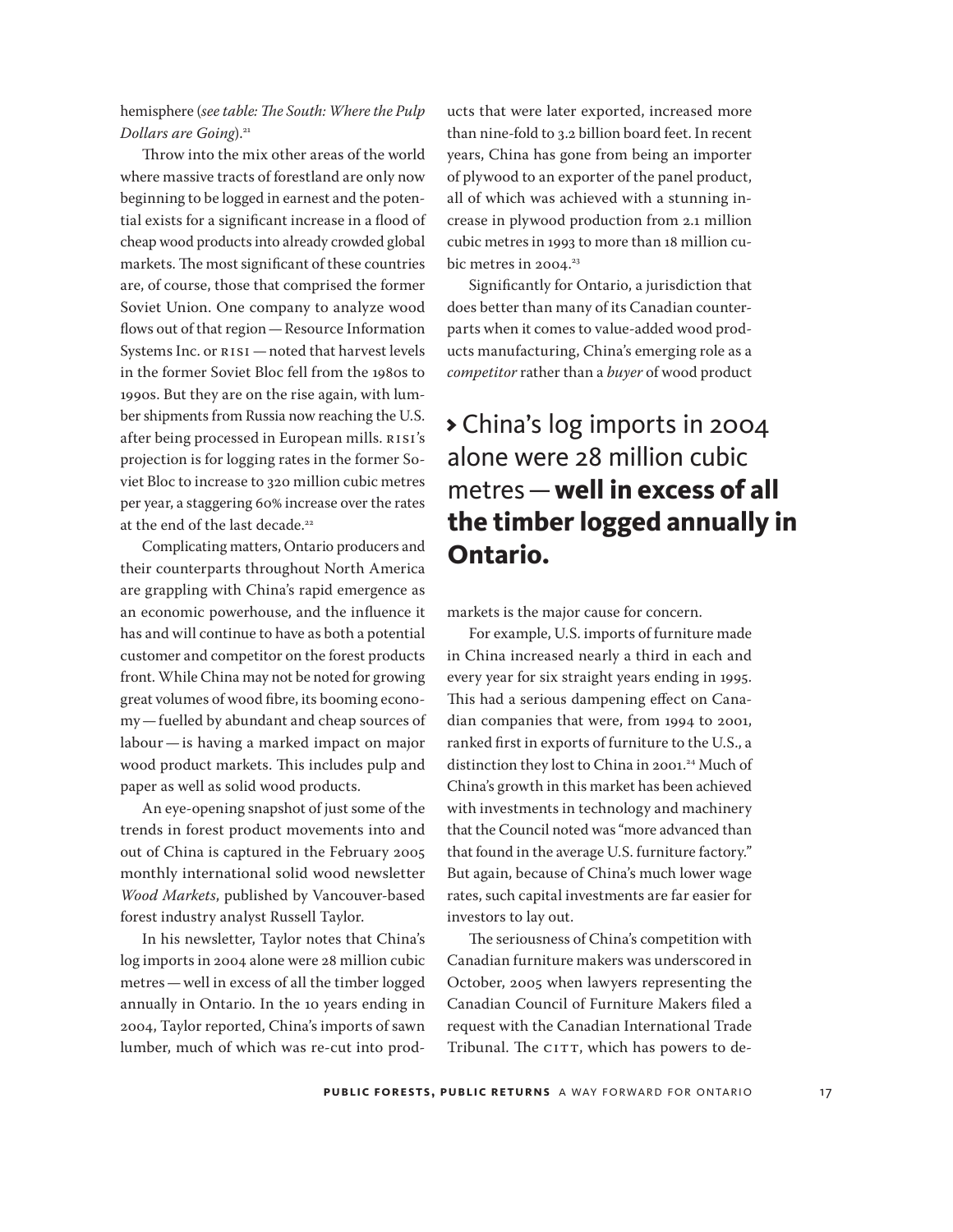hemisphere (*see table: The South: Where the Pulp Dollars are Going*).[21]

Throw into the mix other areas of the world where massive tracts of forestland are only now beginning to be logged in earnest and the potential exists for a significant increase in a flood of cheap wood products into already crowded global markets. The most significant of these countries are, of course, those that comprised the former Soviet Union. One company to analyze wood flows out of that region — Resource Information Systems Inc. or RISI — noted that harvest levels in the former Soviet Bloc fell from the 1980s to 1990s. But they are on the rise again, with lumber shipments from Russia now reaching the U.S. after being processed in European mills. RISI's projection is for logging rates in the former Soviet Bloc to increase to 320 million cubic metres per year, a staggering 60% increase over the rates at the end of the last decade.[22]

Complicating matters, Ontario producers and their counterparts throughout North America are grappling with China's rapid emergence as an economic powerhouse, and the influence it has and will continue to have as both a potential customer and competitor on the forest products front. While China may not be noted for growing great volumes of wood fibre, its booming economy — fuelled by abundant and cheap sources of labour — is having a marked impact on major wood product markets. This includes pulp and paper as well as solid wood products.

An eye-opening snapshot of just some of the trends in forest product movements into and out of China is captured in the February 2005 monthly international solid wood newsletter *Wood Markets*, published by Vancouver-based forest industry analyst Russell Taylor.

In his newsletter, Taylor notes that China's log imports in 2004 alone were 28 million cubic metres — well in excess of all the timber logged annually in Ontario. In the 10 years ending in 2004, Taylor reported, China's imports of sawn lumber, much of which was re-cut into products that were later exported, increased more than nine-fold to 3.2 billion board feet. In recent years, China has gone from being an importer of plywood to an exporter of the panel product, all of which was achieved with a stunning increase in plywood production from 2.1 million cubic metres in 1993 to more than 18 million cubic metres in 2004.[23]

Significantly for Ontario, a jurisdiction that does better than many of its Canadian counterparts when it comes to value-added wood products manufacturing, China's emerging role as a *competitor* rather than a *buyer* of wood product markets is the major cause for concern.

> › China's log imports in 2004 alone were 28 million cubic metres — **well in excess of all the timber logged annually in Ontario.**

For example, U.S. imports of furniture made in China increased nearly a third in each and every year for six straight years ending in 1995. This had a serious dampening effect on Canadian companies that were, from 1994 to 2001, ranked first in exports of furniture to the U.S., a distinction they lost to China in 2001.[24] Much of China's growth in this market has been achieved with investments in technology and machinery that the Council noted was "more advanced than that found in the average U.S. furniture factory." But again, because of China's much lower wage rates, such capital investments are far easier for investors to lay out.

The seriousness of China's competition with Canadian furniture makers was underscored in October, 2005 when lawyers representing the Canadian Council of Furniture Makers filed a request with the Canadian International Trade Tribunal. The CITT, which has powers to de-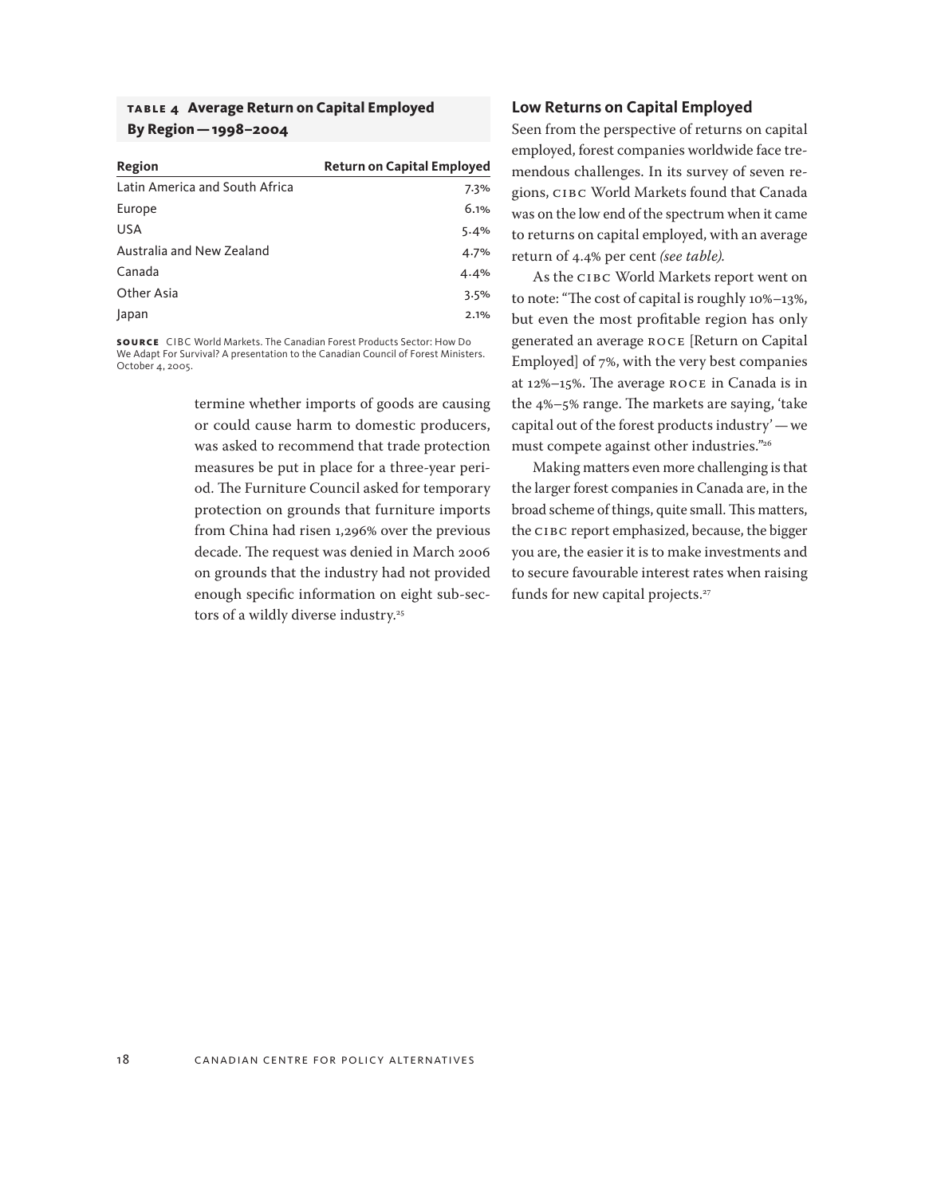**TABLE 4 Average Return on Capital Employed By Region — 1998–2004**

| Region | Return on Capital Employed |
|---|---|
| Latin America and South Africa | 7.3% |
| Europe | 6.1% |
| USA | 5.4% |
| Australia and New Zealand | 4.7% |
| Canada | 4.4% |
| Other Asia | 3.5% |
| Japan | 2.1% |

**SOURCE** CIBC World Markets. The Canadian Forest Products Sector: How Do We Adapt For Survival? A presentation to the Canadian Council of Forest Ministers. October 4, 2005.

termine whether imports of goods are causing or could cause harm to domestic producers, was asked to recommend that trade protection measures be put in place for a three-year period. The Furniture Council asked for temporary protection on grounds that furniture imports from China had risen 1,296% over the previous decade. The request was denied in March 2006 on grounds that the industry had not provided enough specific information on eight sub-sectors of a wildly diverse industry.[25]

## Low Returns on Capital Employed

Seen from the perspective of returns on capital employed, forest companies worldwide face tremendous challenges. In its survey of seven regions, CIBC World Markets found that Canada was on the low end of the spectrum when it came to returns on capital employed, with an average return of 4.4% per cent *(see table).*

As the CIBC World Markets report went on to note: "The cost of capital is roughly 10%–13%, but even the most profitable region has only generated an average ROCE [Return on Capital Employed] of 7%, with the very best companies at 12%–15%. The average ROCE in Canada is in the 4%–5% range. The markets are saying, 'take capital out of the forest products industry' — we must compete against other industries."[26]

Making matters even more challenging is that the larger forest companies in Canada are, in the broad scheme of things, quite small. This matters, the CIBC report emphasized, because, the bigger you are, the easier it is to make investments and to secure favourable interest rates when raising funds for new capital projects.[27]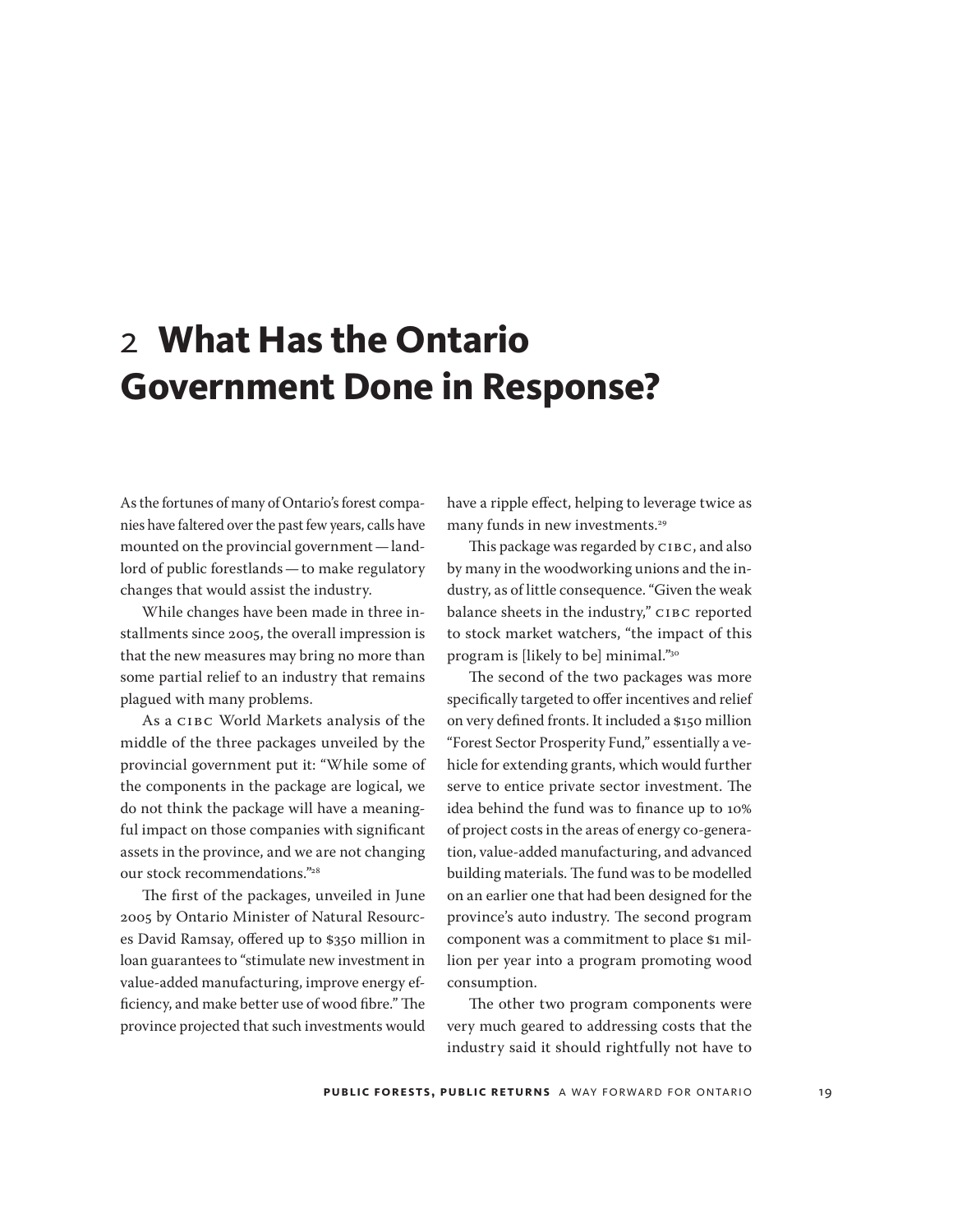# 2 What Has the Ontario Government Done in Response?

As the fortunes of many of Ontario's forest companies have faltered over the past few years, calls have mounted on the provincial government — landlord of public forestlands — to make regulatory changes that would assist the industry.

While changes have been made in three installments since 2005, the overall impression is that the new measures may bring no more than some partial relief to an industry that remains plagued with many problems.

As a CIBC World Markets analysis of the middle of the three packages unveiled by the provincial government put it: "While some of the components in the package are logical, we do not think the package will have a meaningful impact on those companies with significant assets in the province, and we are not changing our stock recommendations."[28]

The first of the packages, unveiled in June 2005 by Ontario Minister of Natural Resources David Ramsay, offered up to $350 million in loan guarantees to "stimulate new investment in value-added manufacturing, improve energy efficiency, and make better use of wood fibre." The province projected that such investments would have a ripple effect, helping to leverage twice as many funds in new investments.[29]

This package was regarded by CIBC, and also by many in the woodworking unions and the industry, as of little consequence. "Given the weak balance sheets in the industry," CIBC reported to stock market watchers, "the impact of this program is [likely to be] minimal."[30]

The second of the two packages was more specifically targeted to offer incentives and relief on very defined fronts. It included a $150 million "Forest Sector Prosperity Fund," essentially a vehicle for extending grants, which would further serve to entice private sector investment. The idea behind the fund was to finance up to 10% of project costs in the areas of energy co-generation, value-added manufacturing, and advanced building materials. The fund was to be modelled on an earlier one that had been designed for the province's auto industry. The second program component was a commitment to place $1 million per year into a program promoting wood consumption.

The other two program components were very much geared to addressing costs that the industry said it should rightfully not have to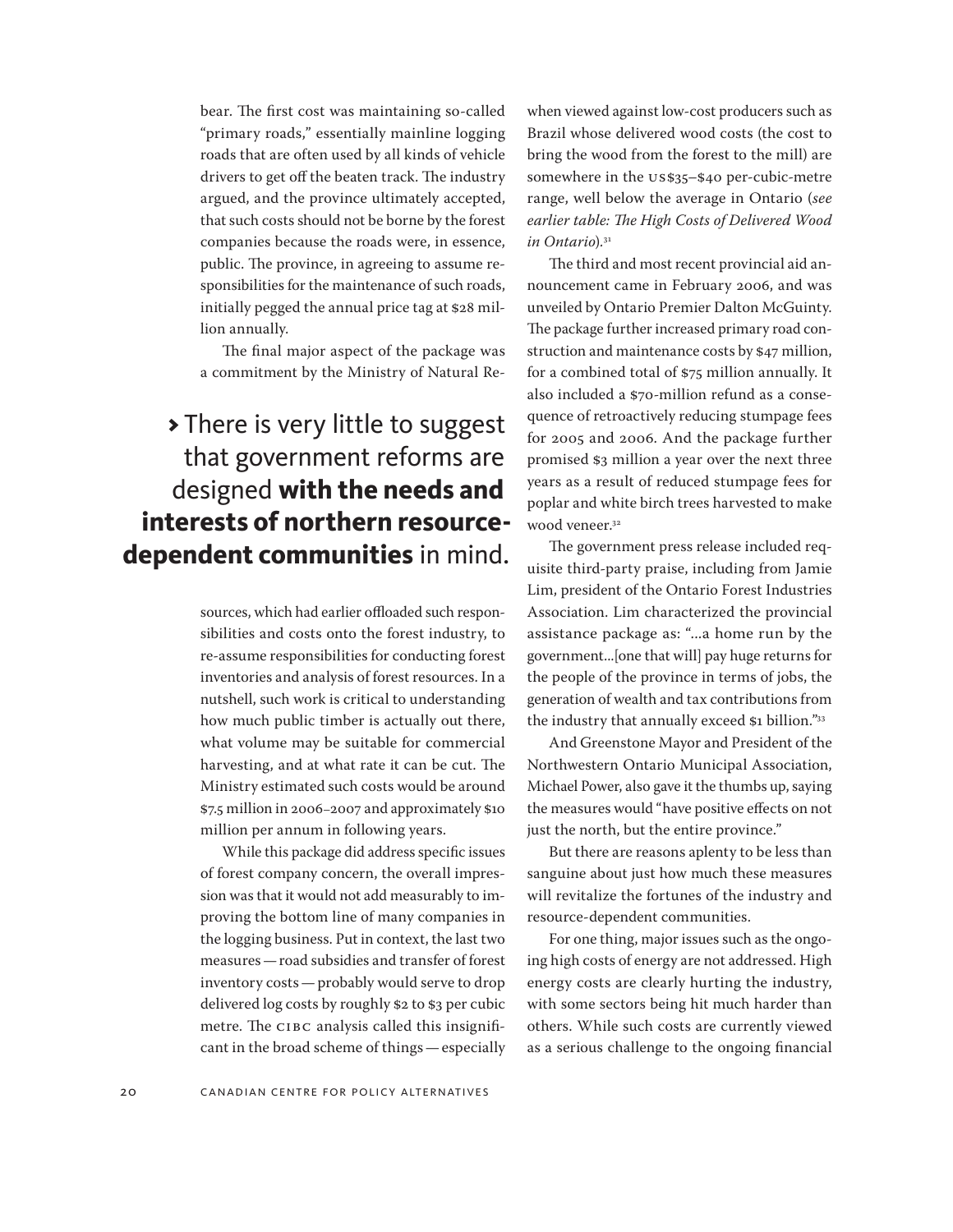bear. The first cost was maintaining so-called "primary roads," essentially mainline logging roads that are often used by all kinds of vehicle drivers to get off the beaten track. The industry argued, and the province ultimately accepted, that such costs should not be borne by the forest companies because the roads were, in essence, public. The province, in agreeing to assume responsibilities for the maintenance of such roads, initially pegged the annual price tag at $28 million annually.

The final major aspect of the package was a commitment by the Ministry of Natural Resources, which had earlier offloaded such responsibilities and costs onto the forest industry, to re-assume responsibilities for conducting forest inventories and analysis of forest resources. In a nutshell, such work is critical to understanding how much public timber is actually out there, what volume may be suitable for commercial harvesting, and at what rate it can be cut. The Ministry estimated such costs would be around $7.5 million in 2006–2007 and approximately $10 million per annum in following years.

> › There is very little to suggest that government reforms are designed **with the needs and interests of northern resource-dependent communities** in mind.

While this package did address specific issues of forest company concern, the overall impression was that it would not add measurably to improving the bottom line of many companies in the logging business. Put in context, the last two measures — road subsidies and transfer of forest inventory costs — probably would serve to drop delivered log costs by roughly $2 to $3 per cubic metre. The CIBC analysis called this insignificant in the broad scheme of things — especially when viewed against low-cost producers such as Brazil whose delivered wood costs (the cost to bring the wood from the forest to the mill) are somewhere in the US$35–$40 per-cubic-metre range, well below the average in Ontario (*see earlier table: The High Costs of Delivered Wood in Ontario*).[31]

The third and most recent provincial aid announcement came in February 2006, and was unveiled by Ontario Premier Dalton McGuinty. The package further increased primary road construction and maintenance costs by $47 million, for a combined total of $75 million annually. It also included a $70-million refund as a consequence of retroactively reducing stumpage fees for 2005 and 2006. And the package further promised $3 million a year over the next three years as a result of reduced stumpage fees for poplar and white birch trees harvested to make wood veneer.[32]

The government press release included requisite third-party praise, including from Jamie Lim, president of the Ontario Forest Industries Association. Lim characterized the provincial assistance package as: "…a home run by the government…[one that will] pay huge returns for the people of the province in terms of jobs, the generation of wealth and tax contributions from the industry that annually exceed $1 billion."[33]

And Greenstone Mayor and President of the Northwestern Ontario Municipal Association, Michael Power, also gave it the thumbs up, saying the measures would "have positive effects on not just the north, but the entire province."

But there are reasons aplenty to be less than sanguine about just how much these measures will revitalize the fortunes of the industry and resource-dependent communities.

For one thing, major issues such as the ongoing high costs of energy are not addressed. High energy costs are clearly hurting the industry, with some sectors being hit much harder than others. While such costs are currently viewed as a serious challenge to the ongoing financial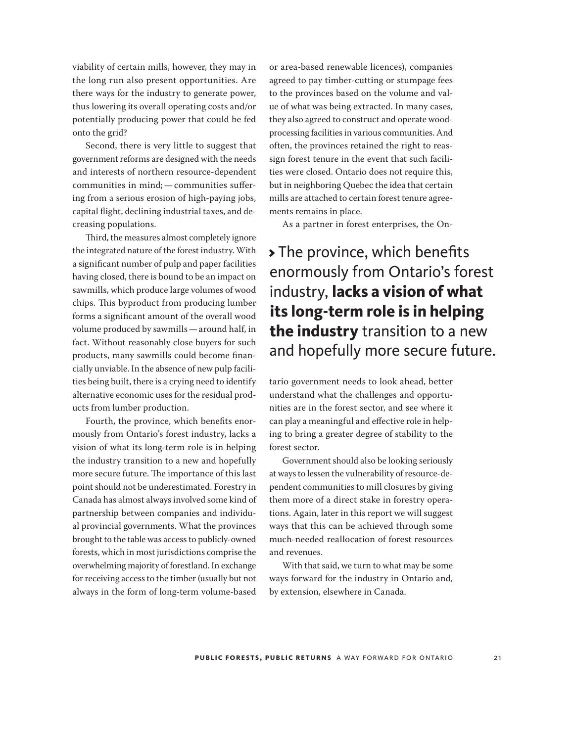viability of certain mills, however, they may in the long run also present opportunities. Are there ways for the industry to generate power, thus lowering its overall operating costs and/or potentially producing power that could be fed onto the grid?

Second, there is very little to suggest that government reforms are designed with the needs and interests of northern resource-dependent communities in mind; — communities suffering from a serious erosion of high-paying jobs, capital flight, declining industrial taxes, and decreasing populations.

Third, the measures almost completely ignore the integrated nature of the forest industry. With a significant number of pulp and paper facilities having closed, there is bound to be an impact on sawmills, which produce large volumes of wood chips. This byproduct from producing lumber forms a significant amount of the overall wood volume produced by sawmills — around half, in fact. Without reasonably close buyers for such products, many sawmills could become financially unviable. In the absence of new pulp facilities being built, there is a crying need to identify alternative economic uses for the residual products from lumber production.

Fourth, the province, which benefits enormously from Ontario's forest industry, lacks a vision of what its long-term role is in helping the industry transition to a new and hopefully more secure future. The importance of this last point should not be underestimated. Forestry in Canada has almost always involved some kind of partnership between companies and individual provincial governments. What the provinces brought to the table was access to publicly-owned forests, which in most jurisdictions comprise the overwhelming majority of forestland. In exchange for receiving access to the timber (usually but not always in the form of long-term volume-based or area-based renewable licences), companies agreed to pay timber-cutting or stumpage fees to the provinces based on the volume and value of what was being extracted. In many cases, they also agreed to construct and operate wood-processing facilities in various communities. And often, the provinces retained the right to reassign forest tenure in the event that such facilities were closed. Ontario does not require this, but in neighboring Quebec the idea that certain mills are attached to certain forest tenure agreements remains in place.

As a partner in forest enterprises, the Ontario government needs to look ahead, better understand what the challenges and opportunities are in the forest sector, and see where it can play a meaningful and effective role in helping to bring a greater degree of stability to the forest sector.

> The province, which benefits enormously from Ontario's forest industry, **lacks a vision of what its long-term role is in helping the industry** transition to a new and hopefully more secure future.

Government should also be looking seriously at ways to lessen the vulnerability of resource-dependent communities to mill closures by giving them more of a direct stake in forestry operations. Again, later in this report we will suggest ways that this can be achieved through some much-needed reallocation of forest resources and revenues.

With that said, we turn to what may be some ways forward for the industry in Ontario and, by extension, elsewhere in Canada.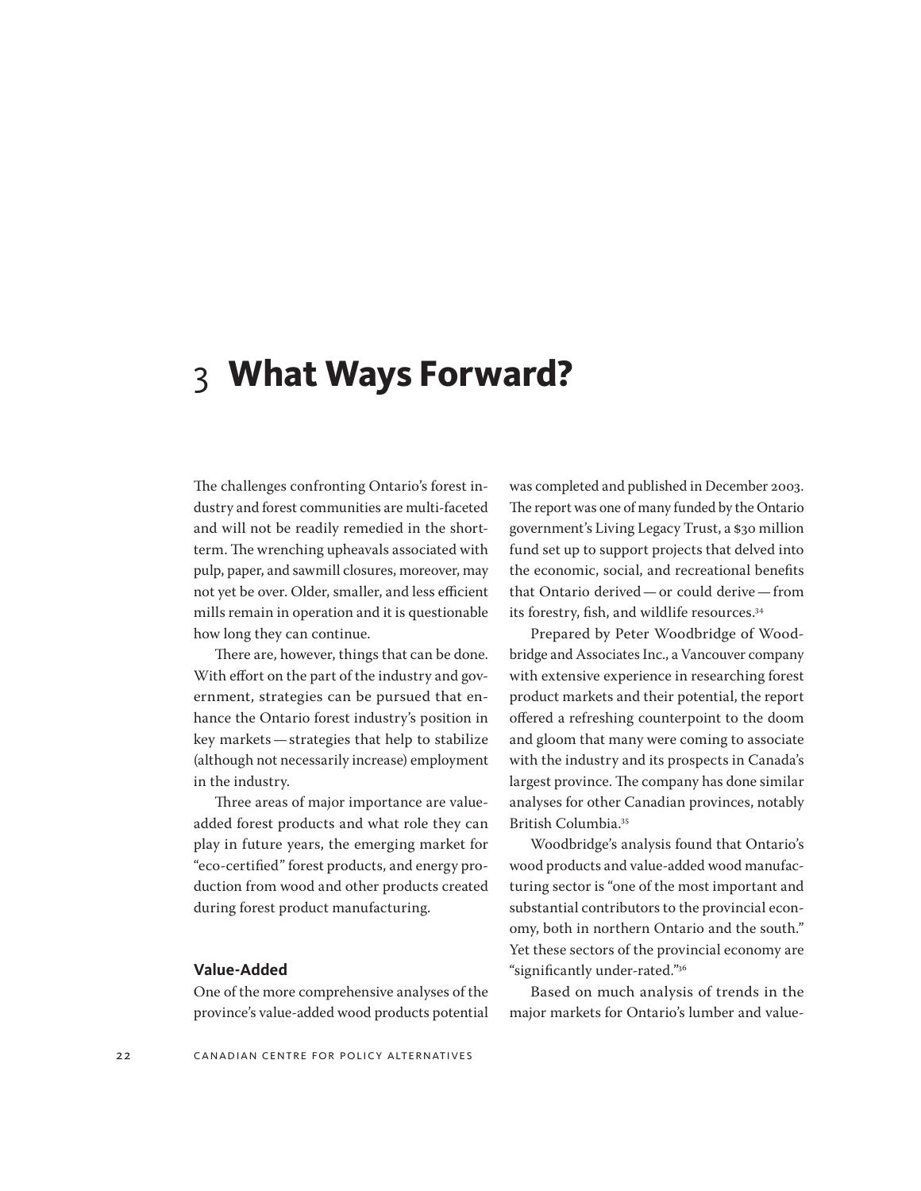# 3 What Ways Forward?

The challenges confronting Ontario's forest industry and forest communities are multi-faceted and will not be readily remedied in the short-term. The wrenching upheavals associated with pulp, paper, and sawmill closures, moreover, may not yet be over. Older, smaller, and less efficient mills remain in operation and it is questionable how long they can continue.

There are, however, things that can be done. With effort on the part of the industry and government, strategies can be pursued that enhance the Ontario forest industry's position in key markets — strategies that help to stabilize (although not necessarily increase) employment in the industry.

Three areas of major importance are value-added forest products and what role they can play in future years, the emerging market for "eco-certified" forest products, and energy production from wood and other products created during forest product manufacturing.

## Value-Added

One of the more comprehensive analyses of the province's value-added wood products potential was completed and published in December 2003. The report was one of many funded by the Ontario government's Living Legacy Trust, a $30 million fund set up to support projects that delved into the economic, social, and recreational benefits that Ontario derived — or could derive — from its forestry, fish, and wildlife resources.[34]

Prepared by Peter Woodbridge of Woodbridge and Associates Inc., a Vancouver company with extensive experience in researching forest product markets and their potential, the report offered a refreshing counterpoint to the doom and gloom that many were coming to associate with the industry and its prospects in Canada's largest province. The company has done similar analyses for other Canadian provinces, notably British Columbia.[35]

Woodbridge's analysis found that Ontario's wood products and value-added wood manufacturing sector is "one of the most important and substantial contributors to the provincial economy, both in northern Ontario and the south." Yet these sectors of the provincial economy are "significantly under-rated."[36]

Based on much analysis of trends in the major markets for Ontario's lumber and value-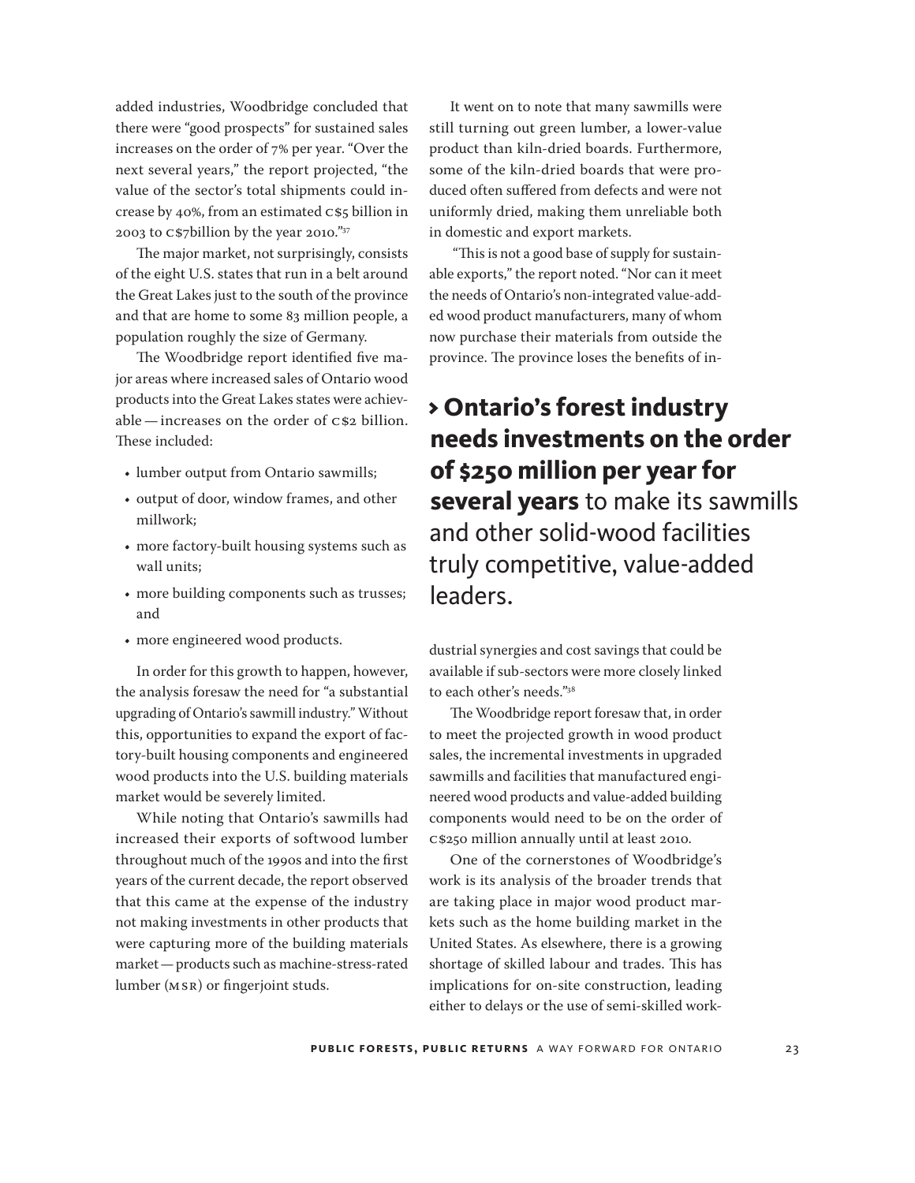added industries, Woodbridge concluded that there were "good prospects" for sustained sales increases on the order of 7% per year. "Over the next several years," the report projected, "the value of the sector's total shipments could increase by 40%, from an estimated C$5 billion in 2003 to C$7billion by the year 2010."[37]

The major market, not surprisingly, consists of the eight U.S. states that run in a belt around the Great Lakes just to the south of the province and that are home to some 83 million people, a population roughly the size of Germany.

The Woodbridge report identified five major areas where increased sales of Ontario wood products into the Great Lakes states were achievable — increases on the order of C$2 billion. These included:

- lumber output from Ontario sawmills;
- output of door, window frames, and other millwork;
- more factory-built housing systems such as wall units;
- more building components such as trusses; and
- more engineered wood products.

In order for this growth to happen, however, the analysis foresaw the need for "a substantial upgrading of Ontario's sawmill industry." Without this, opportunities to expand the export of factory-built housing components and engineered wood products into the U.S. building materials market would be severely limited.

While noting that Ontario's sawmills had increased their exports of softwood lumber throughout much of the 1990s and into the first years of the current decade, the report observed that this came at the expense of the industry not making investments in other products that were capturing more of the building materials market — products such as machine-stress-rated lumber (MSR) or fingerjoint studs.

It went on to note that many sawmills were still turning out green lumber, a lower-value product than kiln-dried boards. Furthermore, some of the kiln-dried boards that were produced often suffered from defects and were not uniformly dried, making them unreliable both in domestic and export markets.

"This is not a good base of supply for sustainable exports," the report noted. "Nor can it meet the needs of Ontario's non-integrated value-added wood product manufacturers, many of whom now purchase their materials from outside the province. The province loses the benefits of industrial synergies and cost savings that could be available if sub-sectors were more closely linked to each other's needs."[38]

> **Ontario's forest industry needs investments on the order of $250 million per year for several years** to make its sawmills and other solid-wood facilities truly competitive, value-added leaders.

The Woodbridge report foresaw that, in order to meet the projected growth in wood product sales, the incremental investments in upgraded sawmills and facilities that manufactured engineered wood products and value-added building components would need to be on the order of C$250 million annually until at least 2010.

One of the cornerstones of Woodbridge's work is its analysis of the broader trends that are taking place in major wood product markets such as the home building market in the United States. As elsewhere, there is a growing shortage of skilled labour and trades. This has implications for on-site construction, leading either to delays or the use of semi-skilled work-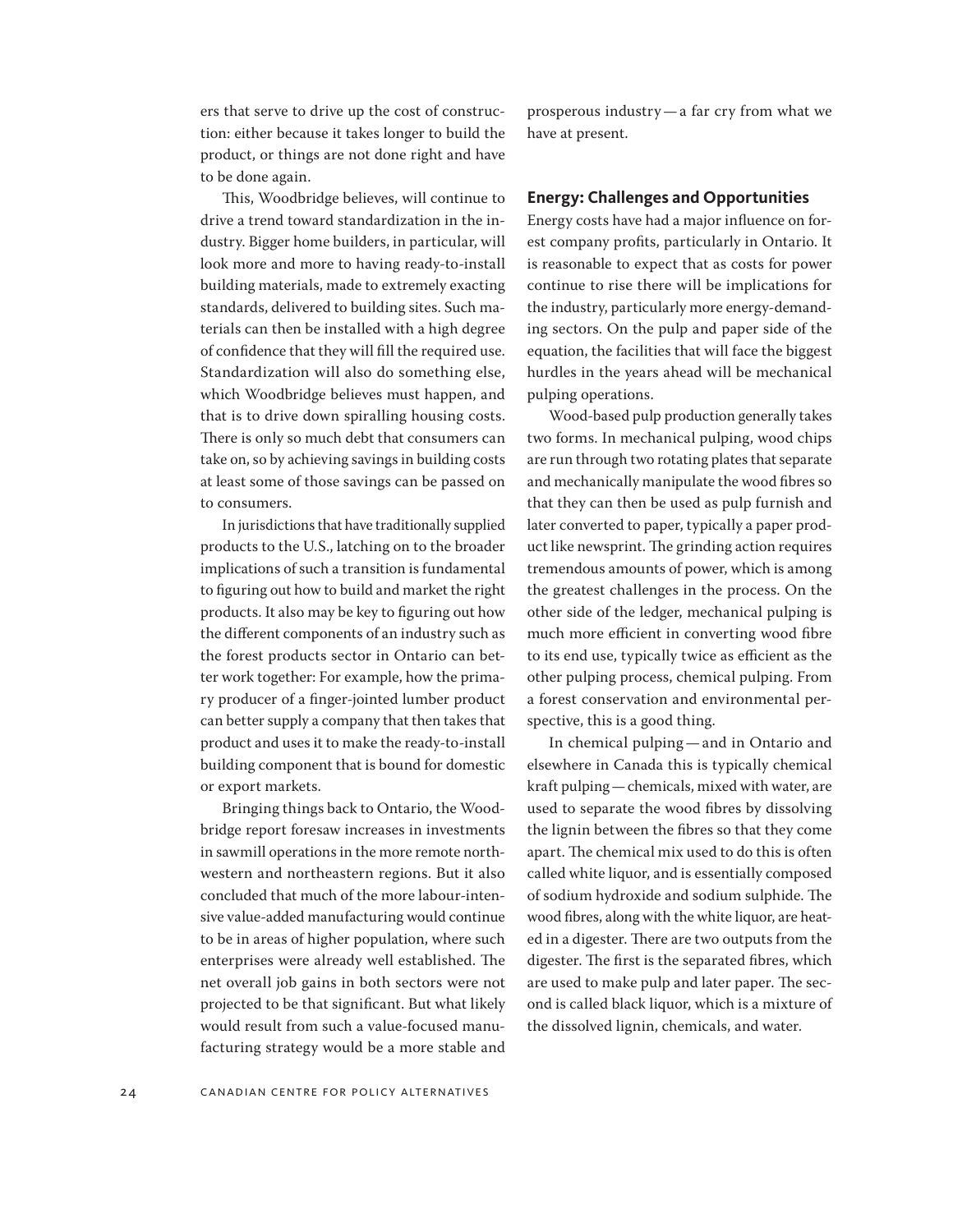ers that serve to drive up the cost of construction: either because it takes longer to build the product, or things are not done right and have to be done again.

This, Woodbridge believes, will continue to drive a trend toward standardization in the industry. Bigger home builders, in particular, will look more and more to having ready-to-install building materials, made to extremely exacting standards, delivered to building sites. Such materials can then be installed with a high degree of confidence that they will fill the required use. Standardization will also do something else, which Woodbridge believes must happen, and that is to drive down spiralling housing costs. There is only so much debt that consumers can take on, so by achieving savings in building costs at least some of those savings can be passed on to consumers.

In jurisdictions that have traditionally supplied products to the U.S., latching on to the broader implications of such a transition is fundamental to figuring out how to build and market the right products. It also may be key to figuring out how the different components of an industry such as the forest products sector in Ontario can better work together: For example, how the primary producer of a finger-jointed lumber product can better supply a company that then takes that product and uses it to make the ready-to-install building component that is bound for domestic or export markets.

Bringing things back to Ontario, the Woodbridge report foresaw increases in investments in sawmill operations in the more remote northwestern and northeastern regions. But it also concluded that much of the more labour-intensive value-added manufacturing would continue to be in areas of higher population, where such enterprises were already well established. The net overall job gains in both sectors were not projected to be that significant. But what likely would result from such a value-focused manufacturing strategy would be a more stable and prosperous industry — a far cry from what we have at present.

### Energy: Challenges and Opportunities

Energy costs have had a major influence on forest company profits, particularly in Ontario. It is reasonable to expect that as costs for power continue to rise there will be implications for the industry, particularly more energy-demanding sectors. On the pulp and paper side of the equation, the facilities that will face the biggest hurdles in the years ahead will be mechanical pulping operations.

Wood-based pulp production generally takes two forms. In mechanical pulping, wood chips are run through two rotating plates that separate and mechanically manipulate the wood fibres so that they can then be used as pulp furnish and later converted to paper, typically a paper product like newsprint. The grinding action requires tremendous amounts of power, which is among the greatest challenges in the process. On the other side of the ledger, mechanical pulping is much more efficient in converting wood fibre to its end use, typically twice as efficient as the other pulping process, chemical pulping. From a forest conservation and environmental perspective, this is a good thing.

In chemical pulping — and in Ontario and elsewhere in Canada this is typically chemical kraft pulping — chemicals, mixed with water, are used to separate the wood fibres by dissolving the lignin between the fibres so that they come apart. The chemical mix used to do this is often called white liquor, and is essentially composed of sodium hydroxide and sodium sulphide. The wood fibres, along with the white liquor, are heated in a digester. There are two outputs from the digester. The first is the separated fibres, which are used to make pulp and later paper. The second is called black liquor, which is a mixture of the dissolved lignin, chemicals, and water.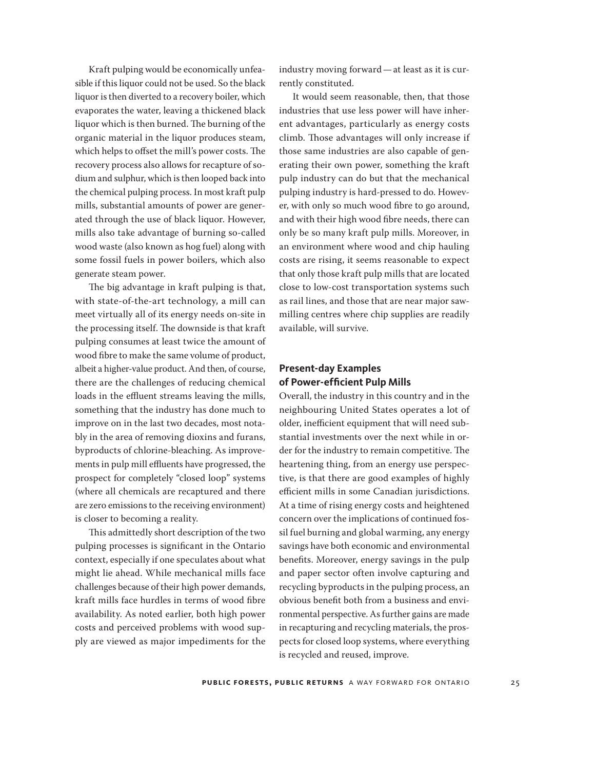Kraft pulping would be economically unfeasible if this liquor could not be used. So the black liquor is then diverted to a recovery boiler, which evaporates the water, leaving a thickened black liquor which is then burned. The burning of the organic material in the liquor produces steam, which helps to offset the mill's power costs. The recovery process also allows for recapture of sodium and sulphur, which is then looped back into the chemical pulping process. In most kraft pulp mills, substantial amounts of power are generated through the use of black liquor. However, mills also take advantage of burning so-called wood waste (also known as hog fuel) along with some fossil fuels in power boilers, which also generate steam power.

The big advantage in kraft pulping is that, with state-of-the-art technology, a mill can meet virtually all of its energy needs on-site in the processing itself. The downside is that kraft pulping consumes at least twice the amount of wood fibre to make the same volume of product, albeit a higher-value product. And then, of course, there are the challenges of reducing chemical loads in the effluent streams leaving the mills, something that the industry has done much to improve on in the last two decades, most notably in the area of removing dioxins and furans, byproducts of chlorine-bleaching. As improvements in pulp mill effluents have progressed, the prospect for completely "closed loop" systems (where all chemicals are recaptured and there are zero emissions to the receiving environment) is closer to becoming a reality.

This admittedly short description of the two pulping processes is significant in the Ontario context, especially if one speculates about what might lie ahead. While mechanical mills face challenges because of their high power demands, kraft mills face hurdles in terms of wood fibre availability. As noted earlier, both high power costs and perceived problems with wood supply are viewed as major impediments for the industry moving forward — at least as it is currently constituted.

It would seem reasonable, then, that those industries that use less power will have inherent advantages, particularly as energy costs climb. Those advantages will only increase if those same industries are also capable of generating their own power, something the kraft pulp industry can do but that the mechanical pulping industry is hard-pressed to do. However, with only so much wood fibre to go around, and with their high wood fibre needs, there can only be so many kraft pulp mills. Moreover, in an environment where wood and chip hauling costs are rising, it seems reasonable to expect that only those kraft pulp mills that are located close to low-cost transportation systems such as rail lines, and those that are near major sawmilling centres where chip supplies are readily available, will survive.

## Present-day Examples of Power-efficient Pulp Mills

Overall, the industry in this country and in the neighbouring United States operates a lot of older, inefficient equipment that will need substantial investments over the next while in order for the industry to remain competitive. The heartening thing, from an energy use perspective, is that there are good examples of highly efficient mills in some Canadian jurisdictions. At a time of rising energy costs and heightened concern over the implications of continued fossil fuel burning and global warming, any energy savings have both economic and environmental benefits. Moreover, energy savings in the pulp and paper sector often involve capturing and recycling byproducts in the pulping process, an obvious benefit both from a business and environmental perspective. As further gains are made in recapturing and recycling materials, the prospects for closed loop systems, where everything is recycled and reused, improve.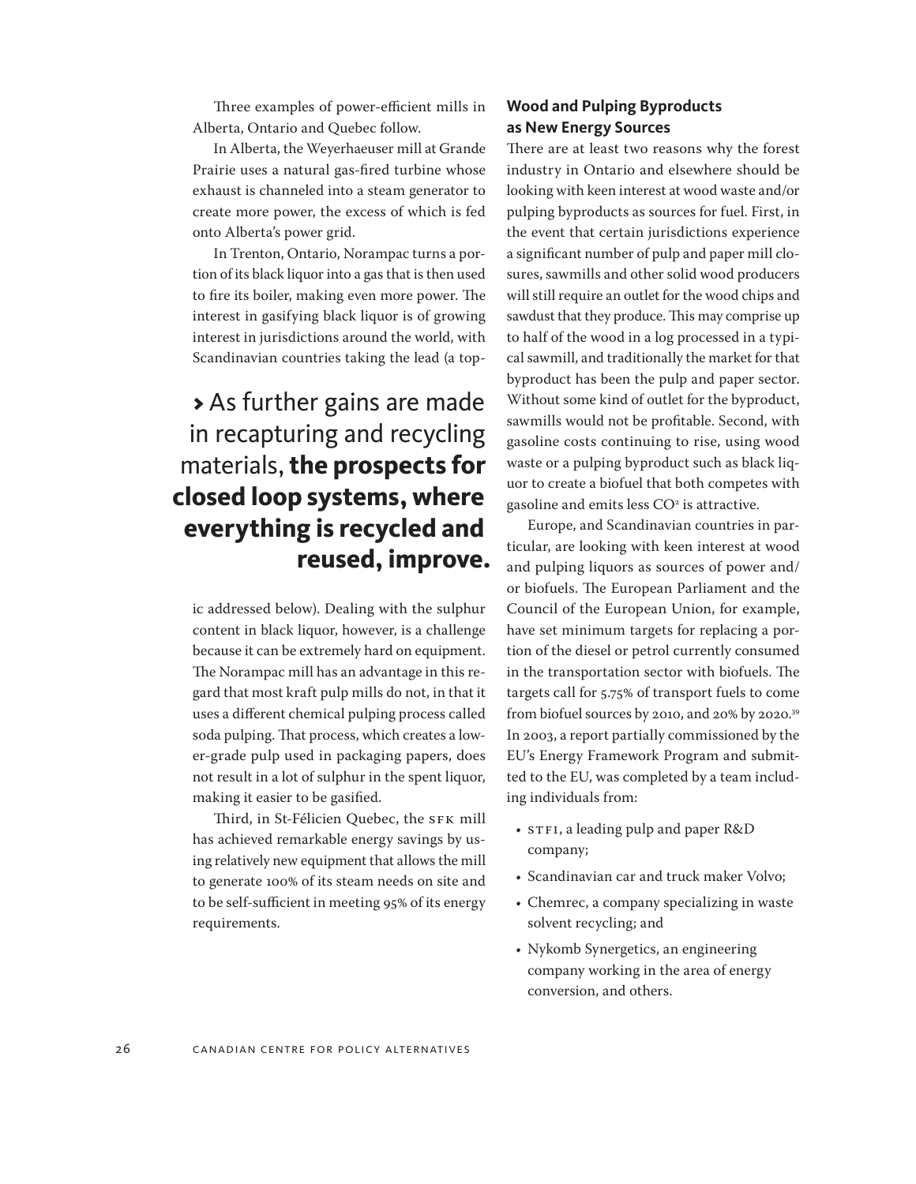Three examples of power-efficient mills in Alberta, Ontario and Quebec follow.

In Alberta, the Weyerhaeuser mill at Grande Prairie uses a natural gas-fired turbine whose exhaust is channeled into a steam generator to create more power, the excess of which is fed onto Alberta's power grid.

In Trenton, Ontario, Norampac turns a portion of its black liquor into a gas that is then used to fire its boiler, making even more power. The interest in gasifying black liquor is of growing interest in jurisdictions around the world, with Scandinavian countries taking the lead (a topic addressed below). Dealing with the sulphur content in black liquor, however, is a challenge because it can be extremely hard on equipment. The Norampac mill has an advantage in this regard that most kraft pulp mills do not, in that it uses a different chemical pulping process called soda pulping. That process, which creates a lower-grade pulp used in packaging papers, does not result in a lot of sulphur in the spent liquor, making it easier to be gasified.

Third, in St-Félicien Quebec, the SFK mill has achieved remarkable energy savings by using relatively new equipment that allows the mill to generate 100% of its steam needs on site and to be self-sufficient in meeting 95% of its energy requirements.

> › As further gains are made in recapturing and recycling materials, **the prospects for closed loop systems, where everything is recycled and reused, improve.**

### Wood and Pulping Byproducts as New Energy Sources

There are at least two reasons why the forest industry in Ontario and elsewhere should be looking with keen interest at wood waste and/or pulping byproducts as sources for fuel. First, in the event that certain jurisdictions experience a significant number of pulp and paper mill closures, sawmills and other solid wood producers will still require an outlet for the wood chips and sawdust that they produce. This may comprise up to half of the wood in a log processed in a typical sawmill, and traditionally the market for that byproduct has been the pulp and paper sector. Without some kind of outlet for the byproduct, sawmills would not be profitable. Second, with gasoline costs continuing to rise, using wood waste or a pulping byproduct such as black liquor to create a biofuel that both competes with gasoline and emits less $CO^2$ is attractive.

Europe, and Scandinavian countries in particular, are looking with keen interest at wood and pulping liquors as sources of power and/or biofuels. The European Parliament and the Council of the European Union, for example, have set minimum targets for replacing a portion of the diesel or petrol currently consumed in the transportation sector with biofuels. The targets call for 5.75% of transport fuels to come from biofuel sources by 2010, and 20% by 2020.[39] In 2003, a report partially commissioned by the EU's Energy Framework Program and submitted to the EU, was completed by a team including individuals from:

- STFI, a leading pulp and paper R&D company;
- Scandinavian car and truck maker Volvo;
- Chemrec, a company specializing in waste solvent recycling; and
- Nykomb Synergetics, an engineering company working in the area of energy conversion, and others.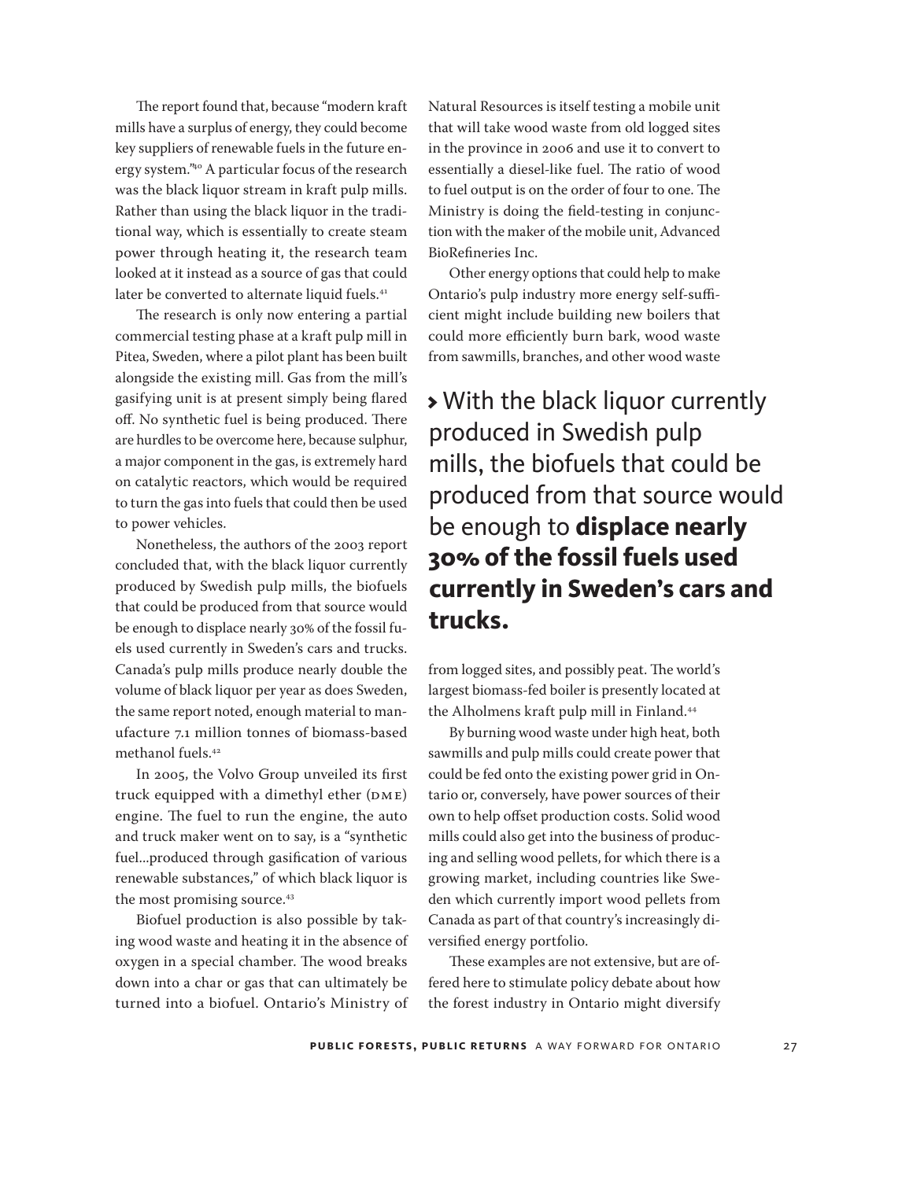The report found that, because "modern kraft mills have a surplus of energy, they could become key suppliers of renewable fuels in the future energy system."[40] A particular focus of the research was the black liquor stream in kraft pulp mills. Rather than using the black liquor in the traditional way, which is essentially to create steam power through heating it, the research team looked at it instead as a source of gas that could later be converted to alternate liquid fuels.[41]

The research is only now entering a partial commercial testing phase at a kraft pulp mill in Pitea, Sweden, where a pilot plant has been built alongside the existing mill. Gas from the mill's gasifying unit is at present simply being flared off. No synthetic fuel is being produced. There are hurdles to be overcome here, because sulphur, a major component in the gas, is extremely hard on catalytic reactors, which would be required to turn the gas into fuels that could then be used to power vehicles.

Nonetheless, the authors of the 2003 report concluded that, with the black liquor currently produced by Swedish pulp mills, the biofuels that could be produced from that source would be enough to displace nearly 30% of the fossil fuels used currently in Sweden's cars and trucks. Canada's pulp mills produce nearly double the volume of black liquor per year as does Sweden, the same report noted, enough material to manufacture 7.1 million tonnes of biomass-based methanol fuels.[42]

In 2005, the Volvo Group unveiled its first truck equipped with a dimethyl ether (DME) engine. The fuel to run the engine, the auto and truck maker went on to say, is a "synthetic fuel...produced through gasification of various renewable substances," of which black liquor is the most promising source.[43]

Biofuel production is also possible by taking wood waste and heating it in the absence of oxygen in a special chamber. The wood breaks down into a char or gas that can ultimately be turned into a biofuel. Ontario's Ministry of Natural Resources is itself testing a mobile unit that will take wood waste from old logged sites in the province in 2006 and use it to convert to essentially a diesel-like fuel. The ratio of wood to fuel output is on the order of four to one. The Ministry is doing the field-testing in conjunction with the maker of the mobile unit, Advanced BioRefineries Inc.

Other energy options that could help to make Ontario's pulp industry more energy self-sufficient might include building new boilers that could more efficiently burn bark, wood waste from sawmills, branches, and other wood waste from logged sites, and possibly peat. The world's largest biomass-fed boiler is presently located at the Alholmens kraft pulp mill in Finland.[44]

> With the black liquor currently produced in Swedish pulp mills, the biofuels that could be produced from that source would be enough to **displace nearly 30% of the fossil fuels used currently in Sweden's cars and trucks.**

By burning wood waste under high heat, both sawmills and pulp mills could create power that could be fed onto the existing power grid in Ontario or, conversely, have power sources of their own to help offset production costs. Solid wood mills could also get into the business of producing and selling wood pellets, for which there is a growing market, including countries like Sweden which currently import wood pellets from Canada as part of that country's increasingly diversified energy portfolio.

These examples are not extensive, but are offered here to stimulate policy debate about how the forest industry in Ontario might diversify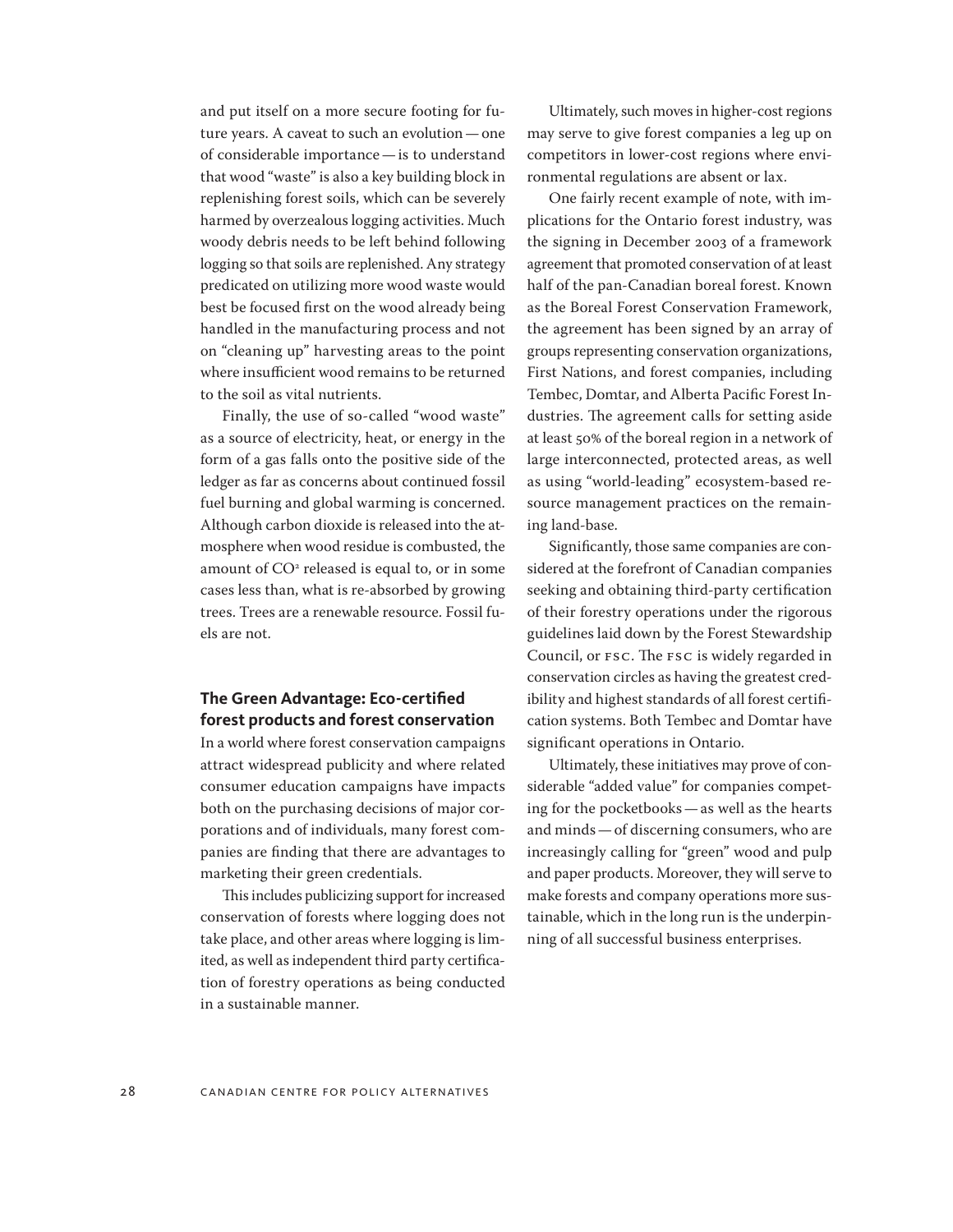and put itself on a more secure footing for future years. A caveat to such an evolution — one of considerable importance — is to understand that wood "waste" is also a key building block in replenishing forest soils, which can be severely harmed by overzealous logging activities. Much woody debris needs to be left behind following logging so that soils are replenished. Any strategy predicated on utilizing more wood waste would best be focused first on the wood already being handled in the manufacturing process and not on "cleaning up" harvesting areas to the point where insufficient wood remains to be returned to the soil as vital nutrients.

Finally, the use of so-called "wood waste" as a source of electricity, heat, or energy in the form of a gas falls onto the positive side of the ledger as far as concerns about continued fossil fuel burning and global warming is concerned. Although carbon dioxide is released into the atmosphere when wood residue is combusted, the amount of $CO^2$ released is equal to, or in some cases less than, what is re-absorbed by growing trees. Trees are a renewable resource. Fossil fuels are not.

### The Green Advantage: Eco-certified forest products and forest conservation

In a world where forest conservation campaigns attract widespread publicity and where related consumer education campaigns have impacts both on the purchasing decisions of major corporations and of individuals, many forest companies are finding that there are advantages to marketing their green credentials.

This includes publicizing support for increased conservation of forests where logging does not take place, and other areas where logging is limited, as well as independent third party certification of forestry operations as being conducted in a sustainable manner.

Ultimately, such moves in higher-cost regions may serve to give forest companies a leg up on competitors in lower-cost regions where environmental regulations are absent or lax.

One fairly recent example of note, with implications for the Ontario forest industry, was the signing in December 2003 of a framework agreement that promoted conservation of at least half of the pan-Canadian boreal forest. Known as the Boreal Forest Conservation Framework, the agreement has been signed by an array of groups representing conservation organizations, First Nations, and forest companies, including Tembec, Domtar, and Alberta Pacific Forest Industries. The agreement calls for setting aside at least 50% of the boreal region in a network of large interconnected, protected areas, as well as using "world-leading" ecosystem-based resource management practices on the remaining land-base.

Significantly, those same companies are considered at the forefront of Canadian companies seeking and obtaining third-party certification of their forestry operations under the rigorous guidelines laid down by the Forest Stewardship Council, or FSC. The FSC is widely regarded in conservation circles as having the greatest credibility and highest standards of all forest certification systems. Both Tembec and Domtar have significant operations in Ontario.

Ultimately, these initiatives may prove of considerable "added value" for companies competing for the pocketbooks — as well as the hearts and minds — of discerning consumers, who are increasingly calling for "green" wood and pulp and paper products. Moreover, they will serve to make forests and company operations more sustainable, which in the long run is the underpinning of all successful business enterprises.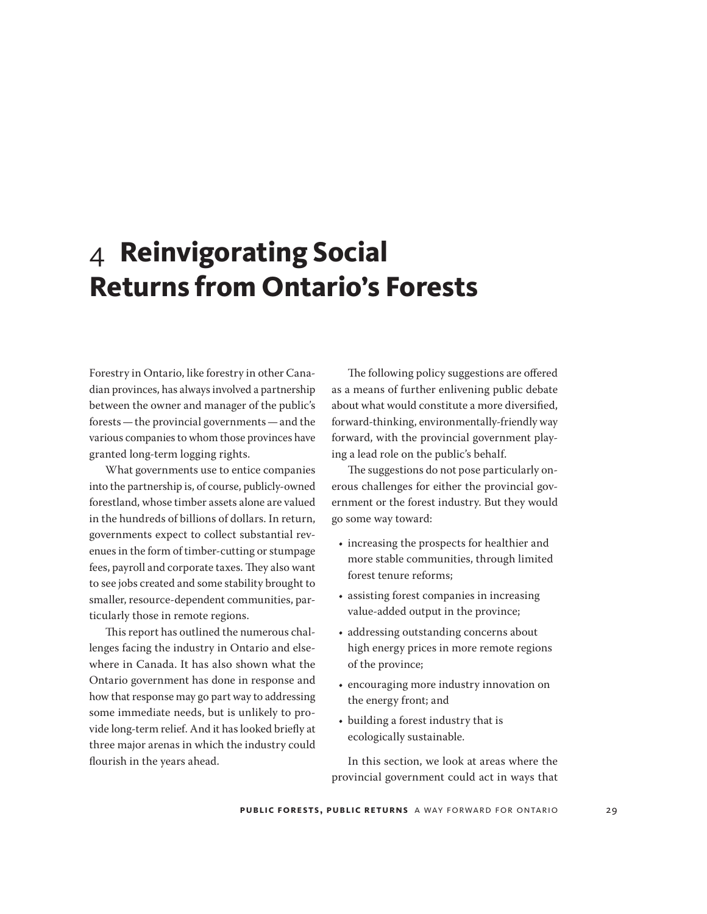# 4 Reinvigorating Social Returns from Ontario's Forests

Forestry in Ontario, like forestry in other Canadian provinces, has always involved a partnership between the owner and manager of the public's forests — the provincial governments — and the various companies to whom those provinces have granted long-term logging rights.

What governments use to entice companies into the partnership is, of course, publicly-owned forestland, whose timber assets alone are valued in the hundreds of billions of dollars. In return, governments expect to collect substantial revenues in the form of timber-cutting or stumpage fees, payroll and corporate taxes. They also want to see jobs created and some stability brought to smaller, resource-dependent communities, particularly those in remote regions.

This report has outlined the numerous challenges facing the industry in Ontario and elsewhere in Canada. It has also shown what the Ontario government has done in response and how that response may go part way to addressing some immediate needs, but is unlikely to provide long-term relief. And it has looked briefly at three major arenas in which the industry could flourish in the years ahead.

The following policy suggestions are offered as a means of further enlivening public debate about what would constitute a more diversified, forward-thinking, environmentally-friendly way forward, with the provincial government playing a lead role on the public's behalf.

The suggestions do not pose particularly onerous challenges for either the provincial government or the forest industry. But they would go some way toward:

- increasing the prospects for healthier and more stable communities, through limited forest tenure reforms;
- assisting forest companies in increasing value-added output in the province;
- addressing outstanding concerns about high energy prices in more remote regions of the province;
- encouraging more industry innovation on the energy front; and
- building a forest industry that is ecologically sustainable.

In this section, we look at areas where the provincial government could act in ways that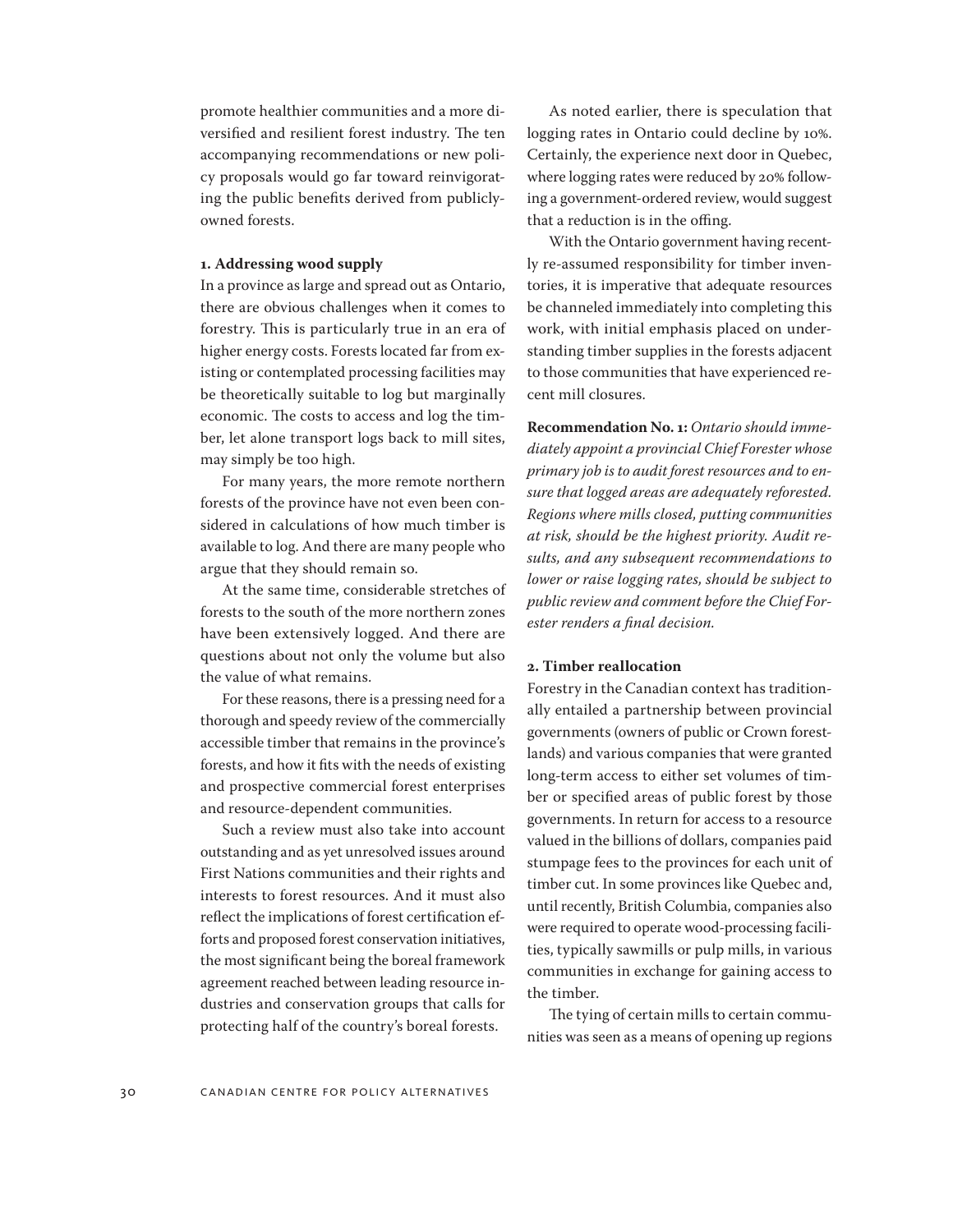promote healthier communities and a more diversified and resilient forest industry. The ten accompanying recommendations or new policy proposals would go far toward reinvigorating the public benefits derived from publicly-owned forests.

### 1. Addressing wood supply

In a province as large and spread out as Ontario, there are obvious challenges when it comes to forestry. This is particularly true in an era of higher energy costs. Forests located far from existing or contemplated processing facilities may be theoretically suitable to log but marginally economic. The costs to access and log the timber, let alone transport logs back to mill sites, may simply be too high.

For many years, the more remote northern forests of the province have not even been considered in calculations of how much timber is available to log. And there are many people who argue that they should remain so.

At the same time, considerable stretches of forests to the south of the more northern zones have been extensively logged. And there are questions about not only the volume but also the value of what remains.

For these reasons, there is a pressing need for a thorough and speedy review of the commercially accessible timber that remains in the province's forests, and how it fits with the needs of existing and prospective commercial forest enterprises and resource-dependent communities.

Such a review must also take into account outstanding and as yet unresolved issues around First Nations communities and their rights and interests to forest resources. And it must also reflect the implications of forest certification efforts and proposed forest conservation initiatives, the most significant being the boreal framework agreement reached between leading resource industries and conservation groups that calls for protecting half of the country's boreal forests.

As noted earlier, there is speculation that logging rates in Ontario could decline by 10%. Certainly, the experience next door in Quebec, where logging rates were reduced by 20% following a government-ordered review, would suggest that a reduction is in the offing.

With the Ontario government having recently re-assumed responsibility for timber inventories, it is imperative that adequate resources be channeled immediately into completing this work, with initial emphasis placed on understanding timber supplies in the forests adjacent to those communities that have experienced recent mill closures.

**Recommendation No. 1:** *Ontario should immediately appoint a provincial Chief Forester whose primary job is to audit forest resources and to ensure that logged areas are adequately reforested. Regions where mills closed, putting communities at risk, should be the highest priority. Audit results, and any subsequent recommendations to lower or raise logging rates, should be subject to public review and comment before the Chief Forester renders a final decision.*

### 2. Timber reallocation

Forestry in the Canadian context has traditionally entailed a partnership between provincial governments (owners of public or Crown forestlands) and various companies that were granted long-term access to either set volumes of timber or specified areas of public forest by those governments. In return for access to a resource valued in the billions of dollars, companies paid stumpage fees to the provinces for each unit of timber cut. In some provinces like Quebec and, until recently, British Columbia, companies also were required to operate wood-processing facilities, typically sawmills or pulp mills, in various communities in exchange for gaining access to the timber.

The tying of certain mills to certain communities was seen as a means of opening up regions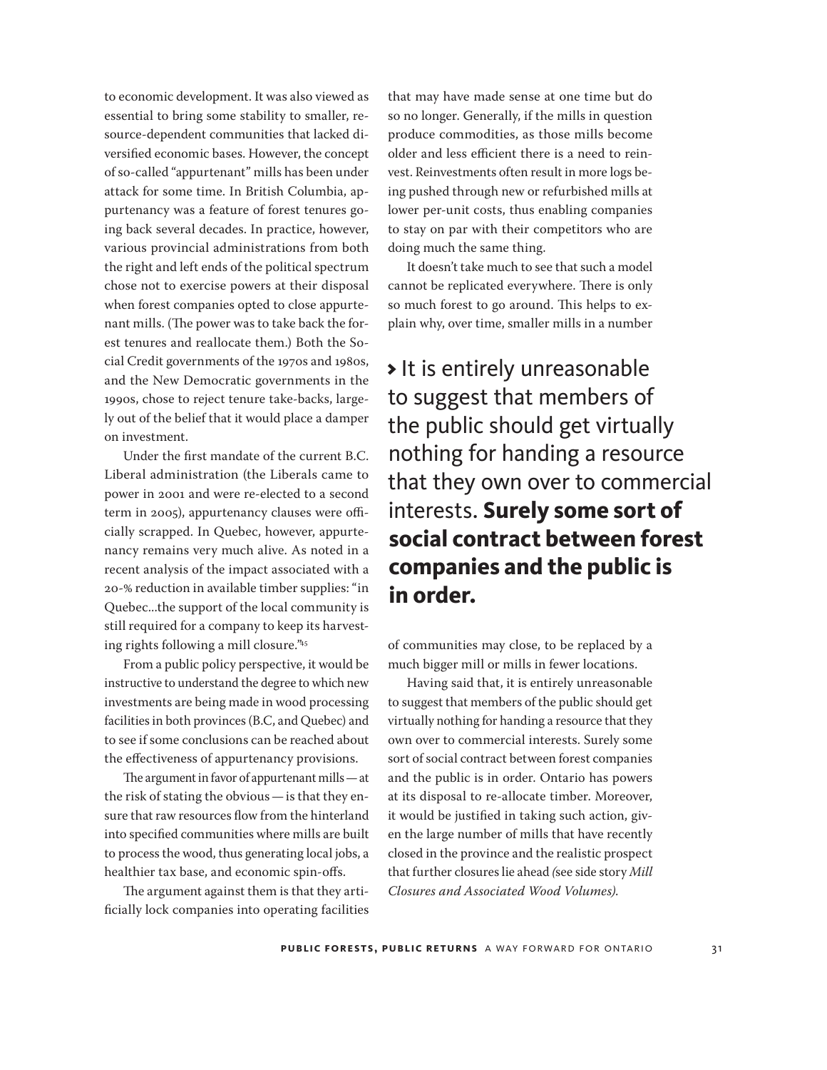to economic development. It was also viewed as essential to bring some stability to smaller, resource-dependent communities that lacked diversified economic bases. However, the concept of so-called "appurtenant" mills has been under attack for some time. In British Columbia, appurtenancy was a feature of forest tenures going back several decades. In practice, however, various provincial administrations from both the right and left ends of the political spectrum chose not to exercise powers at their disposal when forest companies opted to close appurtenant mills. (The power was to take back the forest tenures and reallocate them.) Both the Social Credit governments of the 1970s and 1980s, and the New Democratic governments in the 1990s, chose to reject tenure take-backs, largely out of the belief that it would place a damper on investment.

Under the first mandate of the current B.C. Liberal administration (the Liberals came to power in 2001 and were re-elected to a second term in 2005), appurtenancy clauses were officially scrapped. In Quebec, however, appurtenancy remains very much alive. As noted in a recent analysis of the impact associated with a 20-% reduction in available timber supplies: "in Quebec...the support of the local community is still required for a company to keep its harvesting rights following a mill closure."[45]

From a public policy perspective, it would be instructive to understand the degree to which new investments are being made in wood processing facilities in both provinces (B.C, and Quebec) and to see if some conclusions can be reached about the effectiveness of appurtenancy provisions.

The argument in favor of appurtenant mills — at the risk of stating the obvious — is that they ensure that raw resources flow from the hinterland into specified communities where mills are built to process the wood, thus generating local jobs, a healthier tax base, and economic spin-offs.

The argument against them is that they artificially lock companies into operating facilities that may have made sense at one time but do so no longer. Generally, if the mills in question produce commodities, as those mills become older and less efficient there is a need to reinvest. Reinvestments often result in more logs being pushed through new or refurbished mills at lower per-unit costs, thus enabling companies to stay on par with their competitors who are doing much the same thing.

It doesn't take much to see that such a model cannot be replicated everywhere. There is only so much forest to go around. This helps to explain why, over time, smaller mills in a number of communities may close, to be replaced by a much bigger mill or mills in fewer locations.

> It is entirely unreasonable to suggest that members of the public should get virtually nothing for handing a resource that they own over to commercial interests. **Surely some sort of social contract between forest companies and the public is in order.**

Having said that, it is entirely unreasonable to suggest that members of the public should get virtually nothing for handing a resource that they own over to commercial interests. Surely some sort of social contract between forest companies and the public is in order. Ontario has powers at its disposal to re-allocate timber. Moreover, it would be justified in taking such action, given the large number of mills that have recently closed in the province and the realistic prospect that further closures lie ahead (see side story *Mill Closures and Associated Wood Volumes).*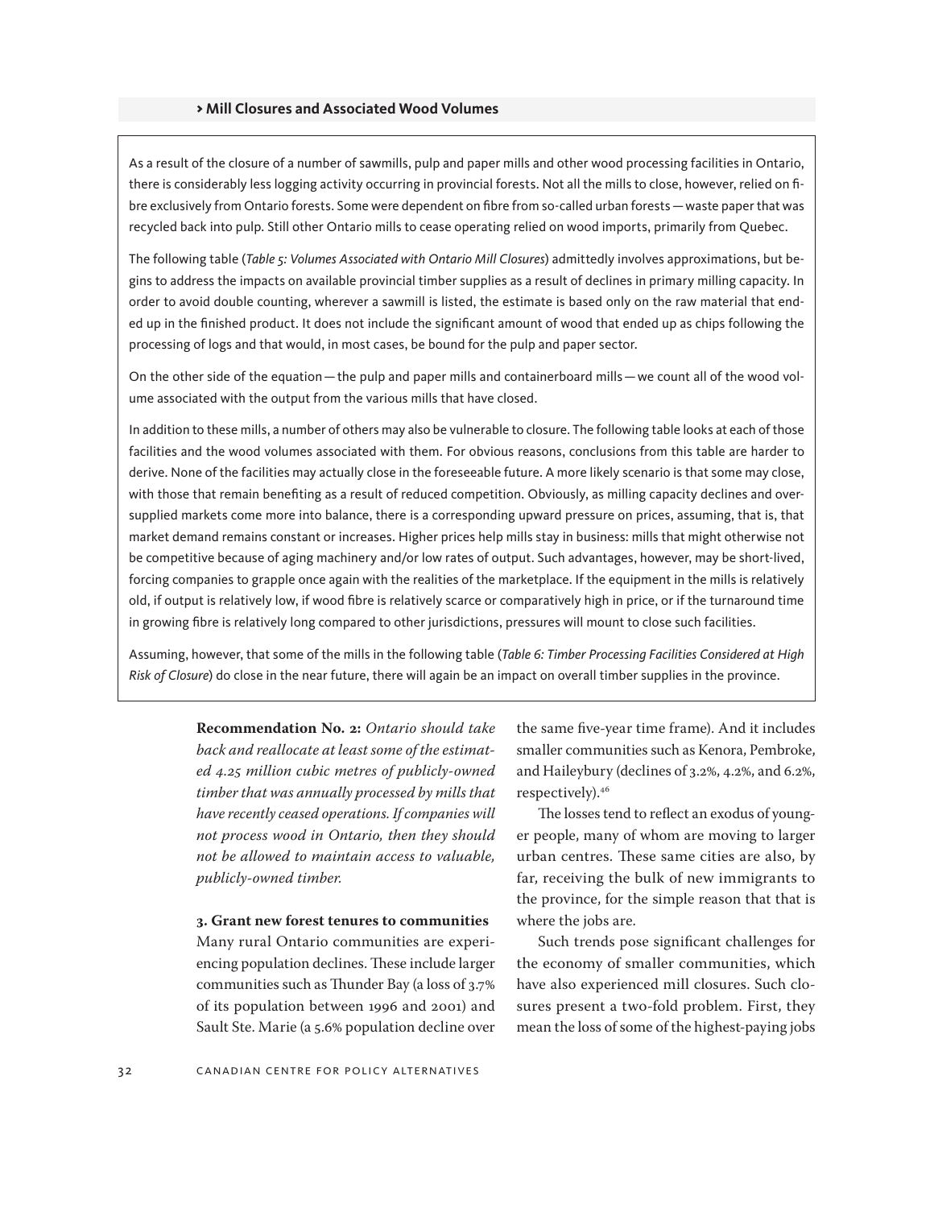## › Mill Closures and Associated Wood Volumes

As a result of the closure of a number of sawmills, pulp and paper mills and other wood processing facilities in Ontario, there is considerably less logging activity occurring in provincial forests. Not all the mills to close, however, relied on fibre exclusively from Ontario forests. Some were dependent on fibre from so-called urban forests — waste paper that was recycled back into pulp. Still other Ontario mills to cease operating relied on wood imports, primarily from Quebec.

The following table (*Table 5: Volumes Associated with Ontario Mill Closures*) admittedly involves approximations, but begins to address the impacts on available provincial timber supplies as a result of declines in primary milling capacity. In order to avoid double counting, wherever a sawmill is listed, the estimate is based only on the raw material that ended up in the finished product. It does not include the significant amount of wood that ended up as chips following the processing of logs and that would, in most cases, be bound for the pulp and paper sector.

On the other side of the equation — the pulp and paper mills and containerboard mills — we count all of the wood volume associated with the output from the various mills that have closed.

In addition to these mills, a number of others may also be vulnerable to closure. The following table looks at each of those facilities and the wood volumes associated with them. For obvious reasons, conclusions from this table are harder to derive. None of the facilities may actually close in the foreseeable future. A more likely scenario is that some may close, with those that remain benefiting as a result of reduced competition. Obviously, as milling capacity declines and oversupplied markets come more into balance, there is a corresponding upward pressure on prices, assuming, that is, that market demand remains constant or increases. Higher prices help mills stay in business: mills that might otherwise not be competitive because of aging machinery and/or low rates of output. Such advantages, however, may be short-lived, forcing companies to grapple once again with the realities of the marketplace. If the equipment in the mills is relatively old, if output is relatively low, if wood fibre is relatively scarce or comparatively high in price, or if the turnaround time in growing fibre is relatively long compared to other jurisdictions, pressures will mount to close such facilities.

Assuming, however, that some of the mills in the following table (*Table 6: Timber Processing Facilities Considered at High Risk of Closure*) do close in the near future, there will again be an impact on overall timber supplies in the province.

**Recommendation No. 2:** *Ontario should take back and reallocate at least some of the estimated 4.25 million cubic metres of publicly-owned timber that was annually processed by mills that have recently ceased operations. If companies will not process wood in Ontario, then they should not be allowed to maintain access to valuable, publicly-owned timber.*

**3. Grant new forest tenures to communities**

Many rural Ontario communities are experiencing population declines. These include larger communities such as Thunder Bay (a loss of 3.7% of its population between 1996 and 2001) and Sault Ste. Marie (a 5.6% population decline over the same five-year time frame). And it includes smaller communities such as Kenora, Pembroke, and Haileybury (declines of 3.2%, 4.2%, and 6.2%, respectively).[46]

The losses tend to reflect an exodus of younger people, many of whom are moving to larger urban centres. These same cities are also, by far, receiving the bulk of new immigrants to the province, for the simple reason that that is where the jobs are.

Such trends pose significant challenges for the economy of smaller communities, which have also experienced mill closures. Such closures present a two-fold problem. First, they mean the loss of some of the highest-paying jobs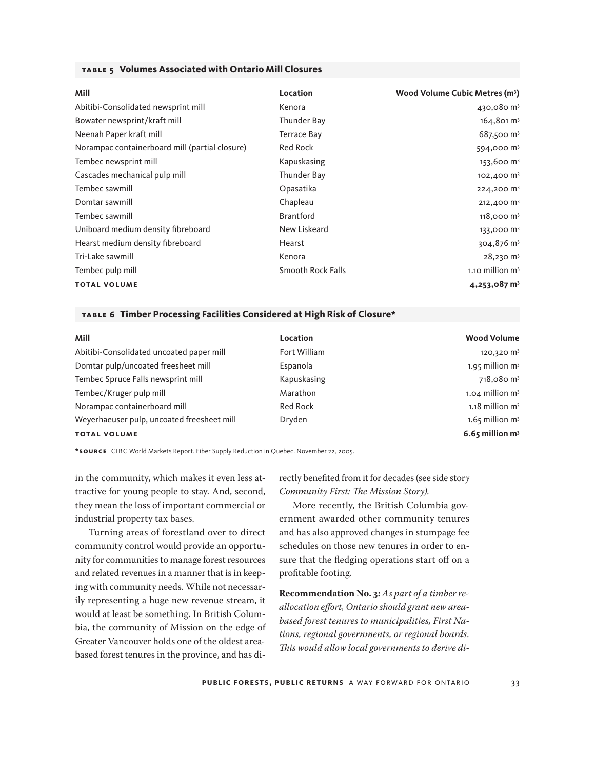**TABLE 5 Volumes Associated with Ontario Mill Closures**

| Mill | Location | Wood Volume Cubic Metres ($m^3$) |
|---|---|---|
| Abitibi-Consolidated newsprint mill | Kenora | 430,080 $m^3$ |
| Bowater newsprint/kraft mill | Thunder Bay | 164,801 $m^3$ |
| Neenah Paper kraft mill | Terrace Bay | 687,500 $m^3$ |
| Norampac containerboard mill (partial closure) | Red Rock | 594,000 $m^3$ |
| Tembec newsprint mill | Kapuskasing | 153,600 $m^3$ |
| Cascades mechanical pulp mill | Thunder Bay | 102,400 $m^3$ |
| Tembec sawmill | Opasatika | 224,200 $m^3$ |
| Domtar sawmill | Chapleau | 212,400 $m^3$ |
| Tembec sawmill | Brantford | 118,000 $m^3$ |
| Uniboard medium density fibreboard | New Liskeard | 133,000 $m^3$ |
| Hearst medium density fibreboard | Hearst | 304,876 $m^3$ |
| Tri-Lake sawmill | Kenora | 28,230 $m^3$ |
| Tembec pulp mill | Smooth Rock Falls | 1.10 million $m^3$ |
| **TOTAL VOLUME** | | **4,253,087 $m^3$** |

**TABLE 6 Timber Processing Facilities Considered at High Risk of Closure***

| Mill | Location | Wood Volume |
|---|---|---|
| Abitibi-Consolidated uncoated paper mill | Fort William | 120,320 $m^3$ |
| Domtar pulp/uncoated freesheet mill | Espanola | 1.95 million $m^3$ |
| Tembec Spruce Falls newsprint mill | Kapuskasing | 718,080 $m^3$ |
| Tembec/Kruger pulp mill | Marathon | 1.04 million $m^3$ |
| Norampac containerboard mill | Red Rock | 1.18 million $m^3$ |
| Weyerhaeuser pulp, uncoated freesheet mill | Dryden | 1.65 million $m^3$ |
| **TOTAL VOLUME** | | **6.65 million $m^3$** |

***SOURCE** CIBC World Markets Report. Fiber Supply Reduction in Quebec. November 22, 2005.

in the community, which makes it even less attractive for young people to stay. And, second, they mean the loss of important commercial or industrial property tax bases.

Turning areas of forestland over to direct community control would provide an opportunity for communities to manage forest resources and related revenues in a manner that is in keeping with community needs. While not necessarily representing a huge new revenue stream, it would at least be something. In British Columbia, the community of Mission on the edge of Greater Vancouver holds one of the oldest area-based forest tenures in the province, and has directly benefited from it for decades (see side story *Community First: The Mission Story*).

More recently, the British Columbia government awarded other community tenures and has also approved changes in stumpage fee schedules on those new tenures in order to ensure that the fledging operations start off on a profitable footing.

**Recommendation No. 3:** *As part of a timber reallocation effort, Ontario should grant new area-based forest tenures to municipalities, First Nations, regional governments, or regional boards. This would allow local governments to derive di-*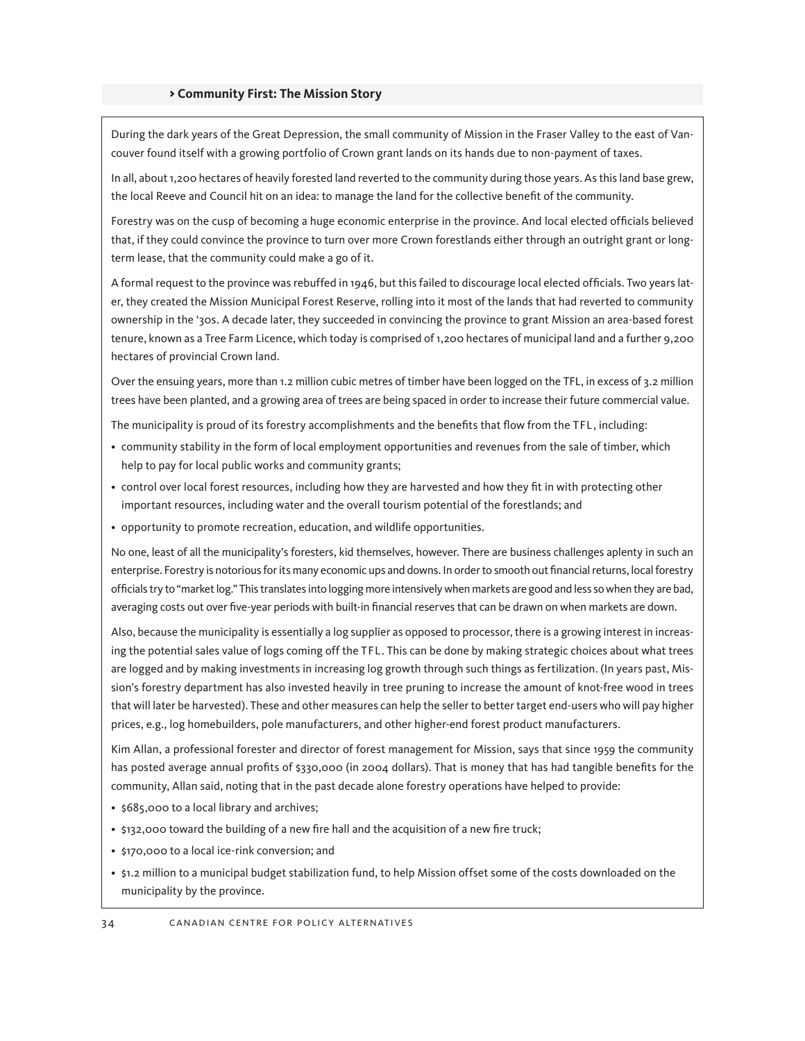### › Community First: The Mission Story

During the dark years of the Great Depression, the small community of Mission in the Fraser Valley to the east of Vancouver found itself with a growing portfolio of Crown grant lands on its hands due to non-payment of taxes.

In all, about 1,200 hectares of heavily forested land reverted to the community during those years. As this land base grew, the local Reeve and Council hit on an idea: to manage the land for the collective benefit of the community.

Forestry was on the cusp of becoming a huge economic enterprise in the province. And local elected officials believed that, if they could convince the province to turn over more Crown forestlands either through an outright grant or long-term lease, that the community could make a go of it.

A formal request to the province was rebuffed in 1946, but this failed to discourage local elected officials. Two years later, they created the Mission Municipal Forest Reserve, rolling into it most of the lands that had reverted to community ownership in the '30s. A decade later, they succeeded in convincing the province to grant Mission an area-based forest tenure, known as a Tree Farm Licence, which today is comprised of 1,200 hectares of municipal land and a further 9,200 hectares of provincial Crown land.

Over the ensuing years, more than 1.2 million cubic metres of timber have been logged on the TFL, in excess of 3.2 million trees have been planted, and a growing area of trees are being spaced in order to increase their future commercial value.

The municipality is proud of its forestry accomplishments and the benefits that flow from the TFL, including:

- community stability in the form of local employment opportunities and revenues from the sale of timber, which help to pay for local public works and community grants;
- control over local forest resources, including how they are harvested and how they fit in with protecting other important resources, including water and the overall tourism potential of the forestlands; and
- opportunity to promote recreation, education, and wildlife opportunities.

No one, least of all the municipality's foresters, kid themselves, however. There are business challenges aplenty in such an enterprise. Forestry is notorious for its many economic ups and downs. In order to smooth out financial returns, local forestry officials try to "market log." This translates into logging more intensively when markets are good and less so when they are bad, averaging costs out over five-year periods with built-in financial reserves that can be drawn on when markets are down.

Also, because the municipality is essentially a log supplier as opposed to processor, there is a growing interest in increasing the potential sales value of logs coming off the TFL. This can be done by making strategic choices about what trees are logged and by making investments in increasing log growth through such things as fertilization. (In years past, Mission's forestry department has also invested heavily in tree pruning to increase the amount of knot-free wood in trees that will later be harvested). These and other measures can help the seller to better target end-users who will pay higher prices, e.g., log homebuilders, pole manufacturers, and other higher-end forest product manufacturers.

Kim Allan, a professional forester and director of forest management for Mission, says that since 1959 the community has posted average annual profits of $330,000 (in 2004 dollars). That is money that has had tangible benefits for the community, Allan said, noting that in the past decade alone forestry operations have helped to provide:

- $685,000 to a local library and archives;
- $132,000 toward the building of a new fire hall and the acquisition of a new fire truck;
- $170,000 to a local ice-rink conversion; and
- $1.2 million to a municipal budget stabilization fund, to help Mission offset some of the costs downloaded on the municipality by the province.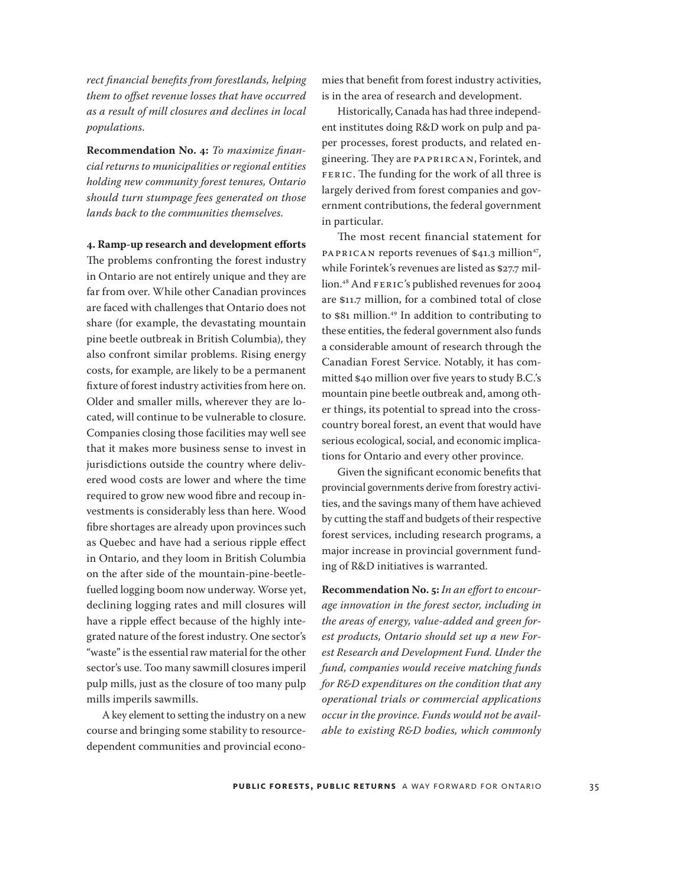*rect financial benefits from forestlands, helping them to offset revenue losses that have occurred as a result of mill closures and declines in local populations.*

**Recommendation No. 4:** *To maximize financial returns to municipalities or regional entities holding new community forest tenures, Ontario should turn stumpage fees generated on those lands back to the communities themselves.*

**4. Ramp-up research and development efforts**

The problems confronting the forest industry in Ontario are not entirely unique and they are far from over. While other Canadian provinces are faced with challenges that Ontario does not share (for example, the devastating mountain pine beetle outbreak in British Columbia), they also confront similar problems. Rising energy costs, for example, are likely to be a permanent fixture of forest industry activities from here on. Older and smaller mills, wherever they are located, will continue to be vulnerable to closure. Companies closing those facilities may well see that it makes more business sense to invest in jurisdictions outside the country where delivered wood costs are lower and where the time required to grow new wood fibre and recoup investments is considerably less than here. Wood fibre shortages are already upon provinces such as Quebec and have had a serious ripple effect in Ontario, and they loom in British Columbia on the after side of the mountain-pine-beetle-fuelled logging boom now underway. Worse yet, declining logging rates and mill closures will have a ripple effect because of the highly integrated nature of the forest industry. One sector's "waste" is the essential raw material for the other sector's use. Too many sawmill closures imperil pulp mills, just as the closure of too many pulp mills imperils sawmills.

A key element to setting the industry on a new course and bringing some stability to resource-dependent communities and provincial economies that benefit from forest industry activities, is in the area of research and development.

Historically, Canada has had three independent institutes doing R&D work on pulp and paper processes, forest products, and related engineering. They are PAPRIRCAN, Forintek, and FERIC. The funding for the work of all three is largely derived from forest companies and government contributions, the federal government in particular.

The most recent financial statement for PAPRICAN reports revenues of \$41.3 million[47], while Forintek's revenues are listed as \$27.7 million.[48] And FERIC's published revenues for 2004 are \$11.7 million, for a combined total of close to \$81 million.[49] In addition to contributing to these entities, the federal government also funds a considerable amount of research through the Canadian Forest Service. Notably, it has committed \$40 million over five years to study B.C.'s mountain pine beetle outbreak and, among other things, its potential to spread into the cross-country boreal forest, an event that would have serious ecological, social, and economic implications for Ontario and every other province.

Given the significant economic benefits that provincial governments derive from forestry activities, and the savings many of them have achieved by cutting the staff and budgets of their respective forest services, including research programs, a major increase in provincial government funding of R&D initiatives is warranted.

**Recommendation No. 5:** *In an effort to encourage innovation in the forest sector, including in the areas of energy, value-added and green forest products, Ontario should set up a new Forest Research and Development Fund. Under the fund, companies would receive matching funds for R&D expenditures on the condition that any operational trials or commercial applications occur in the province. Funds would not be available to existing R&D bodies, which commonly*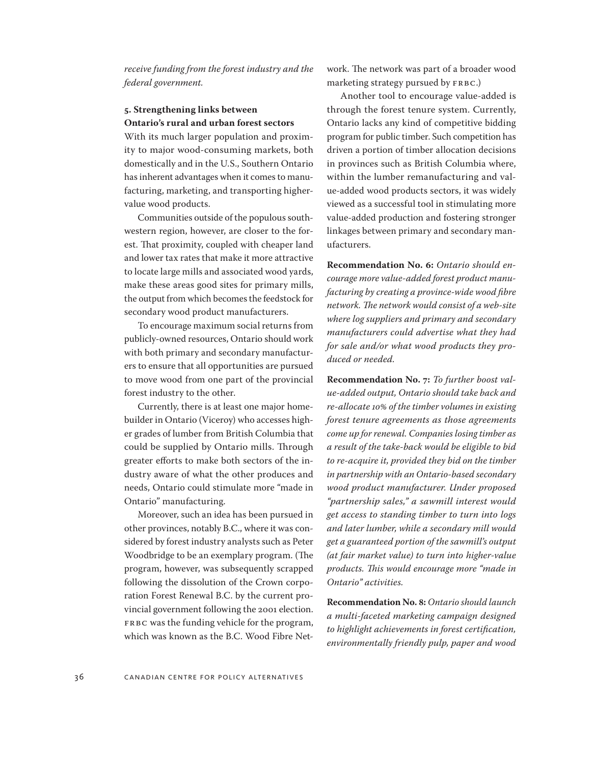*receive funding from the forest industry and the federal government.*

### 5. Strengthening links between Ontario's rural and urban forest sectors

With its much larger population and proximity to major wood-consuming markets, both domestically and in the U.S., Southern Ontario has inherent advantages when it comes to manufacturing, marketing, and transporting higher-value wood products.

Communities outside of the populous southwestern region, however, are closer to the forest. That proximity, coupled with cheaper land and lower tax rates that make it more attractive to locate large mills and associated wood yards, make these areas good sites for primary mills, the output from which becomes the feedstock for secondary wood product manufacturers.

To encourage maximum social returns from publicly-owned resources, Ontario should work with both primary and secondary manufacturers to ensure that all opportunities are pursued to move wood from one part of the provincial forest industry to the other.

Currently, there is at least one major homebuilder in Ontario (Viceroy) who accesses higher grades of lumber from British Columbia that could be supplied by Ontario mills. Through greater efforts to make both sectors of the industry aware of what the other produces and needs, Ontario could stimulate more "made in Ontario" manufacturing.

Moreover, such an idea has been pursued in other provinces, notably B.C., where it was considered by forest industry analysts such as Peter Woodbridge to be an exemplary program. (The program, however, was subsequently scrapped following the dissolution of the Crown corporation Forest Renewal B.C. by the current provincial government following the 2001 election. FRBC was the funding vehicle for the program, which was known as the B.C. Wood Fibre Network. The network was part of a broader wood marketing strategy pursued by FRBC.)

Another tool to encourage value-added is through the forest tenure system. Currently, Ontario lacks any kind of competitive bidding program for public timber. Such competition has driven a portion of timber allocation decisions in provinces such as British Columbia where, within the lumber remanufacturing and value-added wood products sectors, it was widely viewed as a successful tool in stimulating more value-added production and fostering stronger linkages between primary and secondary manufacturers.

**Recommendation No. 6:** *Ontario should encourage more value-added forest product manufacturing by creating a province-wide wood fibre network. The network would consist of a web-site where log suppliers and primary and secondary manufacturers could advertise what they had for sale and/or what wood products they produced or needed.*

**Recommendation No. 7:** *To further boost value-added output, Ontario should take back and re-allocate 10% of the timber volumes in existing forest tenure agreements as those agreements come up for renewal. Companies losing timber as a result of the take-back would be eligible to bid to re-acquire it, provided they bid on the timber in partnership with an Ontario-based secondary wood product manufacturer. Under proposed "partnership sales," a sawmill interest would get access to standing timber to turn into logs and later lumber, while a secondary mill would get a guaranteed portion of the sawmill's output (at fair market value) to turn into higher-value products. This would encourage more "made in Ontario" activities.*

**Recommendation No. 8:** *Ontario should launch a multi-faceted marketing campaign designed to highlight achievements in forest certification, environmentally friendly pulp, paper and wood*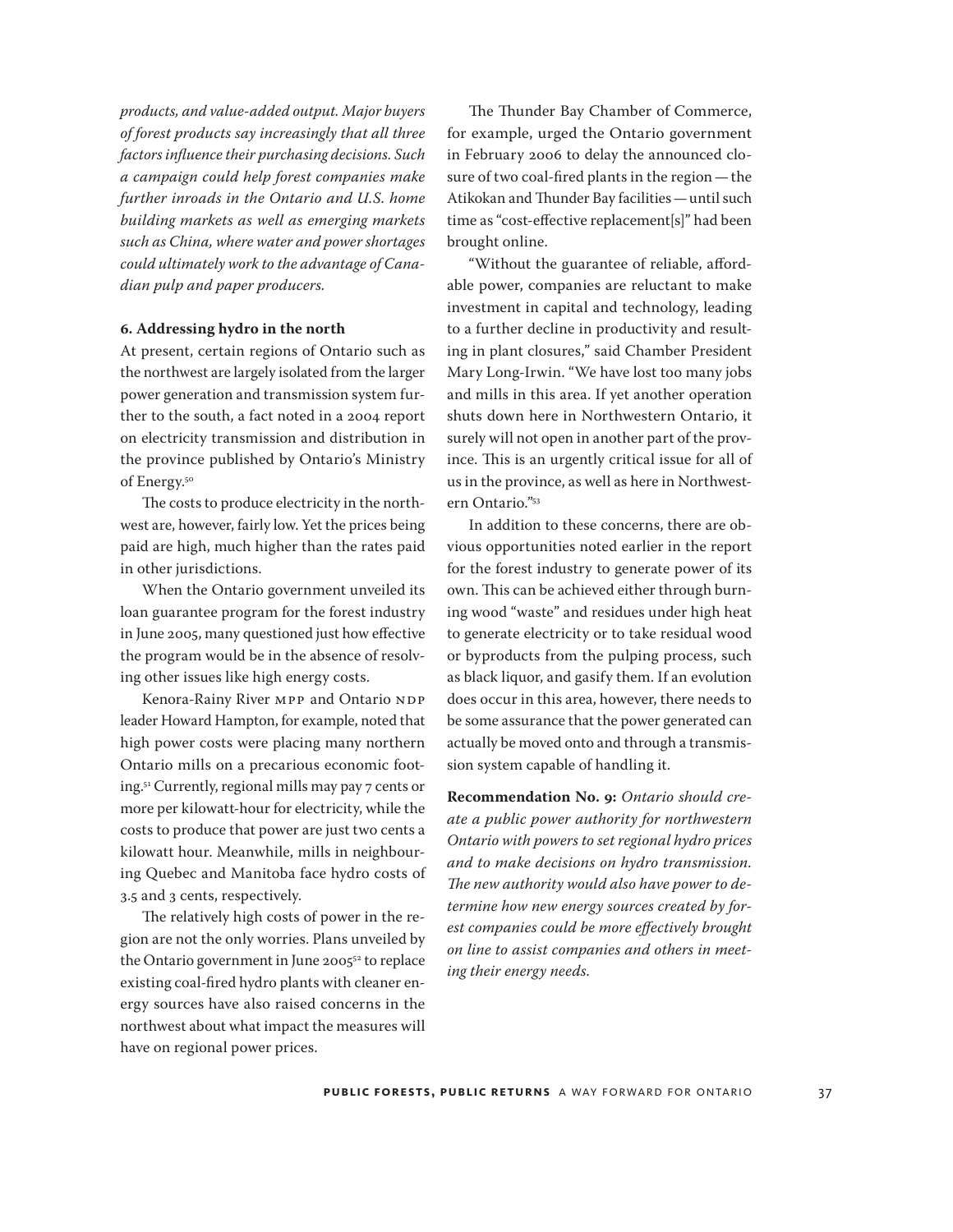*products, and value-added output. Major buyers of forest products say increasingly that all three factors influence their purchasing decisions. Such a campaign could help forest companies make further inroads in the Ontario and U.S. home building markets as well as emerging markets such as China, where water and power shortages could ultimately work to the advantage of Canadian pulp and paper producers.*

### 6. Addressing hydro in the north

At present, certain regions of Ontario such as the northwest are largely isolated from the larger power generation and transmission system further to the south, a fact noted in a 2004 report on electricity transmission and distribution in the province published by Ontario's Ministry of Energy.[50]

The costs to produce electricity in the northwest are, however, fairly low. Yet the prices being paid are high, much higher than the rates paid in other jurisdictions.

When the Ontario government unveiled its loan guarantee program for the forest industry in June 2005, many questioned just how effective the program would be in the absence of resolving other issues like high energy costs.

Kenora-Rainy River MPP and Ontario NDP leader Howard Hampton, for example, noted that high power costs were placing many northern Ontario mills on a precarious economic footing.[51] Currently, regional mills may pay 7 cents or more per kilowatt-hour for electricity, while the costs to produce that power are just two cents a kilowatt hour. Meanwhile, mills in neighbouring Quebec and Manitoba face hydro costs of 3.5 and 3 cents, respectively.

The relatively high costs of power in the region are not the only worries. Plans unveiled by the Ontario government in June 2005[52] to replace existing coal-fired hydro plants with cleaner energy sources have also raised concerns in the northwest about what impact the measures will have on regional power prices.

The Thunder Bay Chamber of Commerce, for example, urged the Ontario government in February 2006 to delay the announced closure of two coal-fired plants in the region — the Atikokan and Thunder Bay facilities — until such time as "cost-effective replacement[s]" had been brought online.

"Without the guarantee of reliable, affordable power, companies are reluctant to make investment in capital and technology, leading to a further decline in productivity and resulting in plant closures," said Chamber President Mary Long-Irwin. "We have lost too many jobs and mills in this area. If yet another operation shuts down here in Northwestern Ontario, it surely will not open in another part of the province. This is an urgently critical issue for all of us in the province, as well as here in Northwestern Ontario."[53]

In addition to these concerns, there are obvious opportunities noted earlier in the report for the forest industry to generate power of its own. This can be achieved either through burning wood "waste" and residues under high heat to generate electricity or to take residual wood or byproducts from the pulping process, such as black liquor, and gasify them. If an evolution does occur in this area, however, there needs to be some assurance that the power generated can actually be moved onto and through a transmission system capable of handling it.

**Recommendation No. 9:** *Ontario should create a public power authority for northwestern Ontario with powers to set regional hydro prices and to make decisions on hydro transmission. The new authority would also have power to determine how new energy sources created by forest companies could be more effectively brought on line to assist companies and others in meeting their energy needs.*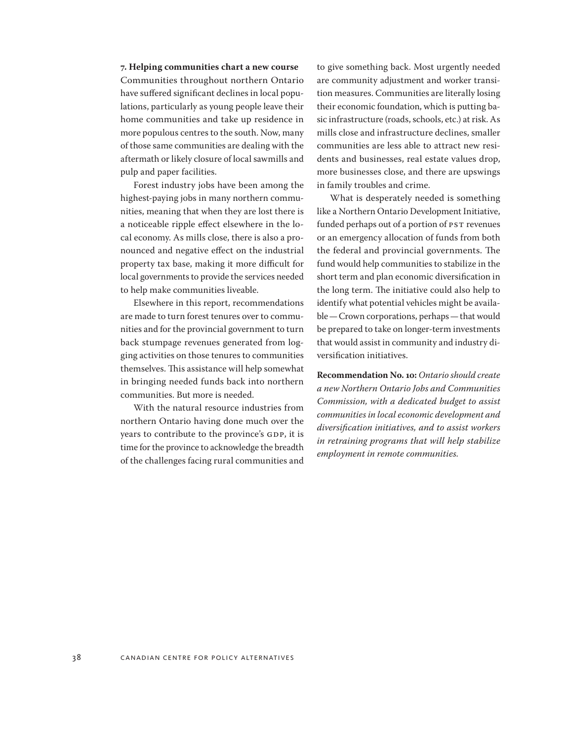### 7. Helping communities chart a new course

Communities throughout northern Ontario have suffered significant declines in local populations, particularly as young people leave their home communities and take up residence in more populous centres to the south. Now, many of those same communities are dealing with the aftermath or likely closure of local sawmills and pulp and paper facilities.

Forest industry jobs have been among the highest-paying jobs in many northern communities, meaning that when they are lost there is a noticeable ripple effect elsewhere in the local economy. As mills close, there is also a pronounced and negative effect on the industrial property tax base, making it more difficult for local governments to provide the services needed to help make communities liveable.

Elsewhere in this report, recommendations are made to turn forest tenures over to communities and for the provincial government to turn back stumpage revenues generated from logging activities on those tenures to communities themselves. This assistance will help somewhat in bringing needed funds back into northern communities. But more is needed.

With the natural resource industries from northern Ontario having done much over the years to contribute to the province's GDP, it is time for the province to acknowledge the breadth of the challenges facing rural communities and to give something back. Most urgently needed are community adjustment and worker transition measures. Communities are literally losing their economic foundation, which is putting basic infrastructure (roads, schools, etc.) at risk. As mills close and infrastructure declines, smaller communities are less able to attract new residents and businesses, real estate values drop, more businesses close, and there are upswings in family troubles and crime.

What is desperately needed is something like a Northern Ontario Development Initiative, funded perhaps out of a portion of PST revenues or an emergency allocation of funds from both the federal and provincial governments. The fund would help communities to stabilize in the short term and plan economic diversification in the long term. The initiative could also help to identify what potential vehicles might be available — Crown corporations, perhaps — that would be prepared to take on longer-term investments that would assist in community and industry diversification initiatives.

**Recommendation No. 10:** *Ontario should create a new Northern Ontario Jobs and Communities Commission, with a dedicated budget to assist communities in local economic development and diversification initiatives, and to assist workers in retraining programs that will help stabilize employment in remote communities.*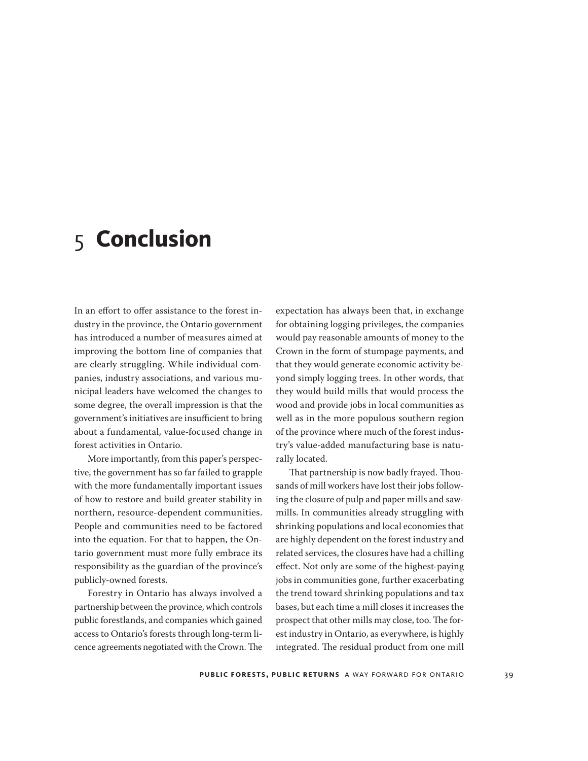# 5 Conclusion

In an effort to offer assistance to the forest industry in the province, the Ontario government has introduced a number of measures aimed at improving the bottom line of companies that are clearly struggling. While individual companies, industry associations, and various municipal leaders have welcomed the changes to some degree, the overall impression is that the government's initiatives are insufficient to bring about a fundamental, value-focused change in forest activities in Ontario.

More importantly, from this paper's perspective, the government has so far failed to grapple with the more fundamentally important issues of how to restore and build greater stability in northern, resource-dependent communities. People and communities need to be factored into the equation. For that to happen, the Ontario government must more fully embrace its responsibility as the guardian of the province's publicly-owned forests.

Forestry in Ontario has always involved a partnership between the province, which controls public forestlands, and companies which gained access to Ontario's forests through long-term licence agreements negotiated with the Crown. The expectation has always been that, in exchange for obtaining logging privileges, the companies would pay reasonable amounts of money to the Crown in the form of stumpage payments, and that they would generate economic activity beyond simply logging trees. In other words, that they would build mills that would process the wood and provide jobs in local communities as well as in the more populous southern region of the province where much of the forest industry's value-added manufacturing base is naturally located.

That partnership is now badly frayed. Thousands of mill workers have lost their jobs following the closure of pulp and paper mills and sawmills. In communities already struggling with shrinking populations and local economies that are highly dependent on the forest industry and related services, the closures have had a chilling effect. Not only are some of the highest-paying jobs in communities gone, further exacerbating the trend toward shrinking populations and tax bases, but each time a mill closes it increases the prospect that other mills may close, too. The forest industry in Ontario, as everywhere, is highly integrated. The residual product from one mill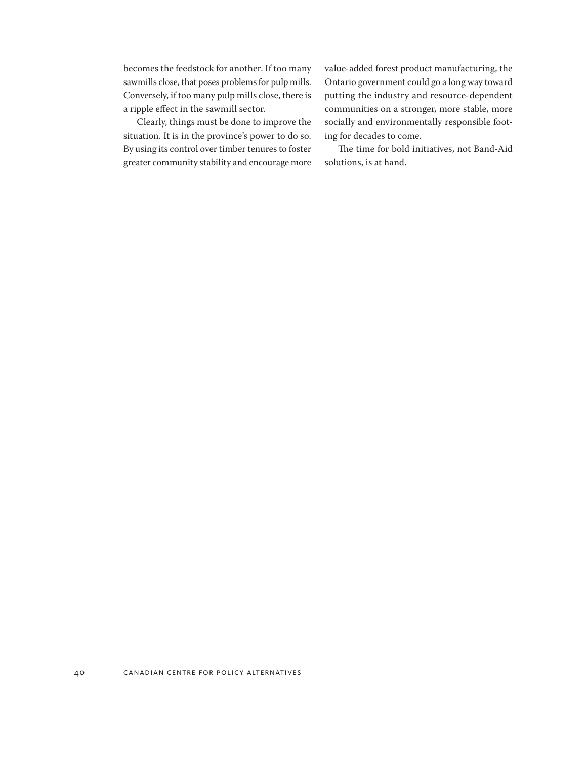becomes the feedstock for another. If too many sawmills close, that poses problems for pulp mills. Conversely, if too many pulp mills close, there is a ripple effect in the sawmill sector.

Clearly, things must be done to improve the situation. It is in the province's power to do so. By using its control over timber tenures to foster greater community stability and encourage more value-added forest product manufacturing, the Ontario government could go a long way toward putting the industry and resource-dependent communities on a stronger, more stable, more socially and environmentally responsible footing for decades to come.

The time for bold initiatives, not Band-Aid solutions, is at hand.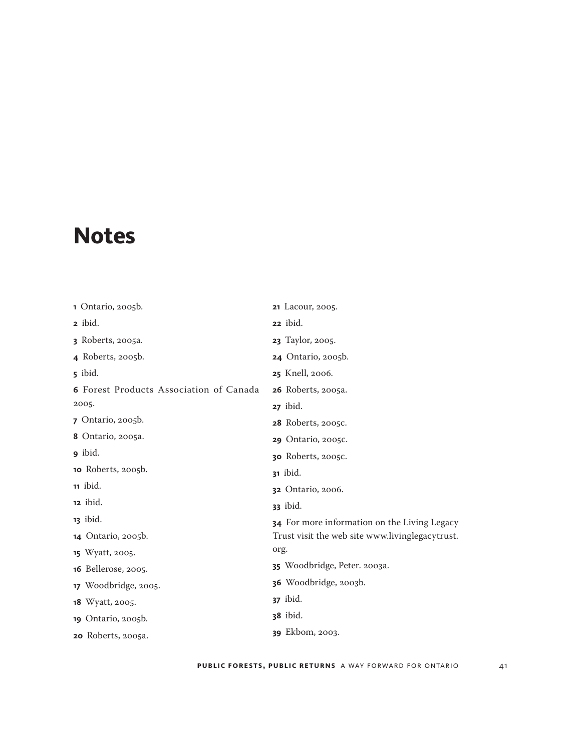# Notes

1 Ontario, 2005b.

2 ibid.

3 Roberts, 2005a.

4 Roberts, 2005b.

5 ibid.

6 Forest Products Association of Canada 2005.

7 Ontario, 2005b.

8 Ontario, 2005a.

9 ibid.

10 Roberts, 2005b.

11 ibid.

12 ibid.

13 ibid.

14 Ontario, 2005b.

15 Wyatt, 2005.

16 Bellerose, 2005.

17 Woodbridge, 2005.

18 Wyatt, 2005.

19 Ontario, 2005b.

20 Roberts, 2005a.

21 Lacour, 2005.

22 ibid.

23 Taylor, 2005.

24 Ontario, 2005b.

25 Knell, 2006.

26 Roberts, 2005a.

27 ibid.

28 Roberts, 2005c.

29 Ontario, 2005c.

30 Roberts, 2005c.

31 ibid.

32 Ontario, 2006.

33 ibid.

34 For more information on the Living Legacy Trust visit the web site www.livinglegacytrust.org.

35 Woodbridge, Peter. 2003a.

36 Woodbridge, 2003b.

37 ibid.

38 ibid.

39 Ekbom, 2003.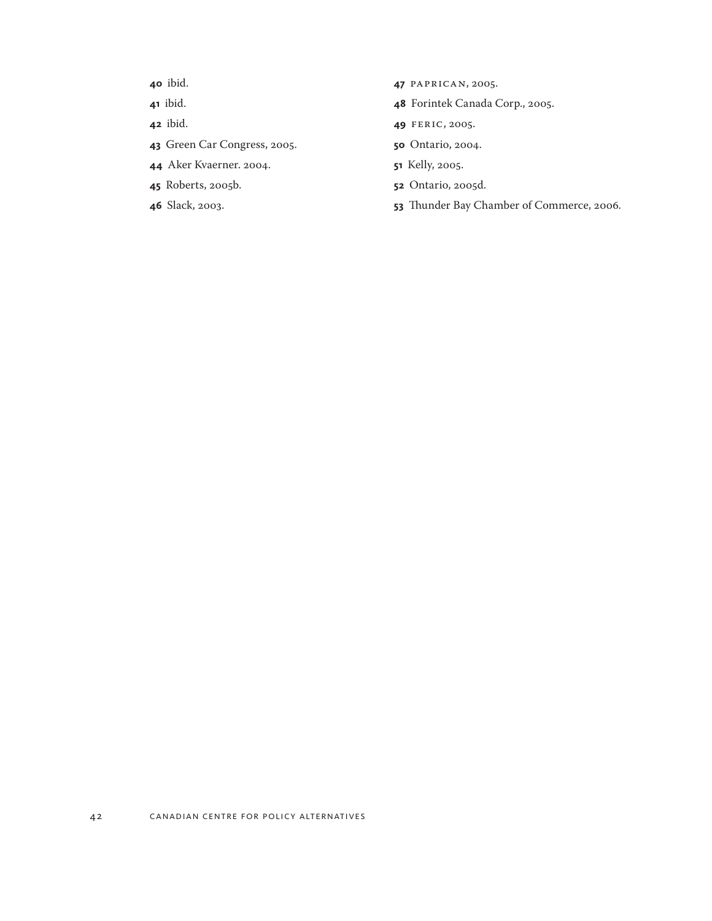**40** ibid.

**41** ibid.

**42** ibid.

**43** Green Car Congress, 2005.

**44** Aker Kvaerner. 2004.

**45** Roberts, 2005b.

**46** Slack, 2003.

**47** PAPRICAN, 2005.

**48** Forintek Canada Corp., 2005.

**49** FERIC, 2005.

**50** Ontario, 2004.

**51** Kelly, 2005.

**52** Ontario, 2005d.

**53** Thunder Bay Chamber of Commerce, 2006.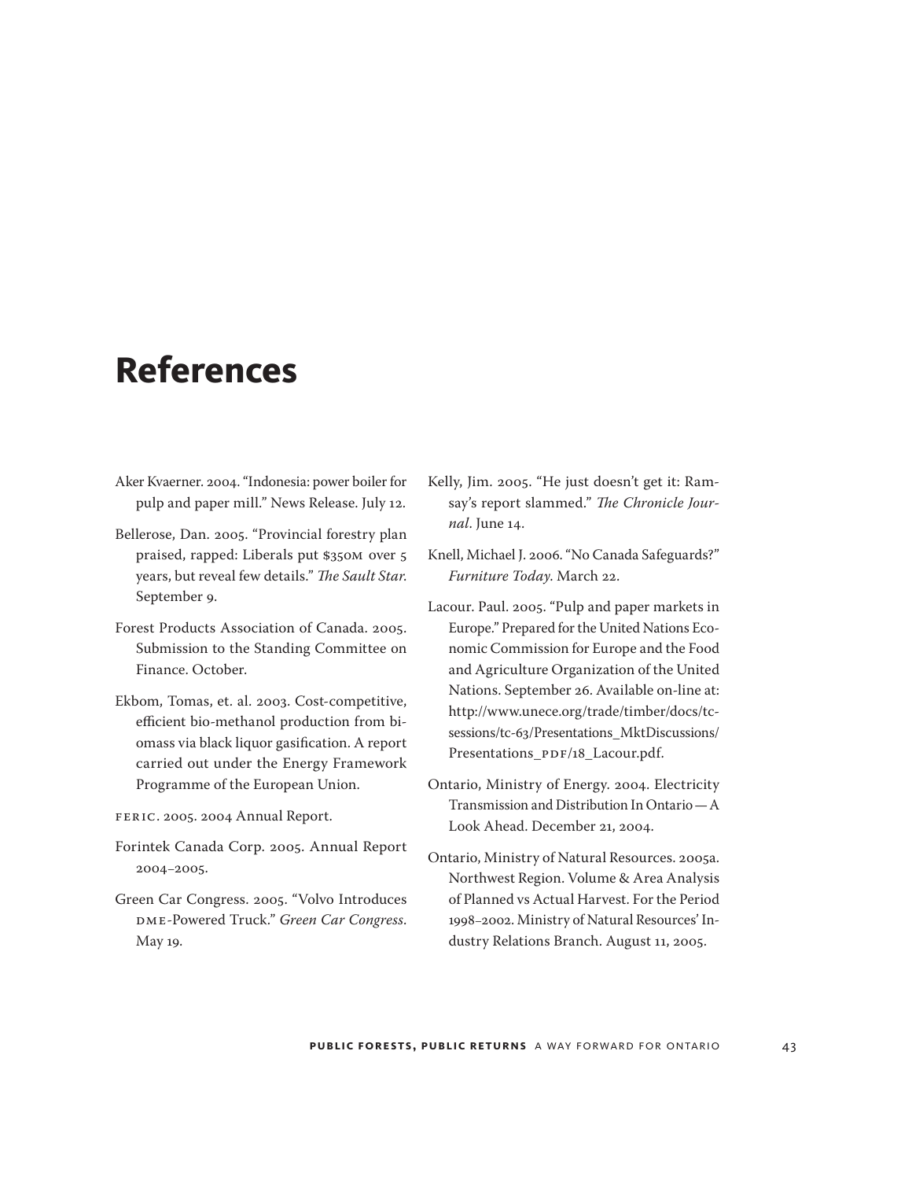# References

Aker Kvaerner. 2004. "Indonesia: power boiler for pulp and paper mill." News Release. July 12.

Bellerose, Dan. 2005. "Provincial forestry plan praised, rapped: Liberals put $350M over 5 years, but reveal few details." *The Sault Star*. September 9.

Forest Products Association of Canada. 2005. Submission to the Standing Committee on Finance. October.

Ekbom, Tomas, et. al. 2003. Cost-competitive, efficient bio-methanol production from biomass via black liquor gasification. A report carried out under the Energy Framework Programme of the European Union.

FERIC. 2005. 2004 Annual Report.

Forintek Canada Corp. 2005. Annual Report 2004–2005.

Green Car Congress. 2005. "Volvo Introduces DME-Powered Truck." *Green Car Congress*. May 19.

Kelly, Jim. 2005. "He just doesn't get it: Ramsay's report slammed." *The Chronicle Journal*. June 14.

Knell, Michael J. 2006. "No Canada Safeguards?" *Furniture Today*. March 22.

Lacour. Paul. 2005. "Pulp and paper markets in Europe." Prepared for the United Nations Economic Commission for Europe and the Food and Agriculture Organization of the United Nations. September 26. Available on-line at: http://www.unece.org/trade/timber/docs/tc-sessions/tc-63/Presentations_MktDiscussions/Presentations_PDF/18_Lacour.pdf.

Ontario, Ministry of Energy. 2004. Electricity Transmission and Distribution In Ontario — A Look Ahead. December 21, 2004.

Ontario, Ministry of Natural Resources. 2005a. Northwest Region. Volume & Area Analysis of Planned vs Actual Harvest. For the Period 1998–2002. Ministry of Natural Resources' Industry Relations Branch. August 11, 2005.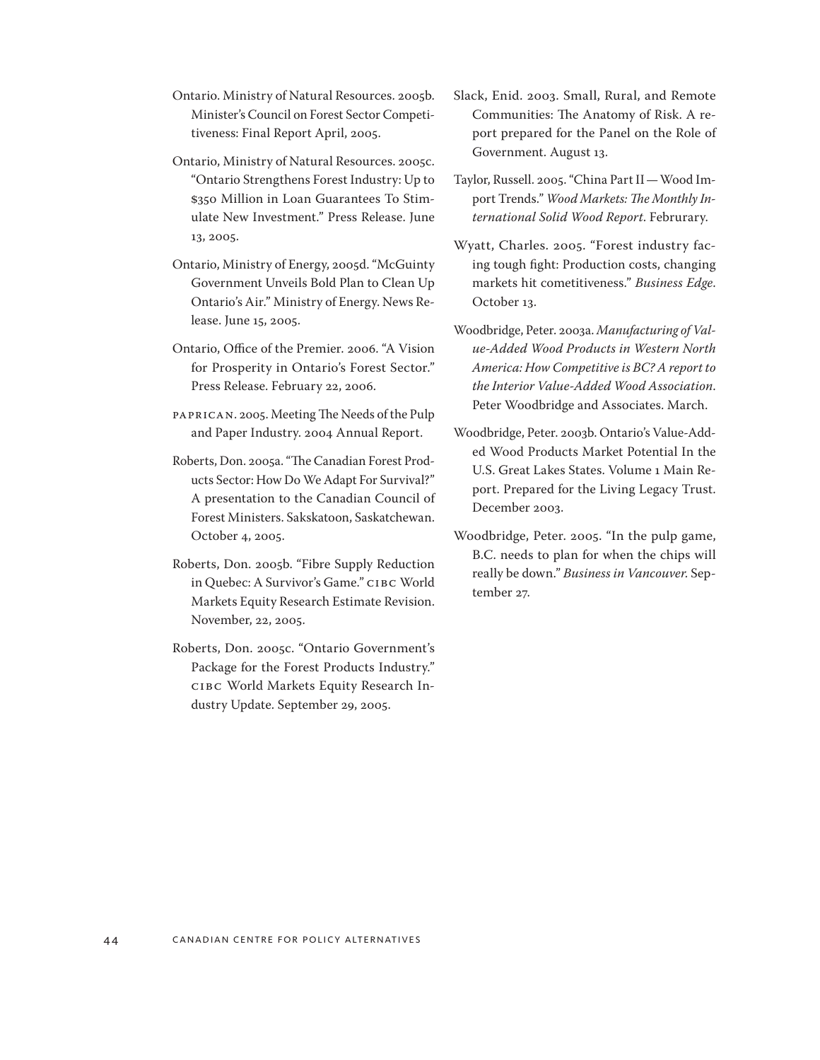Ontario. Ministry of Natural Resources. 2005b. Minister's Council on Forest Sector Competitiveness: Final Report April, 2005.

Ontario, Ministry of Natural Resources. 2005c. "Ontario Strengthens Forest Industry: Up to $350 Million in Loan Guarantees To Stimulate New Investment." Press Release. June 13, 2005.

Ontario, Ministry of Energy, 2005d. "McGuinty Government Unveils Bold Plan to Clean Up Ontario's Air." Ministry of Energy. News Release. June 15, 2005.

Ontario, Office of the Premier. 2006. "A Vision for Prosperity in Ontario's Forest Sector." Press Release. February 22, 2006.

PAPRICAN. 2005. Meeting The Needs of the Pulp and Paper Industry. 2004 Annual Report.

Roberts, Don. 2005a. "The Canadian Forest Products Sector: How Do We Adapt For Survival?" A presentation to the Canadian Council of Forest Ministers. Sakskatoon, Saskatchewan. October 4, 2005.

Roberts, Don. 2005b. "Fibre Supply Reduction in Quebec: A Survivor's Game." CIBC World Markets Equity Research Estimate Revision. November, 22, 2005.

Roberts, Don. 2005c. "Ontario Government's Package for the Forest Products Industry." CIBC World Markets Equity Research Industry Update. September 29, 2005.

Slack, Enid. 2003. Small, Rural, and Remote Communities: The Anatomy of Risk. A report prepared for the Panel on the Role of Government. August 13.

Taylor, Russell. 2005. "China Part II — Wood Import Trends." *Wood Markets: The Monthly International Solid Wood Report*. Februrary.

Wyatt, Charles. 2005. "Forest industry facing tough fight: Production costs, changing markets hit cometitiveness." *Business Edge*. October 13.

Woodbridge, Peter. 2003a. *Manufacturing of Value-Added Wood Products in Western North America: How Competitive is BC? A report to the Interior Value-Added Wood Association*. Peter Woodbridge and Associates. March.

Woodbridge, Peter. 2003b. Ontario's Value-Added Wood Products Market Potential In the U.S. Great Lakes States. Volume 1 Main Report. Prepared for the Living Legacy Trust. December 2003.

Woodbridge, Peter. 2005. "In the pulp game, B.C. needs to plan for when the chips will really be down." *Business in Vancouver*. September 27.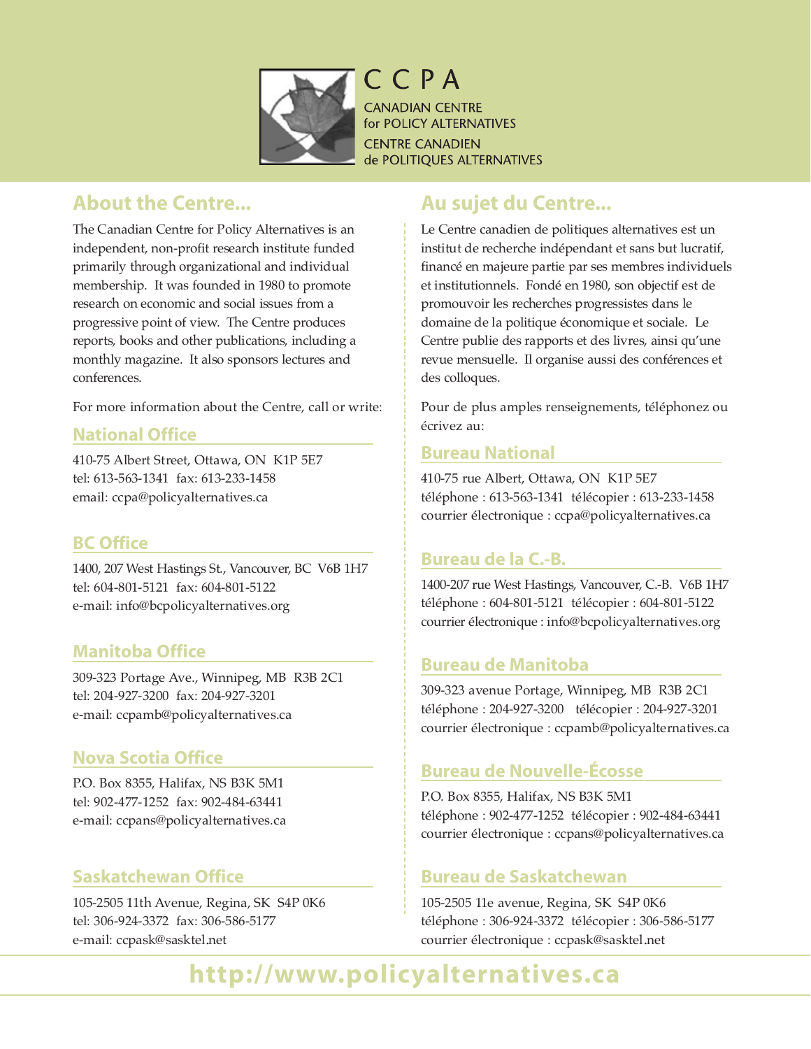CCPA

CANADIAN CENTRE for POLICY ALTERNATIVES

CENTRE CANADIEN de POLITIQUES ALTERNATIVES

## About the Centre...

The Canadian Centre for Policy Alternatives is an independent, non-profit research institute funded primarily through organizational and individual membership. It was founded in 1980 to promote research on economic and social issues from a progressive point of view. The Centre produces reports, books and other publications, including a monthly magazine. It also sponsors lectures and conferences.

For more information about the Centre, call or write:

### National Office

410-75 Albert Street, Ottawa, ON K1P 5E7
tel: 613-563-1341 fax: 613-233-1458
email: ccpa@policyalternatives.ca

### BC Office

1400, 207 West Hastings St., Vancouver, BC V6B 1H7
tel: 604-801-5121 fax: 604-801-5122
e-mail: info@bcpolicyalternatives.org

### Manitoba Office

309-323 Portage Ave., Winnipeg, MB R3B 2C1
tel: 204-927-3200 fax: 204-927-3201
e-mail: ccpamb@policyalternatives.ca

### Nova Scotia Office

P.O. Box 8355, Halifax, NS B3K 5M1
tel: 902-477-1252 fax: 902-484-63441
e-mail: ccpans@policyalternatives.ca

### Saskatchewan Office

105-2505 11th Avenue, Regina, SK S4P 0K6
tel: 306-924-3372 fax: 306-586-5177
e-mail: ccpask@sasktel.net

## Au sujet du Centre...

Le Centre canadien de politiques alternatives est un institut de recherche indépendant et sans but lucratif, financé en majeure partie par ses membres individuels et institutionnels. Fondé en 1980, son objectif est de promouvoir les recherches progressistes dans le domaine de la politique économique et sociale. Le Centre publie des rapports et des livres, ainsi qu'une revue mensuelle. Il organise aussi des conférences et des colloques.

Pour de plus amples renseignements, téléphonez ou écrivez au:

### Bureau National

410-75 rue Albert, Ottawa, ON K1P 5E7
téléphone : 613-563-1341 télécopier : 613-233-1458
courrier électronique : ccpa@policyalternatives.ca

### Bureau de la C.-B.

1400-207 rue West Hastings, Vancouver, C.-B. V6B 1H7
téléphone : 604-801-5121 télécopier : 604-801-5122
courrier électronique : info@bcpolicyalternatives.org

### Bureau de Manitoba

309-323 avenue Portage, Winnipeg, MB R3B 2C1
téléphone : 204-927-3200 télécopier : 204-927-3201
courrier électronique : ccpamb@policyalternatives.ca

### Bureau de Nouvelle-Écosse

P.O. Box 8355, Halifax, NS B3K 5M1
téléphone : 902-477-1252 télécopier : 902-484-63441
courrier électronique : ccpans@policyalternatives.ca

### Bureau de Saskatchewan

105-2505 11e avenue, Regina, SK S4P 0K6
téléphone : 306-924-3372 télécopier : 306-586-5177
courrier électronique : ccpask@sasktel.net

**http://www.policyalternatives.ca**